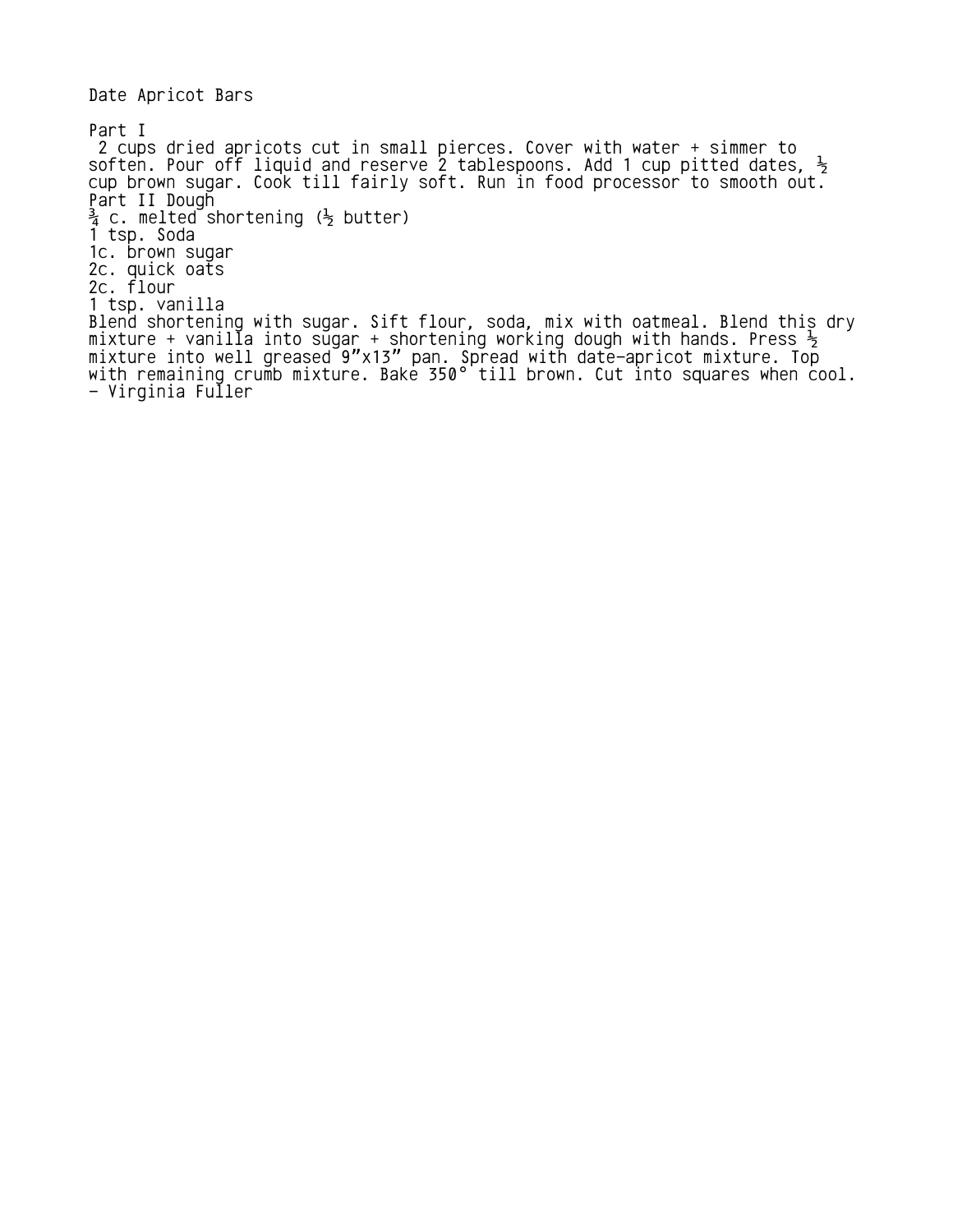# Date Apricot Bars

## Part I

2 cups dried apricots cut in small pierces. Cover with water + simmer to soften. Pour off liquid and reserve 2 tablespoons. Add 1 cup pitted dates, ½ cup brown sugar. Cook till fairly soft. Run in food processor to smooth out.

## Part II Dough

¾ c. melted shortening (½ butter)
1 tsp. Soda
1c. brown sugar
2c. quick oats
2c. flour
1 tsp. vanilla

Blend shortening with sugar. Sift flour, soda, mix with oatmeal. Blend this dry mixture + vanilla into sugar + shortening working dough with hands. Press ½ mixture into well greased 9"x13" pan. Spread with date-apricot mixture. Top with remaining crumb mixture. Bake 350° till brown. Cut into squares when cool.

- Virginia Fuller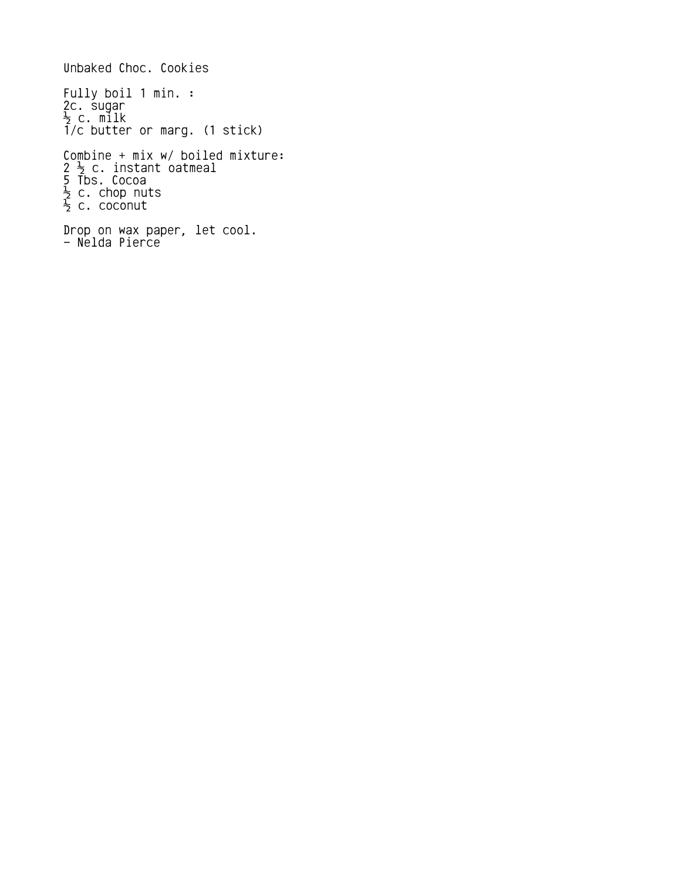# Unbaked Choc. Cookies

Fully boil 1 min. :
2c. sugar
½ c. milk
1/c butter or marg. (1 stick)

Combine + mix w/ boiled mixture:
2 ½ c. instant oatmeal
5 Tbs. Cocoa
½ c. chop nuts
½ c. coconut

Drop on wax paper, let cool.
- Nelda Pierce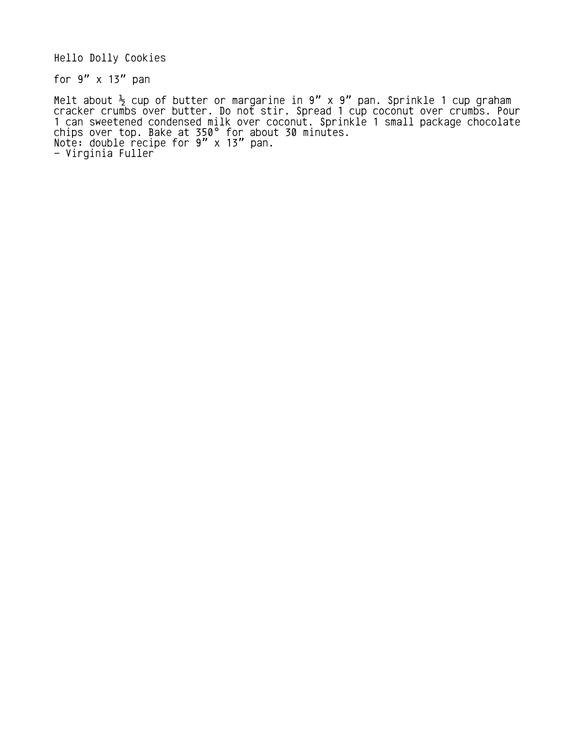# Hello Dolly Cookies

for 9" x 13" pan

Melt about ½ cup of butter or margarine in 9" x 9" pan. Sprinkle 1 cup graham cracker crumbs over butter. Do not stir. Spread 1 cup coconut over crumbs. Pour 1 can sweetened condensed milk over coconut. Sprinkle 1 small package chocolate chips over top. Bake at 350° for about 30 minutes.
Note: double recipe for 9" x 13" pan.
- Virginia Fuller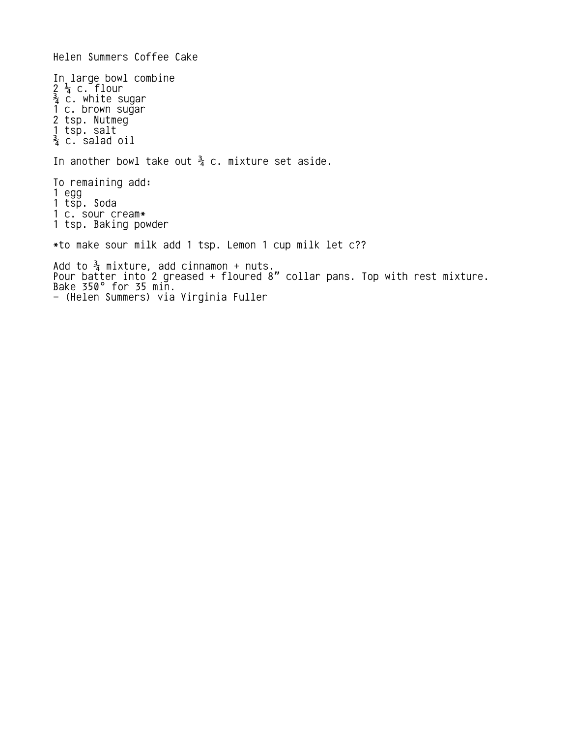# Helen Summers Coffee Cake

In large bowl combine
2 ¼ c. flour
¾ c. white sugar
1 c. brown sugar
2 tsp. Nutmeg
1 tsp. salt
¾ c. salad oil

In another bowl take out ¾ c. mixture set aside.

To remaining add:
1 egg
1 tsp. Soda
1 c. sour cream*
1 tsp. Baking powder

*to make sour milk add 1 tsp. Lemon 1 cup milk let c??

Add to ¾ mixture, add cinnamon + nuts.
Pour batter into 2 greased + floured 8" collar pans. Top with rest mixture.
Bake 350° for 35 min.
- (Helen Summers) via Virginia Fuller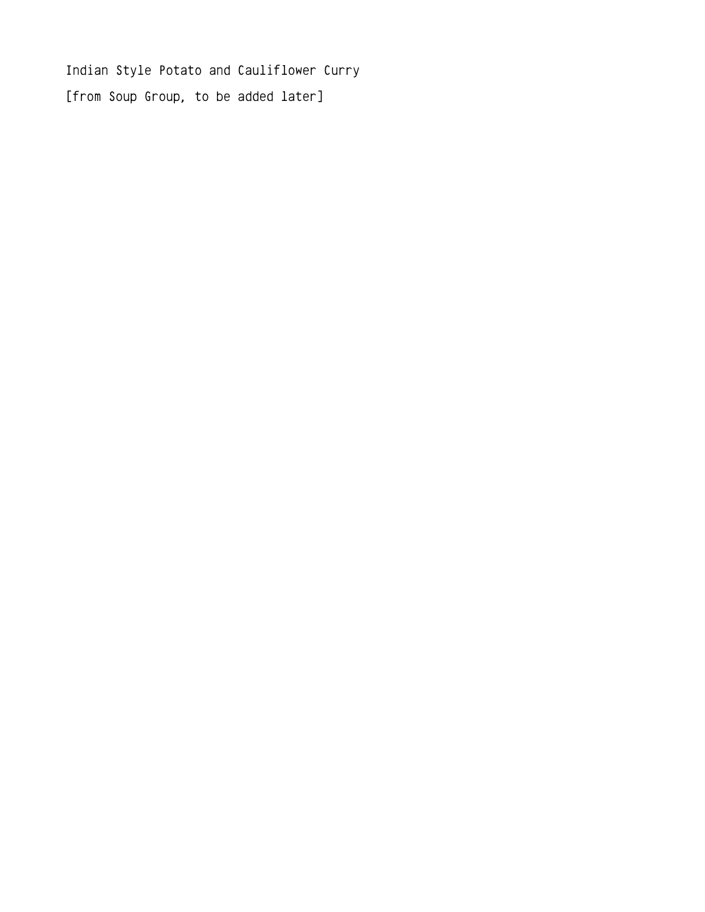Indian Style Potato and Cauliflower Curry

[from Soup Group, to be added later]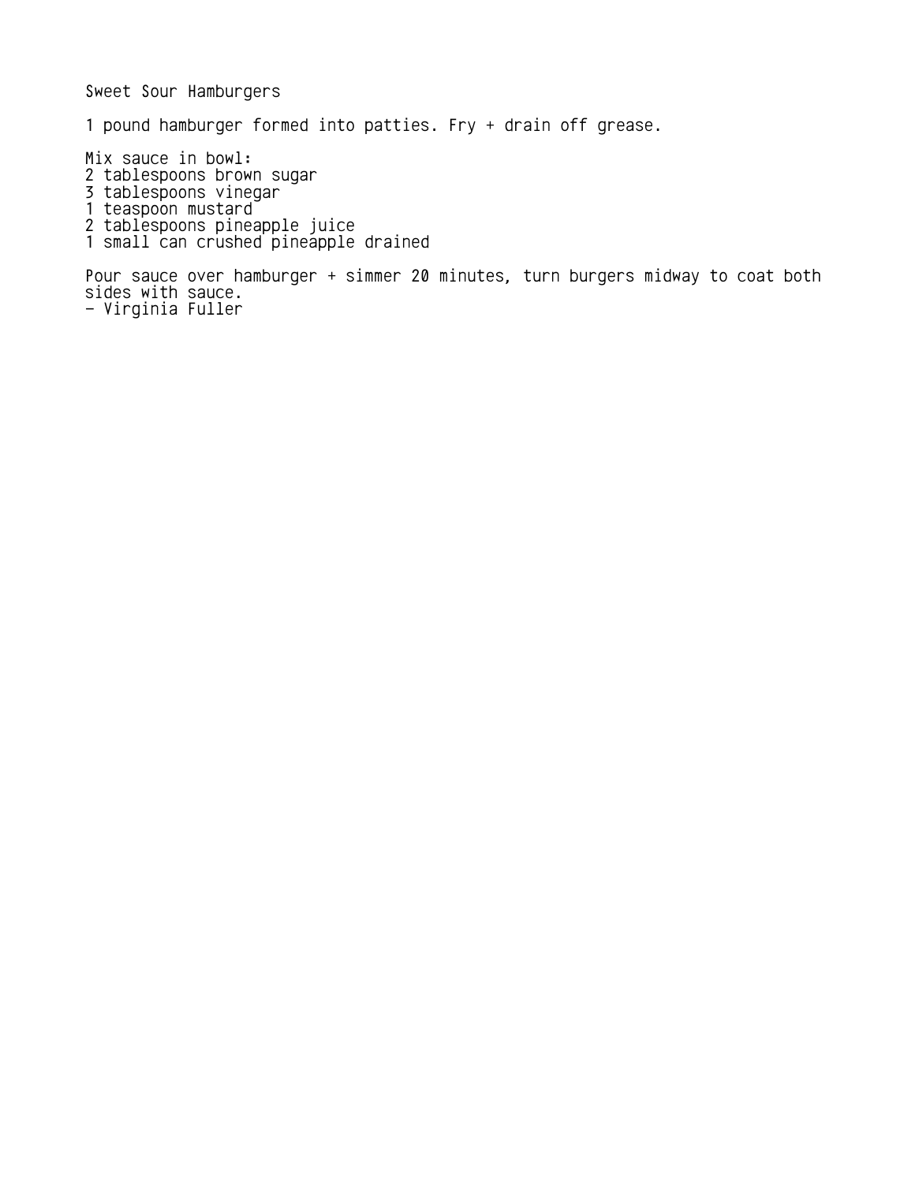# Sweet Sour Hamburgers

1 pound hamburger formed into patties. Fry + drain off grease.

Mix sauce in bowl:
- 2 tablespoons brown sugar
- 3 tablespoons vinegar
- 1 teaspoon mustard
- 2 tablespoons pineapple juice
- 1 small can crushed pineapple drained

Pour sauce over hamburger + simmer 20 minutes, turn burgers midway to coat both sides with sauce.

\- Virginia Fuller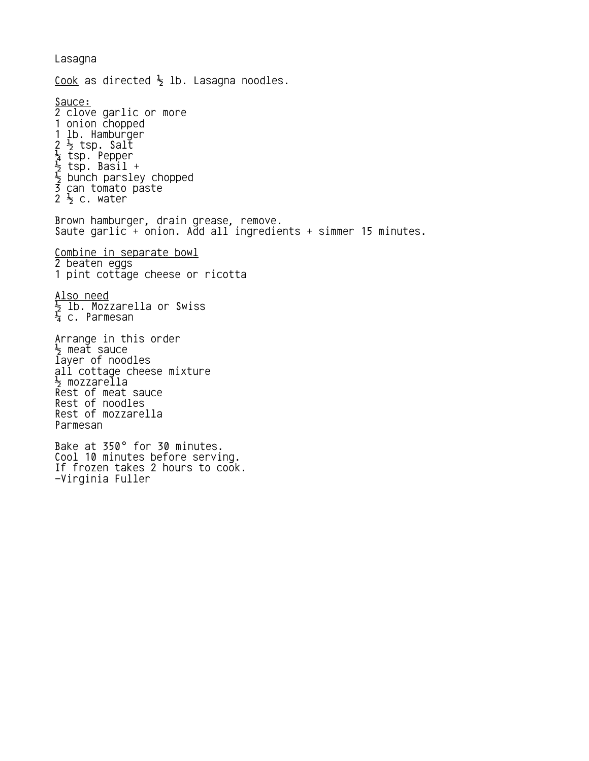# Lasagna

<u>Cook</u> as directed ½ lb. Lasagna noodles.

<u>Sauce:</u>
2 clove garlic or more
1 onion chopped
1 lb. Hamburger
2 ½ tsp. Salt
¼ tsp. Pepper
½ tsp. Basil +
½ bunch parsley chopped
3 can tomato paste
2 ½ c. water

Brown hamburger, drain grease, remove.
Saute garlic + onion. Add all ingredients + simmer 15 minutes.

<u>Combine in separate bowl</u>
2 beaten eggs
1 pint cottage cheese or ricotta

<u>Also need</u>
½ lb. Mozzarella or Swiss
¼ c. Parmesan

Arrange in this order
½ meat sauce
layer of noodles
all cottage cheese mixture
½ mozzarella
Rest of meat sauce
Rest of noodles
Rest of mozzarella
Parmesan

Bake at 350° for 30 minutes.
Cool 10 minutes before serving.
If frozen takes 2 hours to cook.
–Virginia Fuller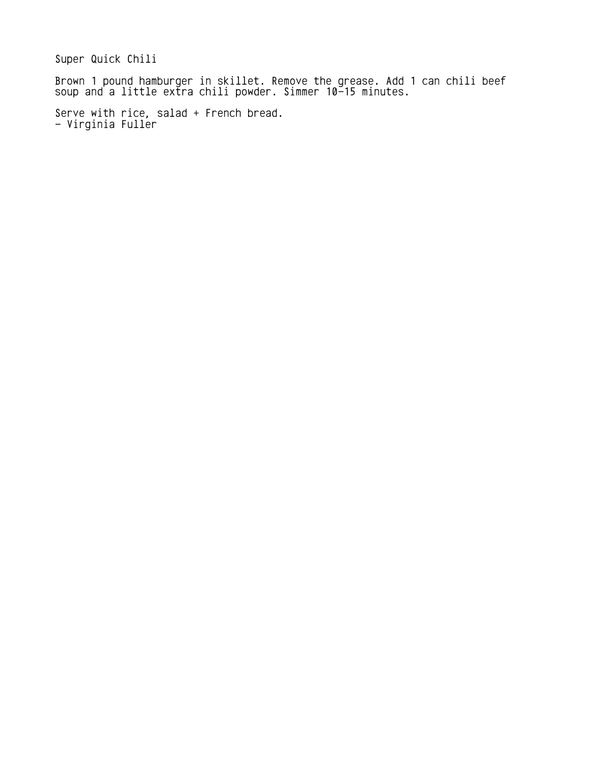# Super Quick Chili

Brown 1 pound hamburger in skillet. Remove the grease. Add 1 can chili beef soup and a little extra chili powder. Simmer 10-15 minutes.

Serve with rice, salad + French bread.
- Virginia Fuller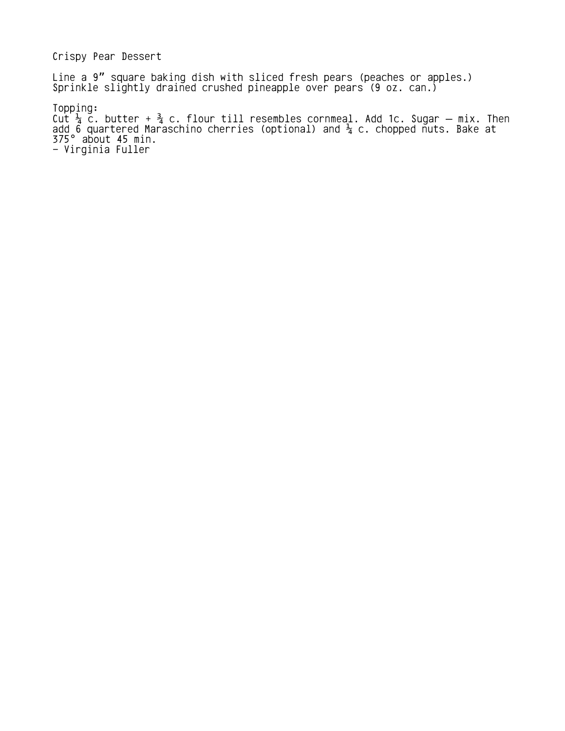# Crispy Pear Dessert

Line a 9" square baking dish with sliced fresh pears (peaches or apples.)
Sprinkle slightly drained crushed pineapple over pears (9 oz. can.)

Topping:
Cut ¼ c. butter + ¾ c. flour till resembles cornmeal. Add 1c. Sugar — mix. Then add 6 quartered Maraschino cherries (optional) and ¼ c. chopped nuts. Bake at 375° about 45 min.
- Virginia Fuller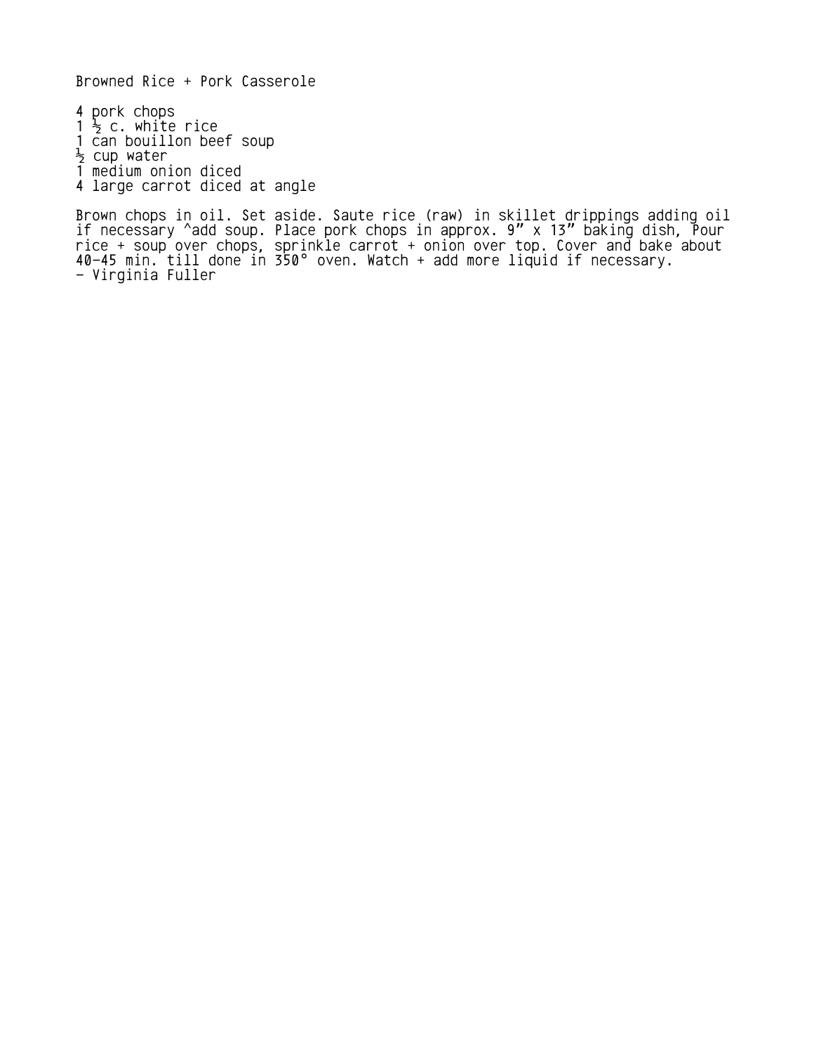# Browned Rice + Pork Casserole

4 pork chops
1 ½ c. white rice
1 can bouillon beef soup
½ cup water
1 medium onion diced
4 large carrot diced at angle

Brown chops in oil. Set aside. Saute rice (raw) in skillet drippings adding oil if necessary ^add soup. Place pork chops in approx. 9" x 13" baking dish, Pour rice + soup over chops, sprinkle carrot + onion over top. Cover and bake about 40-45 min. till done in 350° oven. Watch + add more liquid if necessary.
- Virginia Fuller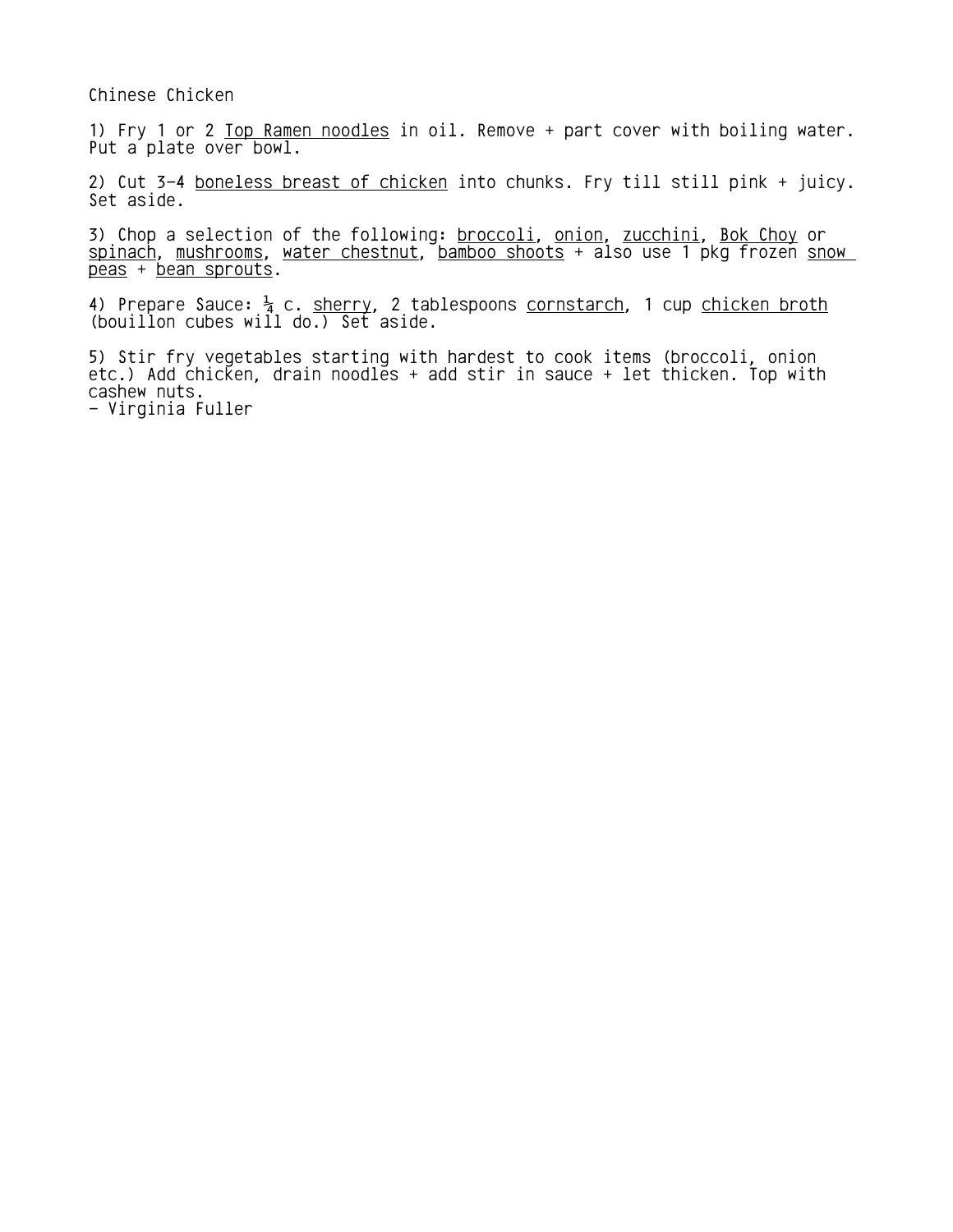# Chinese Chicken

1) Fry 1 or 2 Top Ramen noodles in oil. Remove + part cover with boiling water. Put a plate over bowl.

2) Cut 3-4 boneless breast of chicken into chunks. Fry till still pink + juicy. Set aside.

3) Chop a selection of the following: broccoli, onion, zucchini, Bok Choy or spinach, mushrooms, water chestnut, bamboo shoots + also use 1 pkg frozen snow peas + bean sprouts.

4) Prepare Sauce: ¼ c. sherry, 2 tablespoons cornstarch, 1 cup chicken broth (bouillon cubes will do.) Set aside.

5) Stir fry vegetables starting with hardest to cook items (broccoli, onion etc.) Add chicken, drain noodles + add stir in sauce + let thicken. Top with cashew nuts.

- Virginia Fuller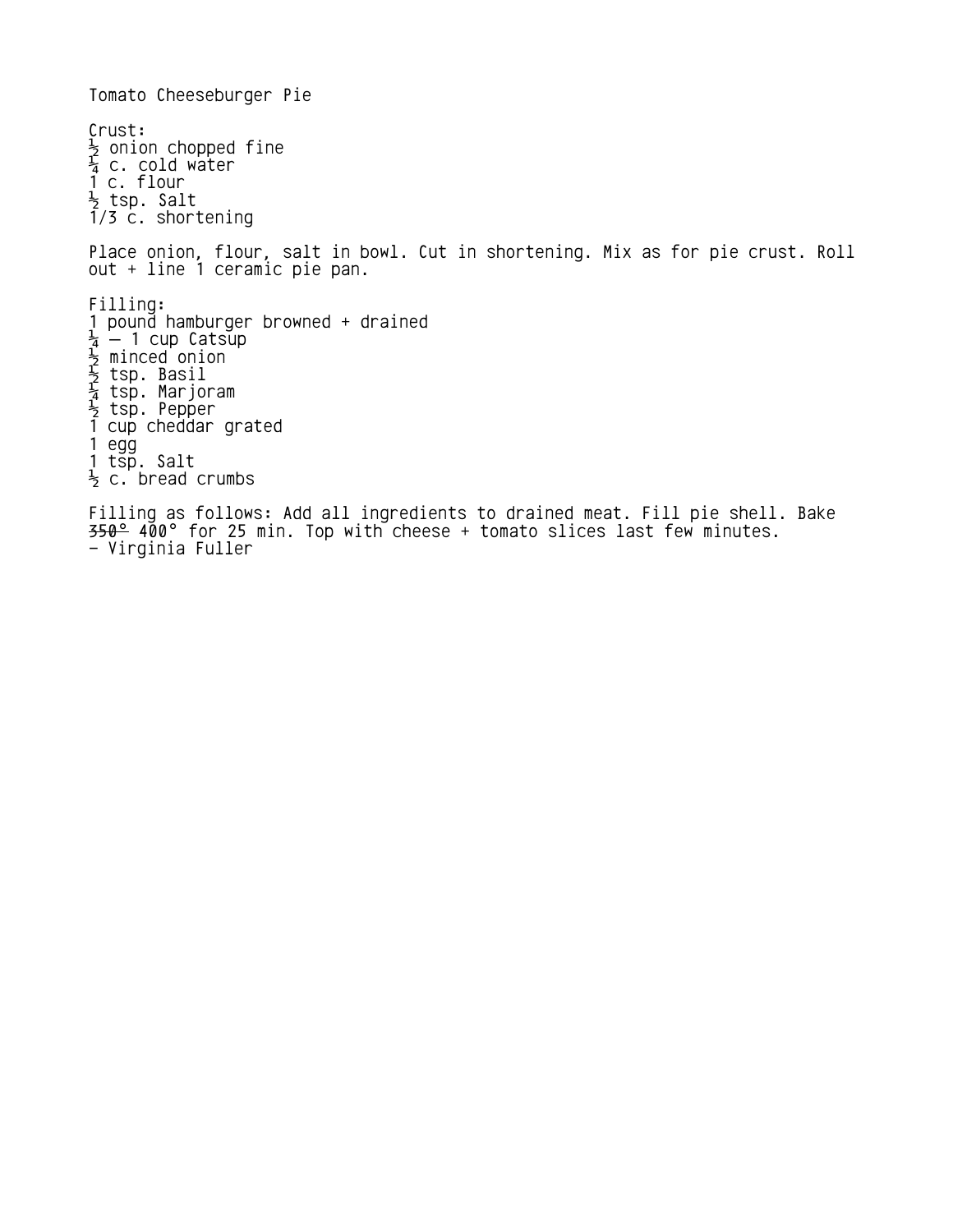# Tomato Cheeseburger Pie

Crust:
½ onion chopped fine
¼ c. cold water
1 c. flour
½ tsp. Salt
1/3 c. shortening

Place onion, flour, salt in bowl. Cut in shortening. Mix as for pie crust. Roll out + line 1 ceramic pie pan.

Filling:
1 pound hamburger browned + drained
¼ – 1 cup Catsup
½ minced onion
½ tsp. Basil
¼ tsp. Marjoram
½ tsp. Pepper
1 cup cheddar grated
1 egg
1 tsp. Salt
½ c. bread crumbs

Filling as follows: Add all ingredients to drained meat. Fill pie shell. Bake ~~350°~~ 400° for 25 min. Top with cheese + tomato slices last few minutes.
- Virginia Fuller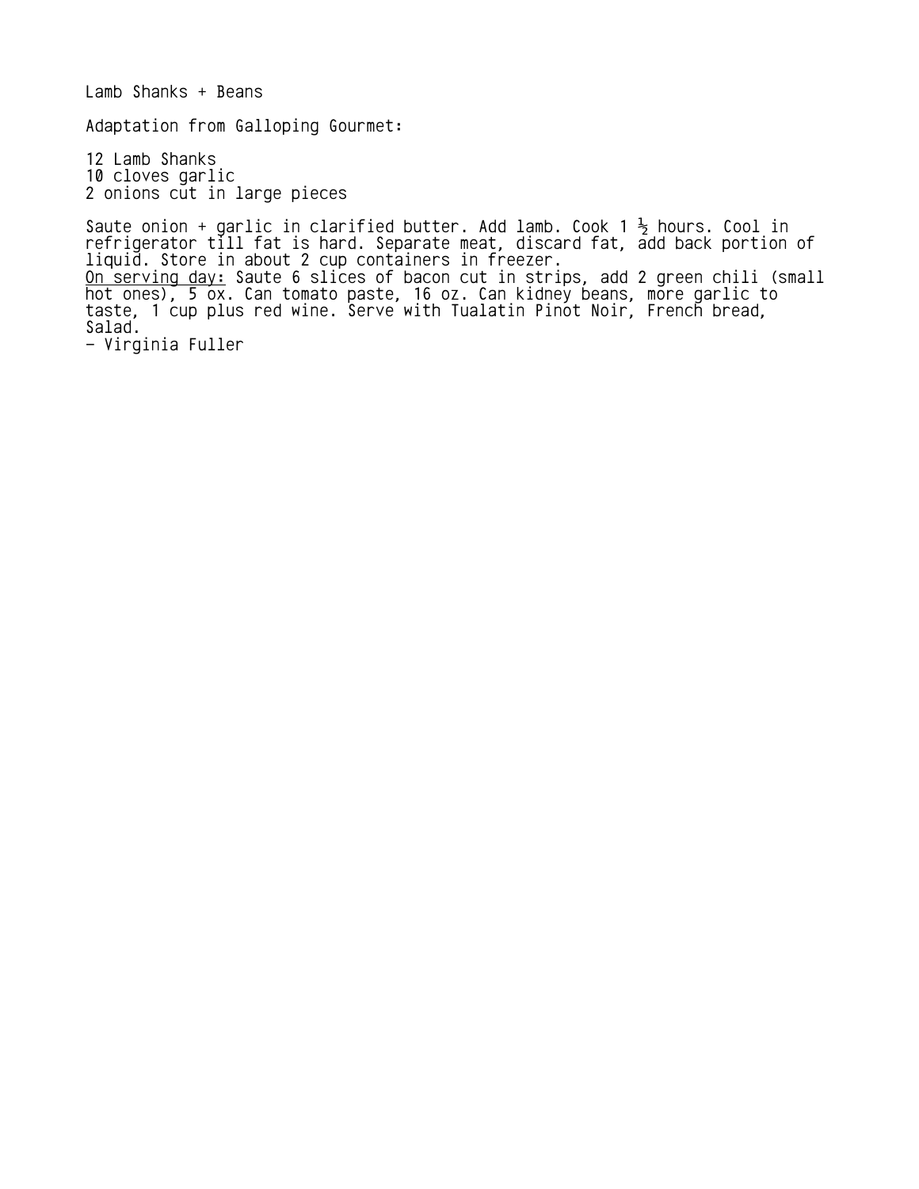Lamb Shanks + Beans

Adaptation from Galloping Gourmet:

12 Lamb Shanks
10 cloves garlic
2 onions cut in large pieces

Saute onion + garlic in clarified butter. Add lamb. Cook 1 ½ hours. Cool in refrigerator till fat is hard. Separate meat, discard fat, add back portion of liquid. Store in about 2 cup containers in freezer.
On serving day: Saute 6 slices of bacon cut in strips, add 2 green chili (small hot ones), 5 ox. Can tomato paste, 16 oz. Can kidney beans, more garlic to taste, 1 cup plus red wine. Serve with Tualatin Pinot Noir, French bread, Salad.
- Virginia Fuller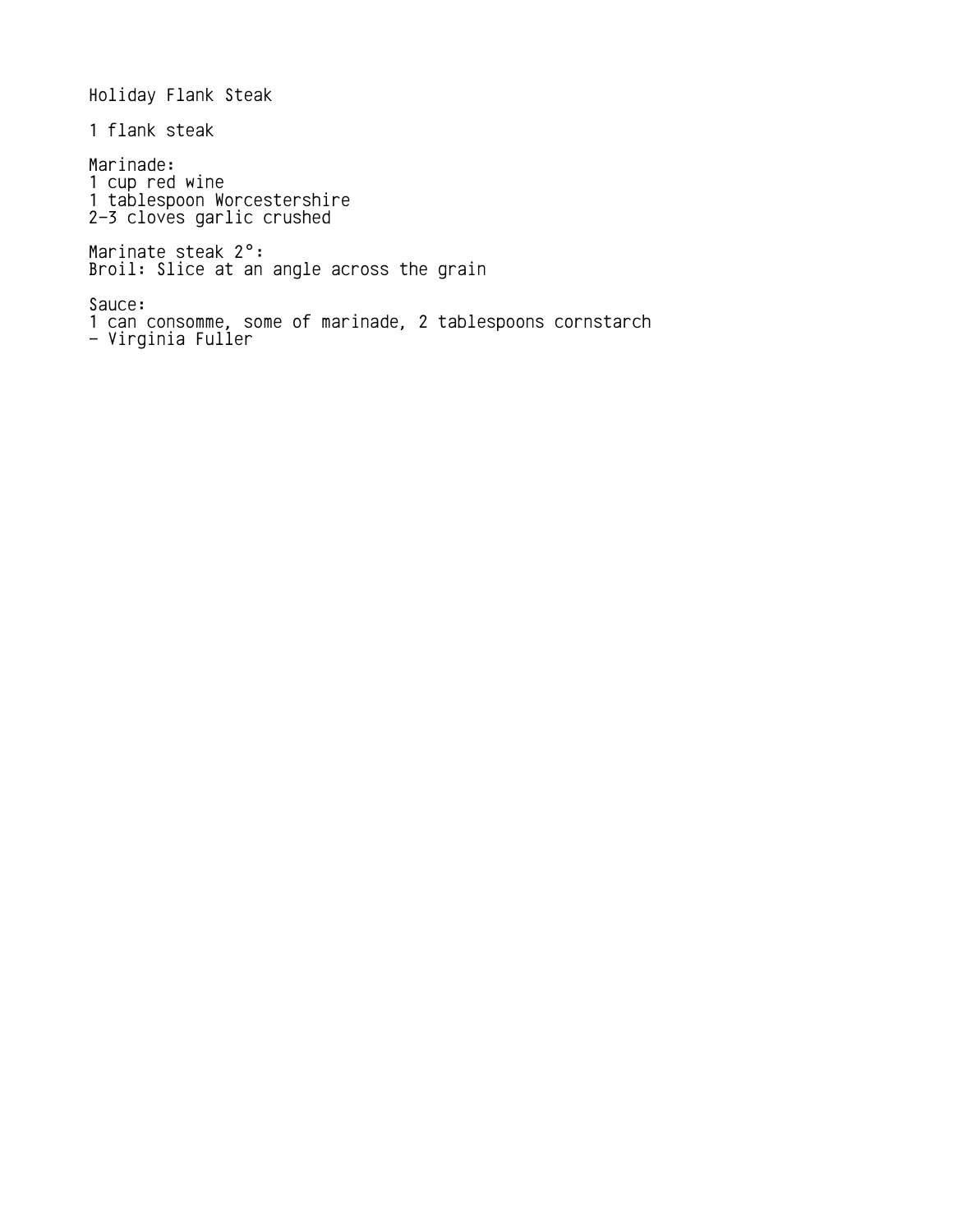# Holiday Flank Steak

1 flank steak

Marinade:
1 cup red wine
1 tablespoon Worcestershire
2-3 cloves garlic crushed

Marinate steak 2°:
Broil: Slice at an angle across the grain

Sauce:
1 can consomme, some of marinade, 2 tablespoons cornstarch
- Virginia Fuller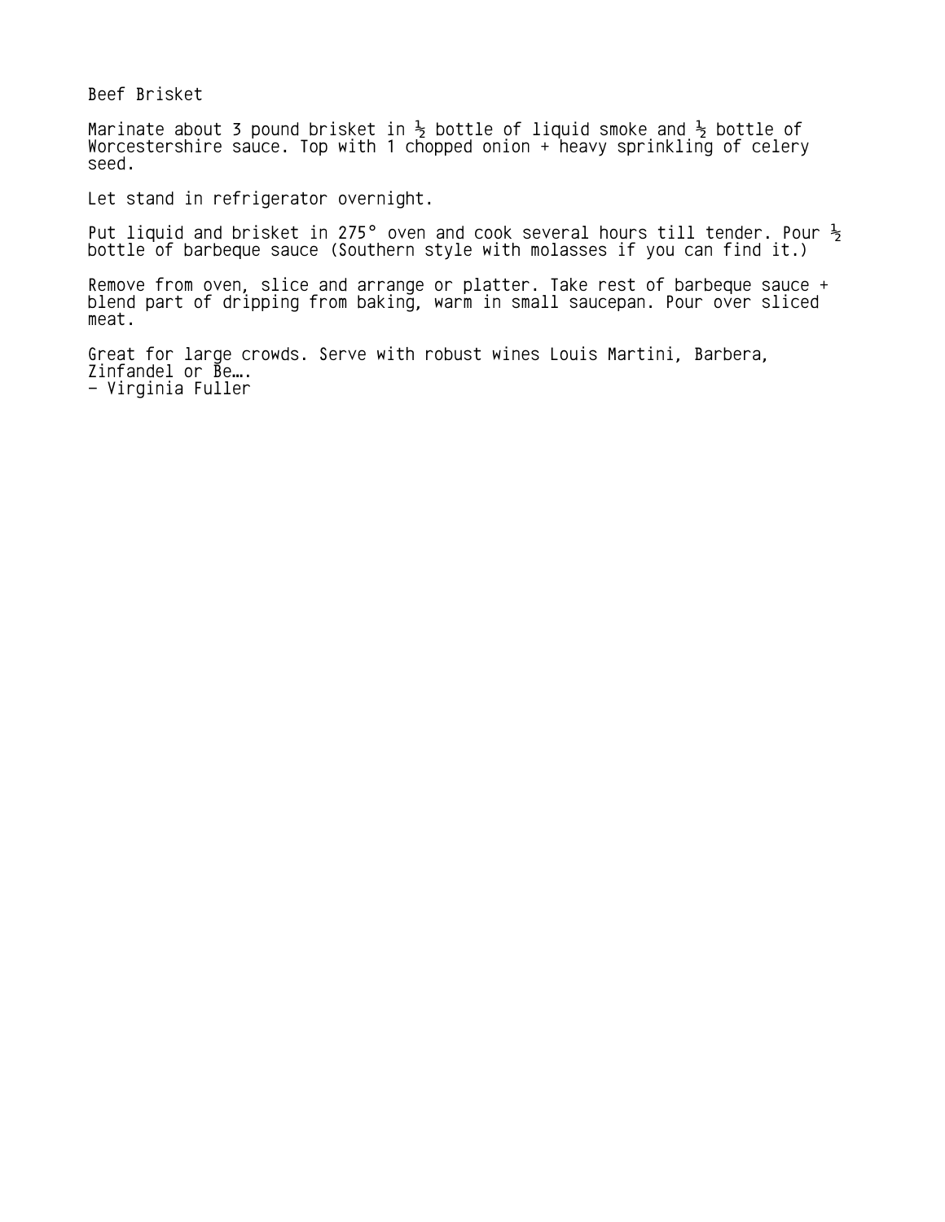# Beef Brisket

Marinate about 3 pound brisket in ½ bottle of liquid smoke and ½ bottle of Worcestershire sauce. Top with 1 chopped onion + heavy sprinkling of celery seed.

Let stand in refrigerator overnight.

Put liquid and brisket in 275° oven and cook several hours till tender. Pour ½ bottle of barbeque sauce (Southern style with molasses if you can find it.)

Remove from oven, slice and arrange or platter. Take rest of barbeque sauce + blend part of dripping from baking, warm in small saucepan. Pour over sliced meat.

Great for large crowds. Serve with robust wines Louis Martini, Barbera, Zinfandel or Be….

- Virginia Fuller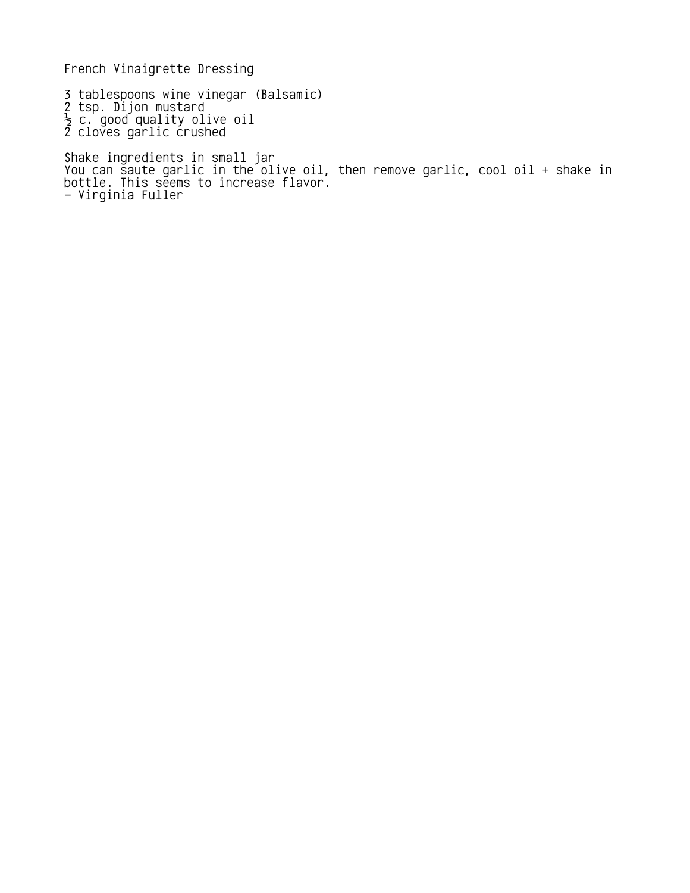# French Vinaigrette Dressing

3 tablespoons wine vinegar (Balsamic)
2 tsp. Dijon mustard
½ c. good quality olive oil
2 cloves garlic crushed

Shake ingredients in small jar
You can saute garlic in the olive oil, then remove garlic, cool oil + shake in bottle. This seems to increase flavor.
- Virginia Fuller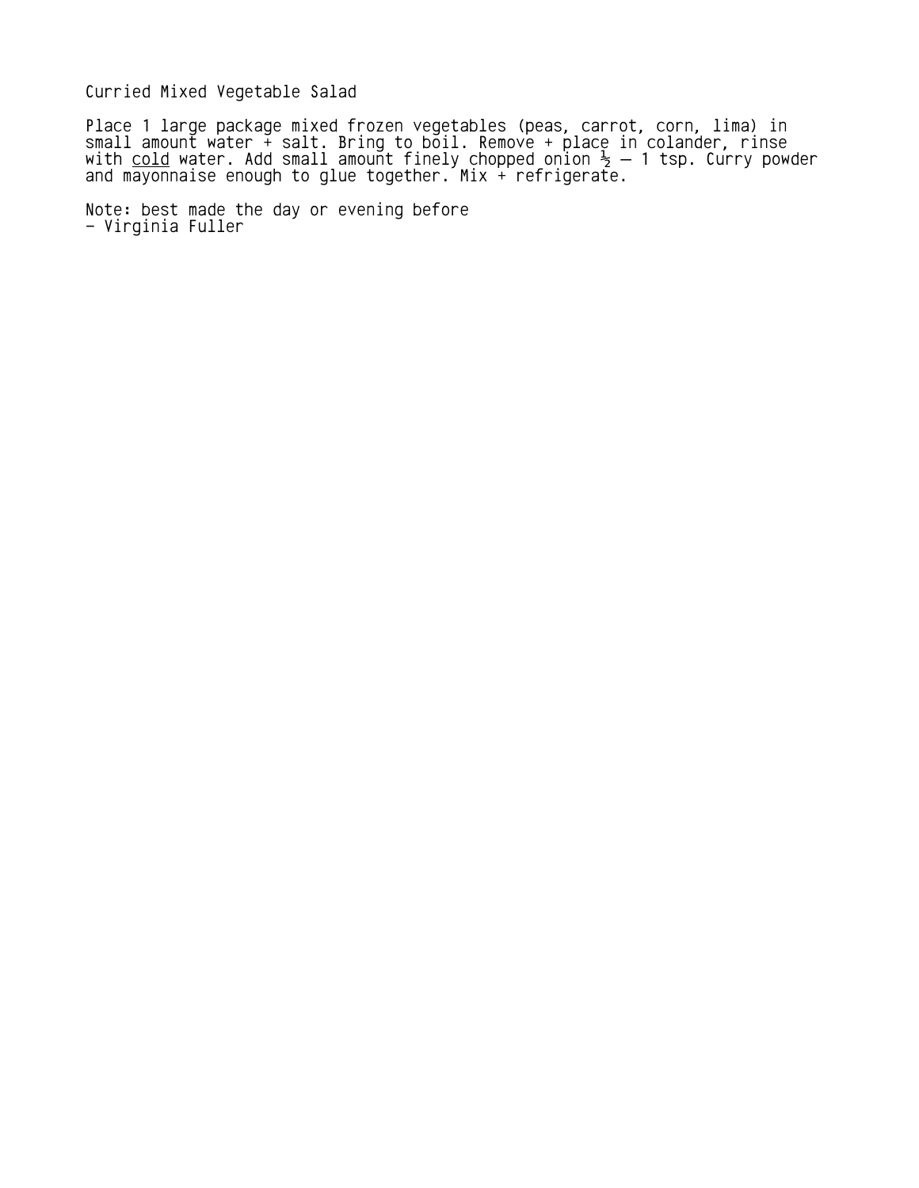# Curried Mixed Vegetable Salad

Place 1 large package mixed frozen vegetables (peas, carrot, corn, lima) in small amount water + salt. Bring to boil. Remove + place in colander, rinse with <u>cold</u> water. Add small amount finely chopped onion ½ – 1 tsp. Curry powder and mayonnaise enough to glue together. Mix + refrigerate.

Note: best made the day or evening before
- Virginia Fuller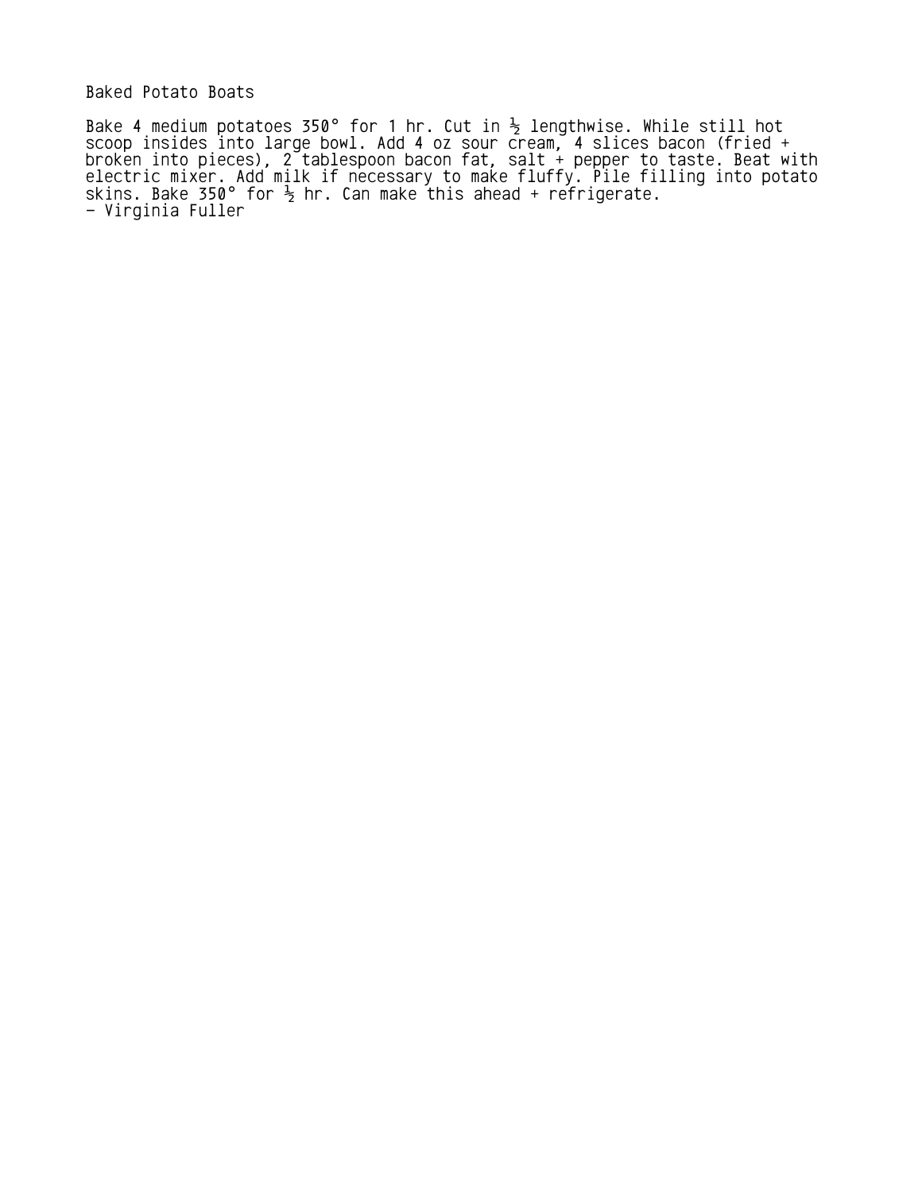# Baked Potato Boats

Bake 4 medium potatoes 350° for 1 hr. Cut in ½ lengthwise. While still hot scoop insides into large bowl. Add 4 oz sour cream, 4 slices bacon (fried + broken into pieces), 2 tablespoon bacon fat, salt + pepper to taste. Beat with electric mixer. Add milk if necessary to make fluffy. Pile filling into potato skins. Bake 350° for ½ hr. Can make this ahead + refrigerate.

- Virginia Fuller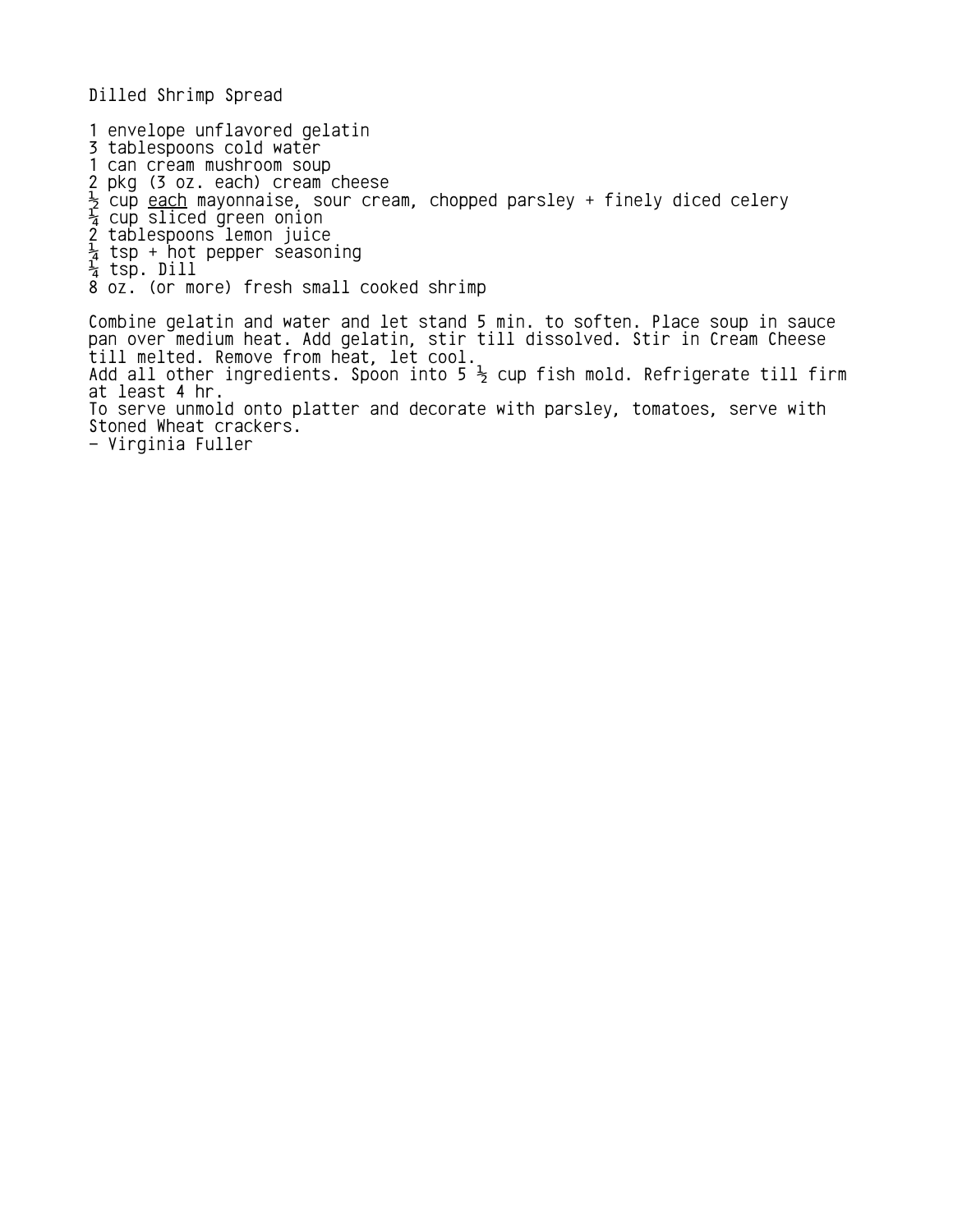# Dilled Shrimp Spread

1 envelope unflavored gelatin
3 tablespoons cold water
1 can cream mushroom soup
2 pkg (3 oz. each) cream cheese
½ cup <u>each</u> mayonnaise, sour cream, chopped parsley + finely diced celery
¼ cup sliced green onion
2 tablespoons lemon juice
¼ tsp + hot pepper seasoning
¼ tsp. Dill
8 oz. (or more) fresh small cooked shrimp

Combine gelatin and water and let stand 5 min. to soften. Place soup in sauce pan over medium heat. Add gelatin, stir till dissolved. Stir in Cream Cheese till melted. Remove from heat, let cool.
Add all other ingredients. Spoon into 5 ½ cup fish mold. Refrigerate till firm at least 4 hr.
To serve unmold onto platter and decorate with parsley, tomatoes, serve with Stoned Wheat crackers.
- Virginia Fuller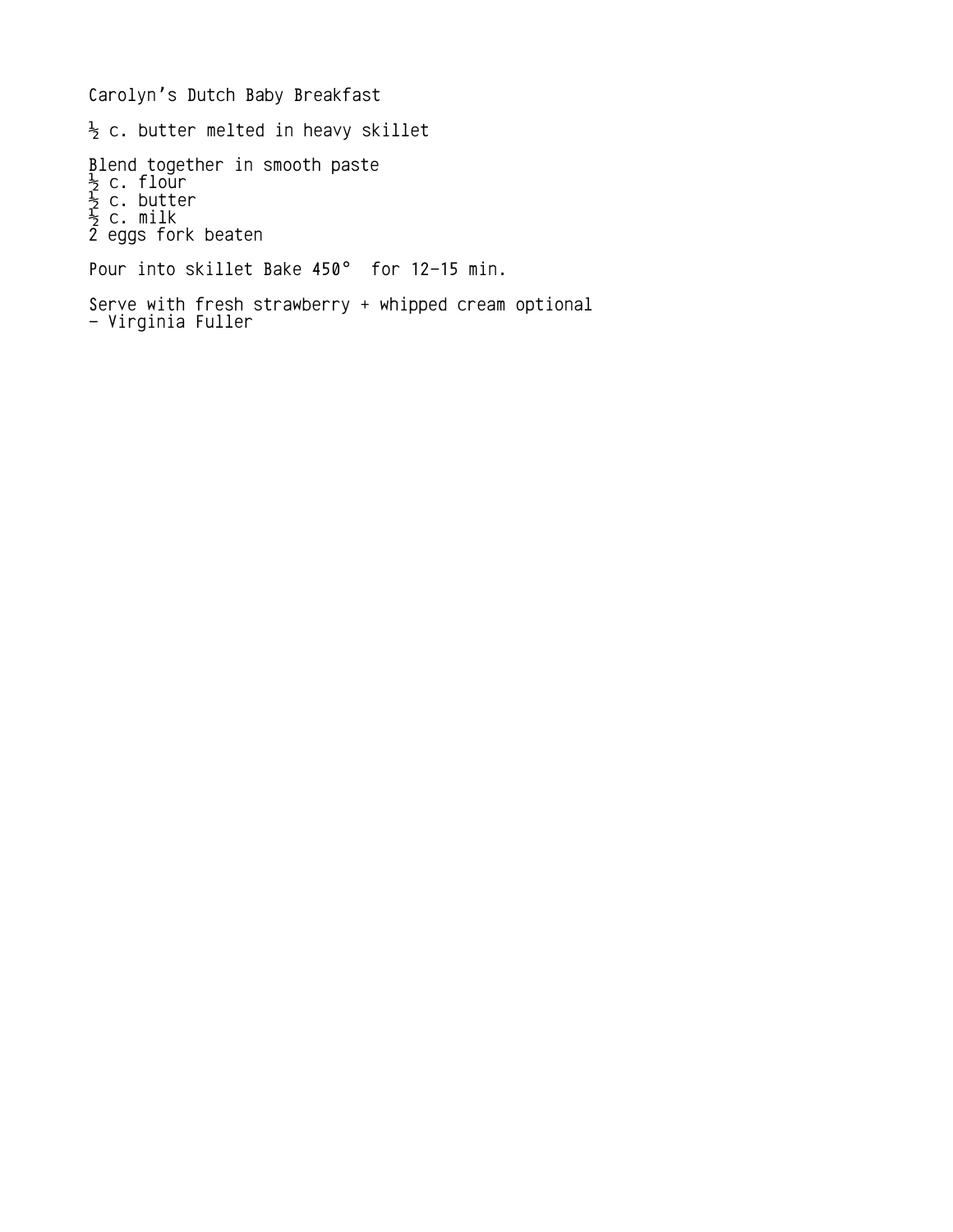# Carolyn's Dutch Baby Breakfast

½ c. butter melted in heavy skillet

Blend together in smooth paste
½ c. flour
½ c. butter
½ c. milk
2 eggs fork beaten

Pour into skillet Bake 450° for 12-15 min.

Serve with fresh strawberry + whipped cream optional
- Virginia Fuller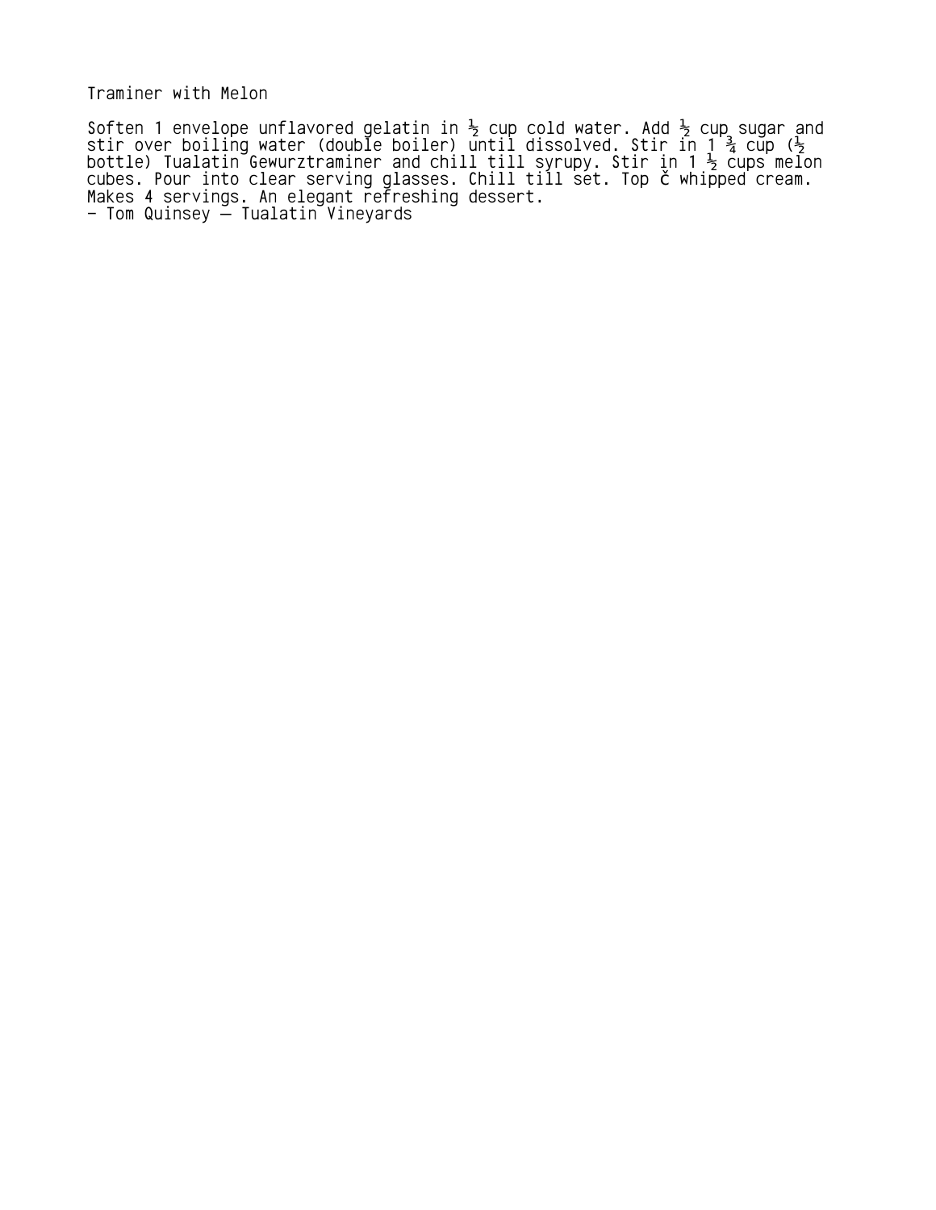# Traminer with Melon

Soften 1 envelope unflavored gelatin in ½ cup cold water. Add ½ cup sugar and stir over boiling water (double boiler) until dissolved. Stir in 1 ¾ cup (½ bottle) Tualatin Gewurztraminer and chill till syrupy. Stir in 1 ½ cups melon cubes. Pour into clear serving glasses. Chill till set. Top č whipped cream. Makes 4 servings. An elegant refreshing dessert.

– Tom Quinsey – Tualatin Vineyards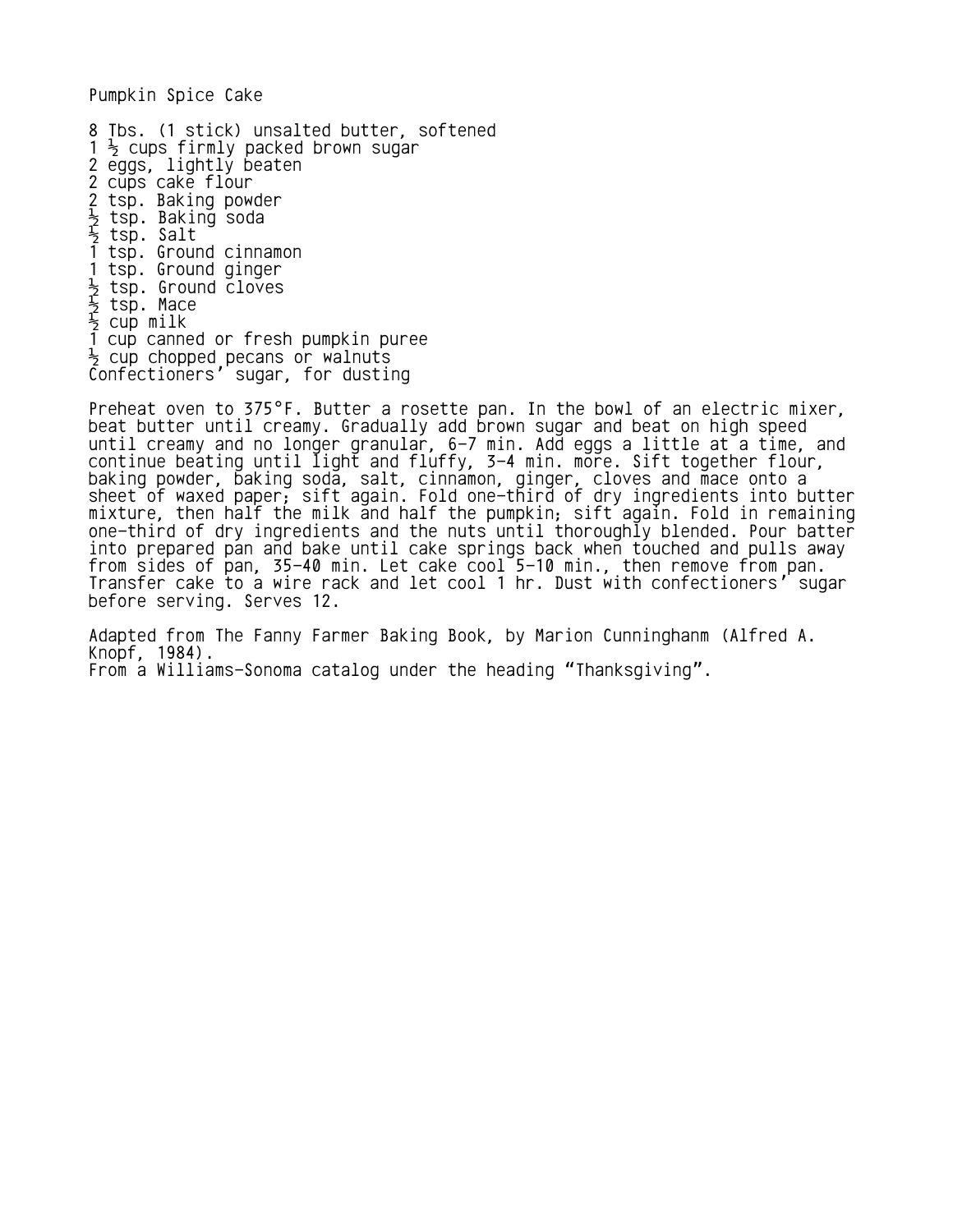# Pumpkin Spice Cake

8 Tbs. (1 stick) unsalted butter, softened
1 ½ cups firmly packed brown sugar
2 eggs, lightly beaten
2 cups cake flour
2 tsp. Baking powder
½ tsp. Baking soda
½ tsp. Salt
1 tsp. Ground cinnamon
1 tsp. Ground ginger
½ tsp. Ground cloves
½ tsp. Mace
½ cup milk
1 cup canned or fresh pumpkin puree
½ cup chopped pecans or walnuts
Confectioners' sugar, for dusting

Preheat oven to 375°F. Butter a rosette pan. In the bowl of an electric mixer, beat butter until creamy. Gradually add brown sugar and beat on high speed until creamy and no longer granular, 6-7 min. Add eggs a little at a time, and continue beating until light and fluffy, 3-4 min. more. Sift together flour, baking powder, baking soda, salt, cinnamon, ginger, cloves and mace onto a sheet of waxed paper; sift again. Fold one-third of dry ingredients into butter mixture, then half the milk and half the pumpkin; sift again. Fold in remaining one-third of dry ingredients and the nuts until thoroughly blended. Pour batter into prepared pan and bake until cake springs back when touched and pulls away from sides of pan, 35-40 min. Let cake cool 5-10 min., then remove from pan. Transfer cake to a wire rack and let cool 1 hr. Dust with confectioners' sugar before serving. Serves 12.

Adapted from The Fanny Farmer Baking Book, by Marion Cunninghanm (Alfred A. Knopf, 1984).
From a Williams-Sonoma catalog under the heading "Thanksgiving".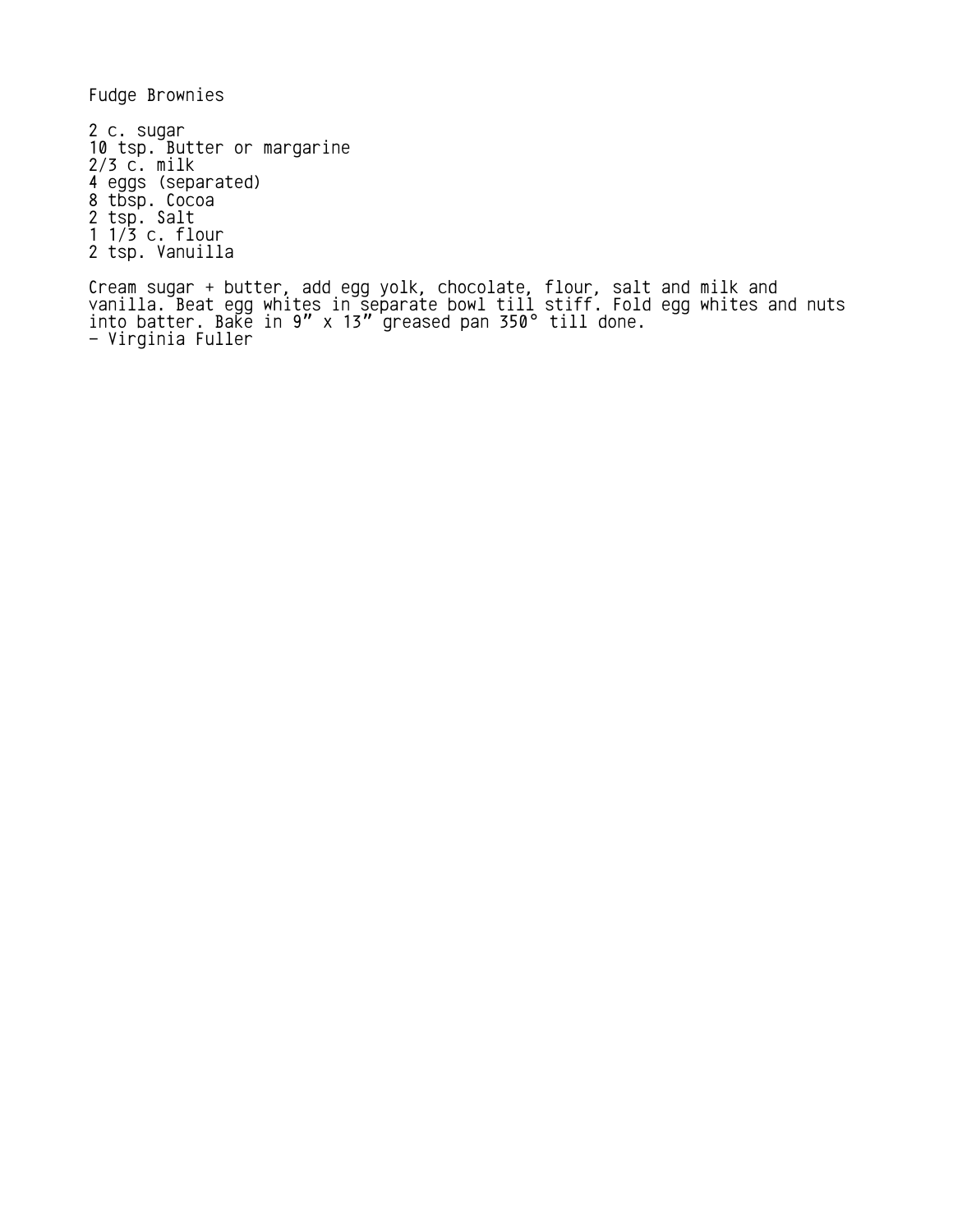Fudge Brownies

2 c. sugar
10 tsp. Butter or margarine
2/3 c. milk
4 eggs (separated)
8 tbsp. Cocoa
2 tsp. Salt
1 1/3 c. flour
2 tsp. Vanuilla

Cream sugar + butter, add egg yolk, chocolate, flour, salt and milk and vanilla. Beat egg whites in separate bowl till stiff. Fold egg whites and nuts into batter. Bake in 9" x 13" greased pan 350° till done.
- Virginia Fuller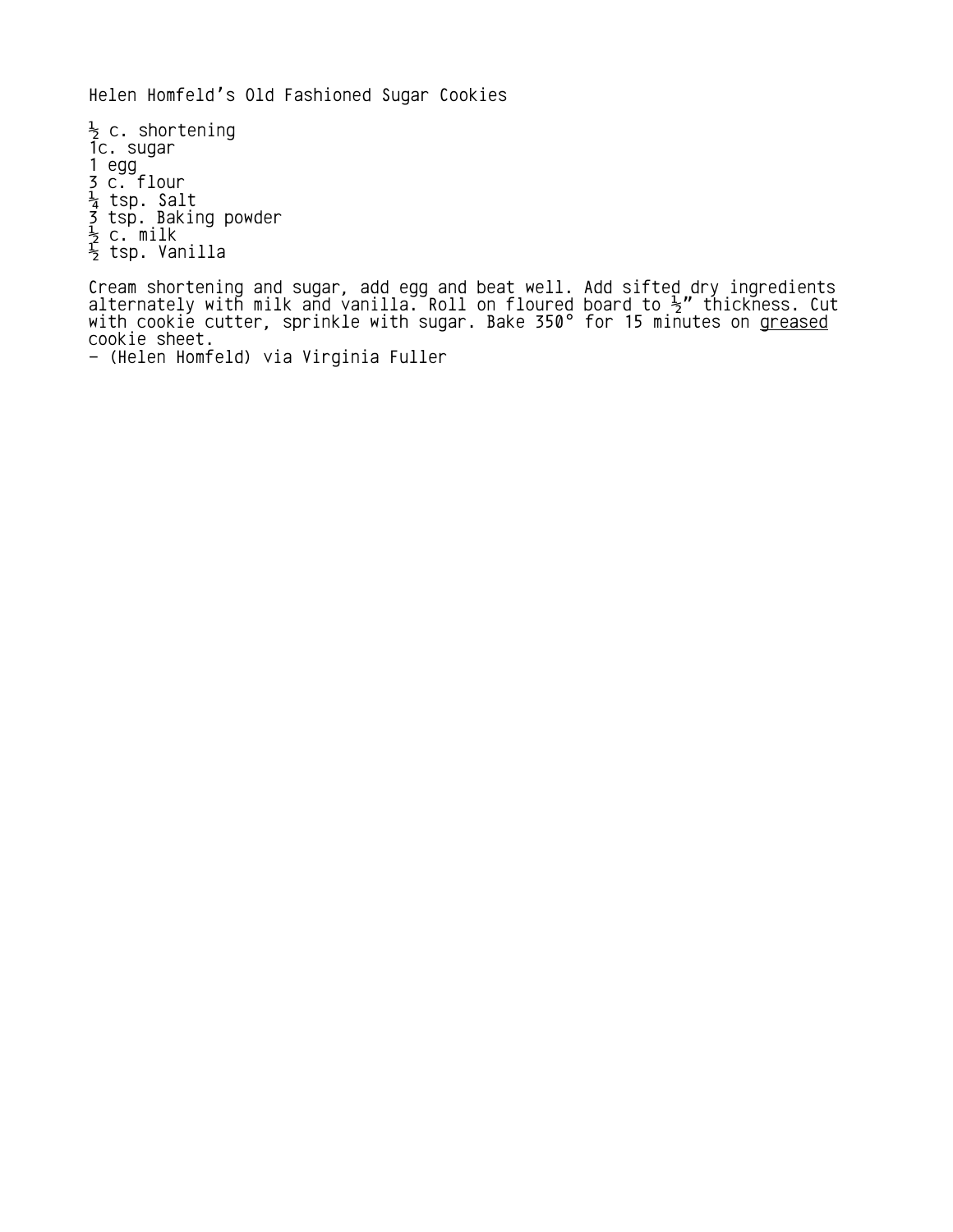# Helen Homfeld's Old Fashioned Sugar Cookies

½ c. shortening  
1c. sugar  
1 egg  
3 c. flour  
¼ tsp. Salt  
3 tsp. Baking powder  
½ c. milk  
½ tsp. Vanilla

Cream shortening and sugar, add egg and beat well. Add sifted dry ingredients alternately with milk and vanilla. Roll on floured board to ½" thickness. Cut with cookie cutter, sprinkle with sugar. Bake 350° for 15 minutes on <u>greased</u> cookie sheet.  
- (Helen Homfeld) via Virginia Fuller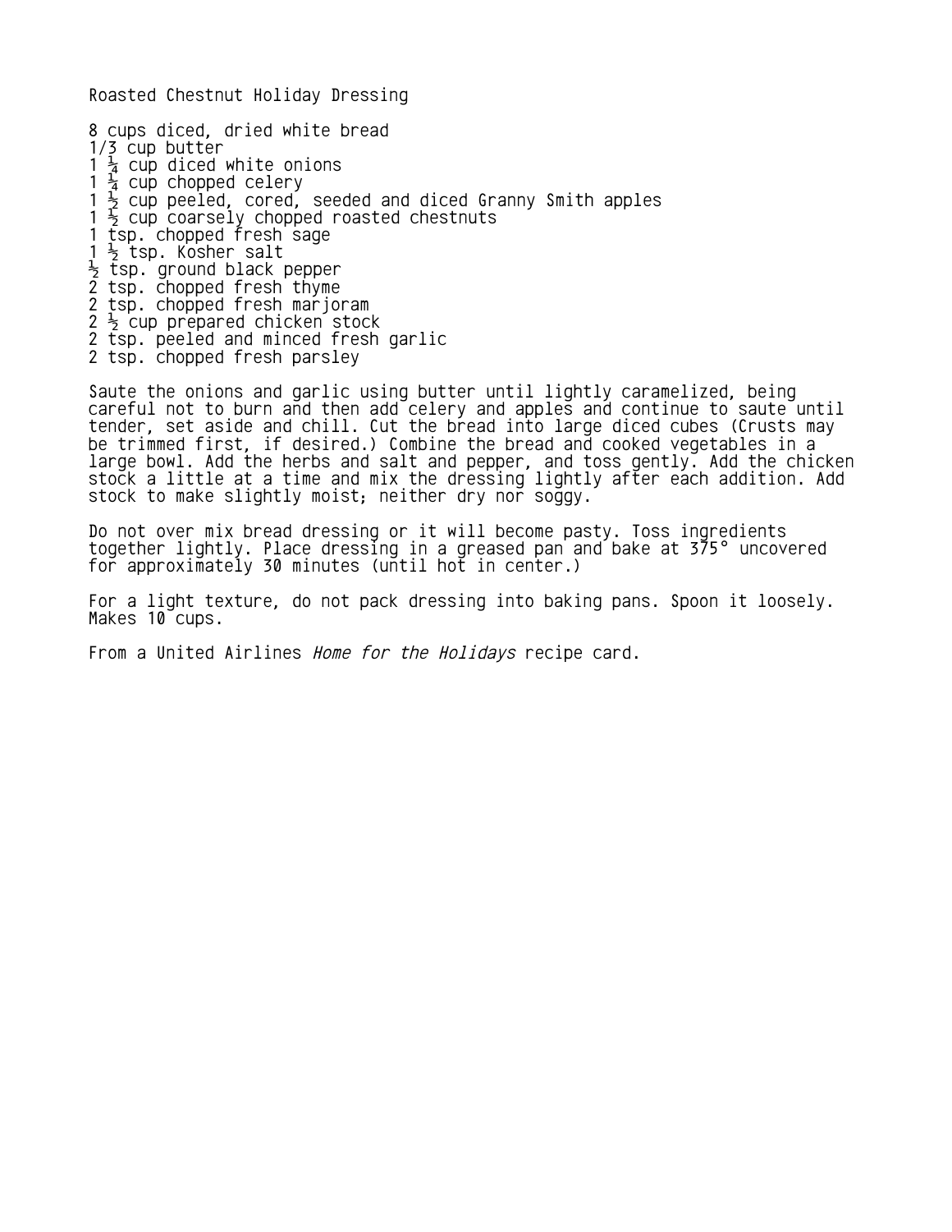# Roasted Chestnut Holiday Dressing

8 cups diced, dried white bread
1/3 cup butter
1 ¼ cup diced white onions
1 ¼ cup chopped celery
1 ½ cup peeled, cored, seeded and diced Granny Smith apples
1 ½ cup coarsely chopped roasted chestnuts
1 tsp. chopped fresh sage
1 ½ tsp. Kosher salt
½ tsp. ground black pepper
2 tsp. chopped fresh thyme
2 tsp. chopped fresh marjoram
2 ½ cup prepared chicken stock
2 tsp. peeled and minced fresh garlic
2 tsp. chopped fresh parsley

Saute the onions and garlic using butter until lightly caramelized, being careful not to burn and then add celery and apples and continue to saute until tender, set aside and chill. Cut the bread into large diced cubes (Crusts may be trimmed first, if desired.) Combine the bread and cooked vegetables in a large bowl. Add the herbs and salt and pepper, and toss gently. Add the chicken stock a little at a time and mix the dressing lightly after each addition. Add stock to make slightly moist; neither dry nor soggy.

Do not over mix bread dressing or it will become pasty. Toss ingredients together lightly. Place dressing in a greased pan and bake at 375° uncovered for approximately 30 minutes (until hot in center.)

For a light texture, do not pack dressing into baking pans. Spoon it loosely. Makes 10 cups.

From a United Airlines *Home for the Holidays* recipe card.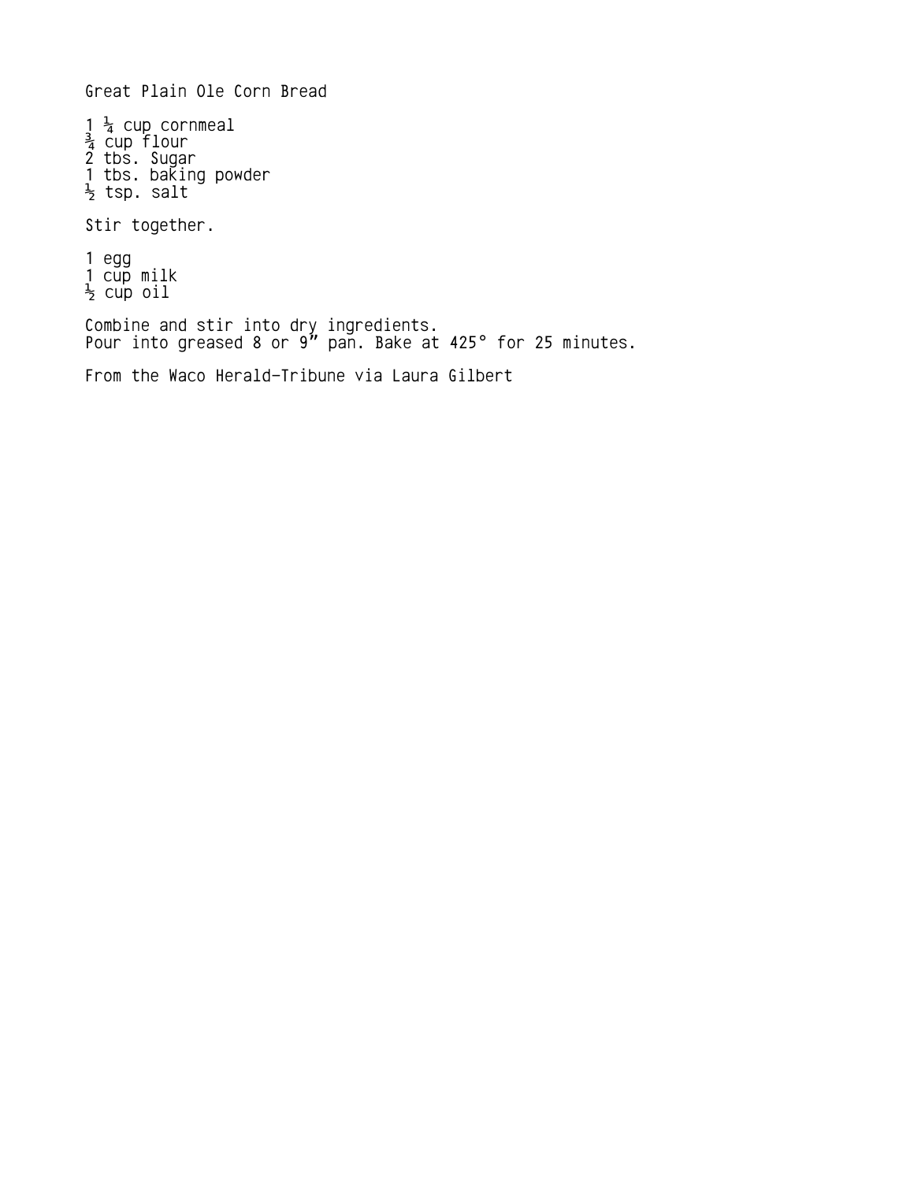# Great Plain Ole Corn Bread

1 ¼ cup cornmeal
¾ cup flour
2 tbs. Sugar
1 tbs. baking powder
½ tsp. salt

Stir together.

1 egg
1 cup milk
½ cup oil

Combine and stir into dry ingredients.
Pour into greased 8 or 9" pan. Bake at 425° for 25 minutes.

From the Waco Herald-Tribune via Laura Gilbert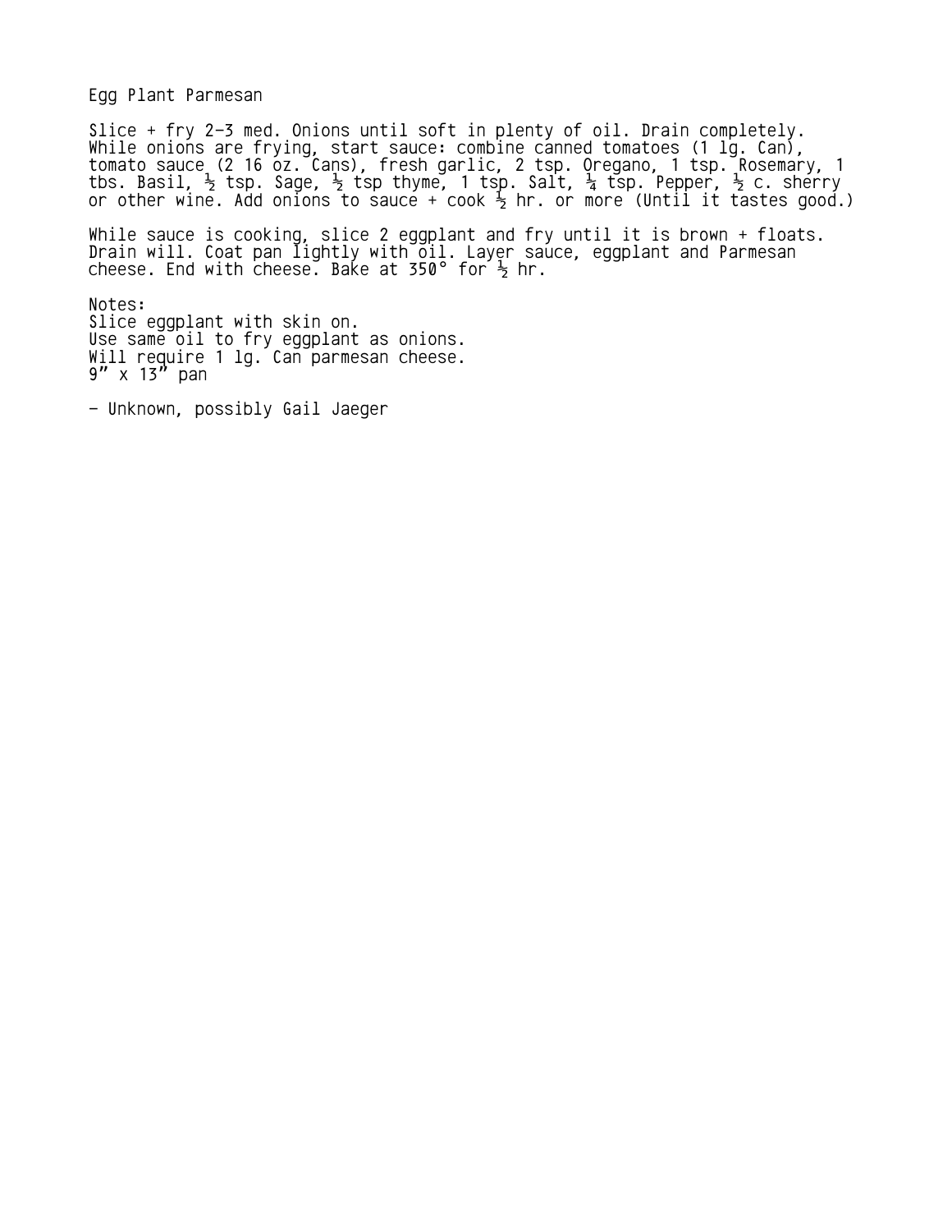# Egg Plant Parmesan

Slice + fry 2-3 med. Onions until soft in plenty of oil. Drain completely. While onions are frying, start sauce: combine canned tomatoes (1 lg. Can), tomato sauce (2 16 oz. Cans), fresh garlic, 2 tsp. Oregano, 1 tsp. Rosemary, 1 tbs. Basil, ½ tsp. Sage, ½ tsp thyme, 1 tsp. Salt, ¼ tsp. Pepper, ½ c. sherry or other wine. Add onions to sauce + cook ½ hr. or more (Until it tastes good.)

While sauce is cooking, slice 2 eggplant and fry until it is brown + floats. Drain will. Coat pan lightly with oil. Layer sauce, eggplant and Parmesan cheese. End with cheese. Bake at 350° for ½ hr.

Notes:
Slice eggplant with skin on.
Use same oil to fry eggplant as onions.
Will require 1 lg. Can parmesan cheese.
9" x 13" pan

- Unknown, possibly Gail Jaeger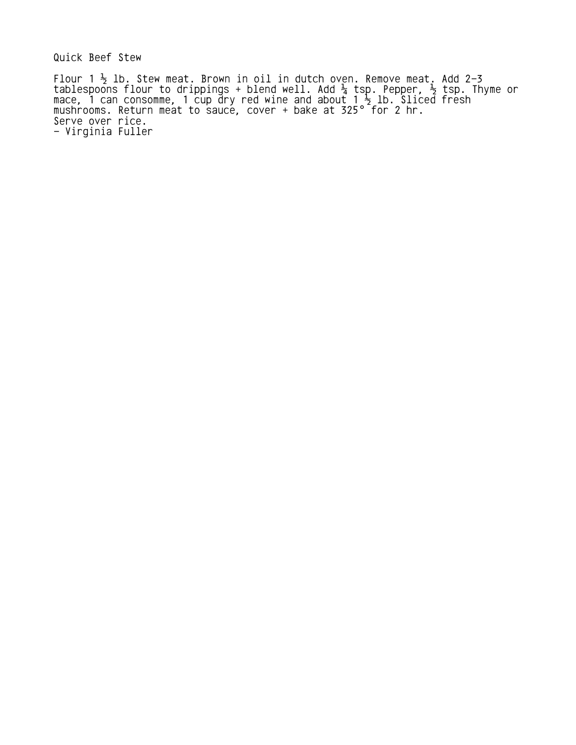# Quick Beef Stew

Flour 1 ½ lb. Stew meat. Brown in oil in dutch oven. Remove meat. Add 2-3 tablespoons flour to drippings + blend well. Add ¼ tsp. Pepper, ½ tsp. Thyme or mace, 1 can consomme, 1 cup dry red wine and about 1 ½ lb. Sliced fresh mushrooms. Return meat to sauce, cover + bake at 325° for 2 hr.
Serve over rice.
- Virginia Fuller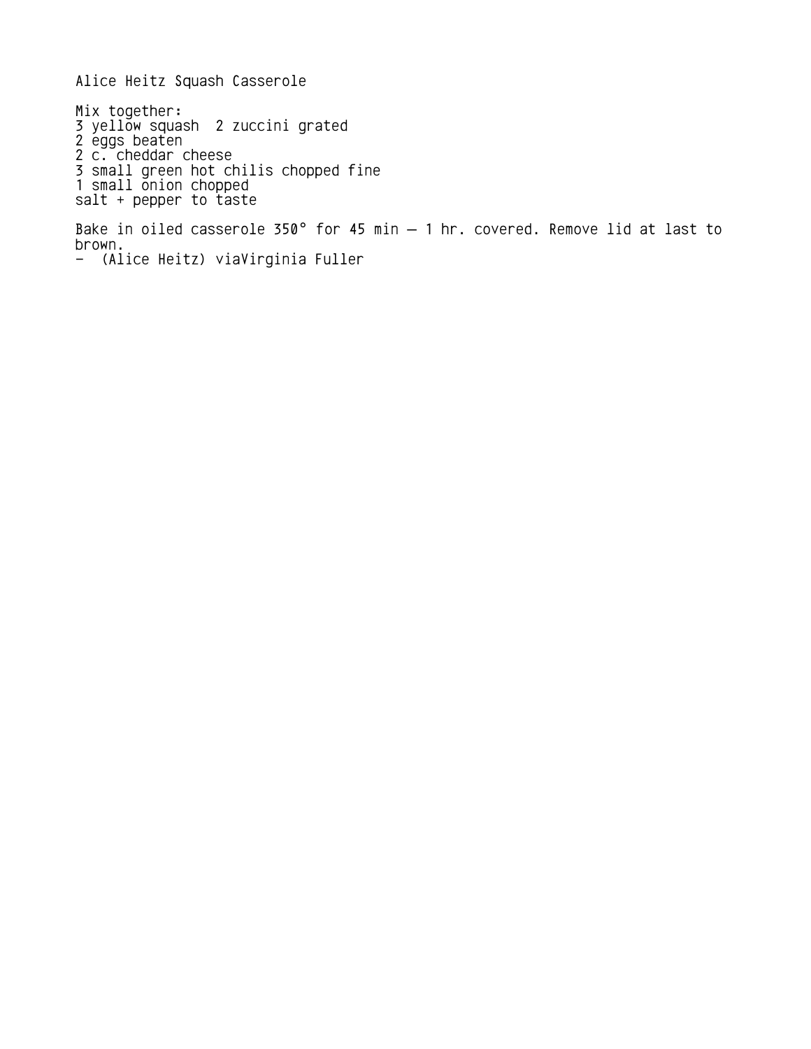# Alice Heitz Squash Casserole

Mix together:
3 yellow squash  2 zuccini grated
2 eggs beaten
2 c. cheddar cheese
3 small green hot chilis chopped fine
1 small onion chopped
salt + pepper to taste

Bake in oiled casserole 350° for 45 min – 1 hr. covered. Remove lid at last to brown.
-  (Alice Heitz) viaVirginia Fuller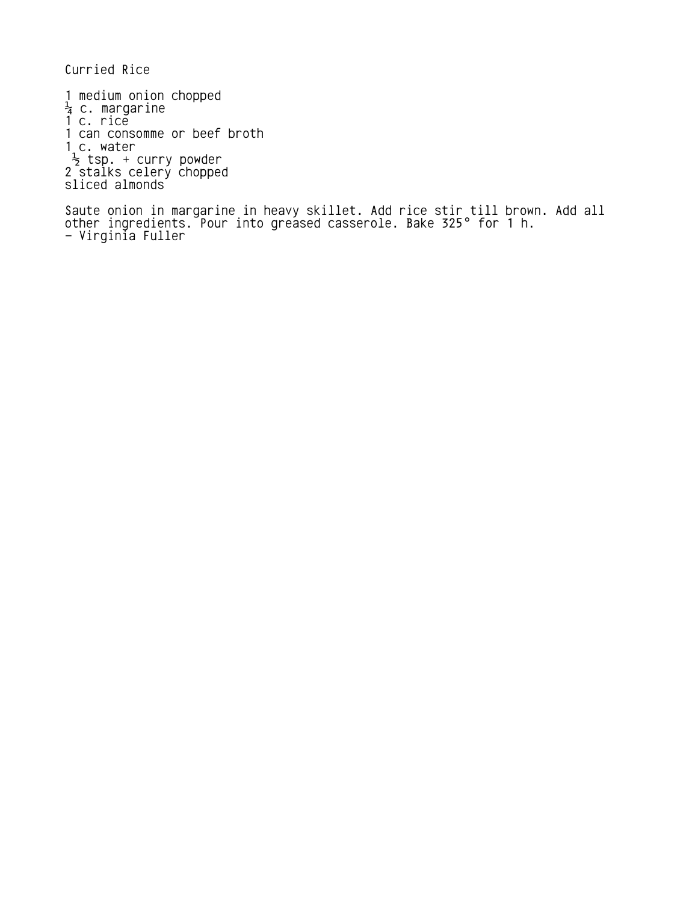# Curried Rice

1 medium onion chopped
¼ c. margarine
1 c. rice
1 can consomme or beef broth
1 c. water
½ tsp. + curry powder
2 stalks celery chopped
sliced almonds

Saute onion in margarine in heavy skillet. Add rice stir till brown. Add all other ingredients. Pour into greased casserole. Bake 325° for 1 h.
- Virginia Fuller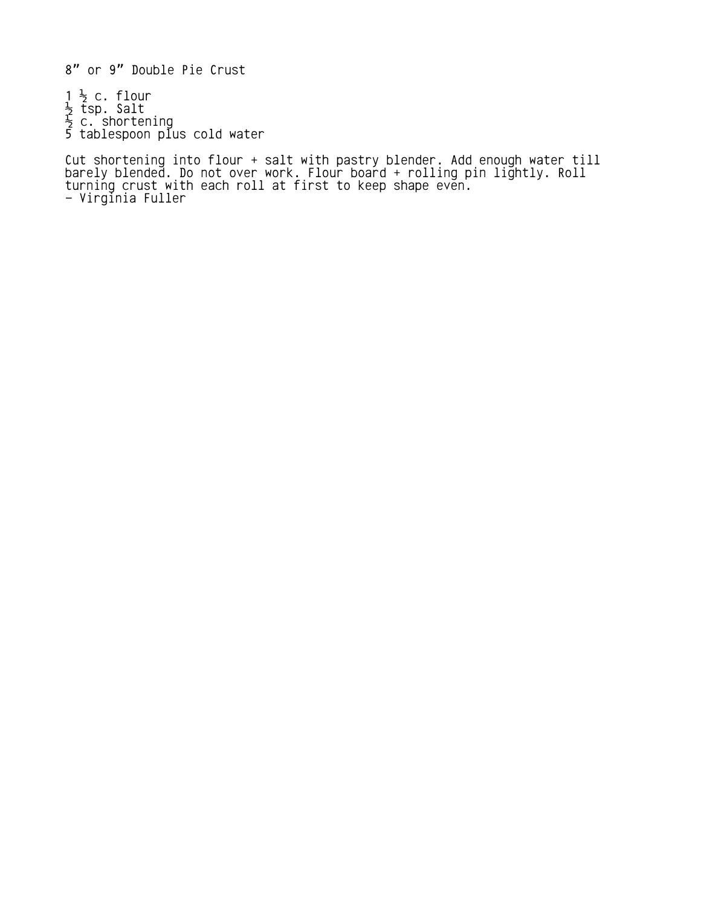# 8" or 9" Double Pie Crust

1 ½ c. flour
½ tsp. Salt
½ c. shortening
5 tablespoon plus cold water

Cut shortening into flour + salt with pastry blender. Add enough water till barely blended. Do not over work. Flour board + rolling pin lightly. Roll turning crust with each roll at first to keep shape even.
- Virginia Fuller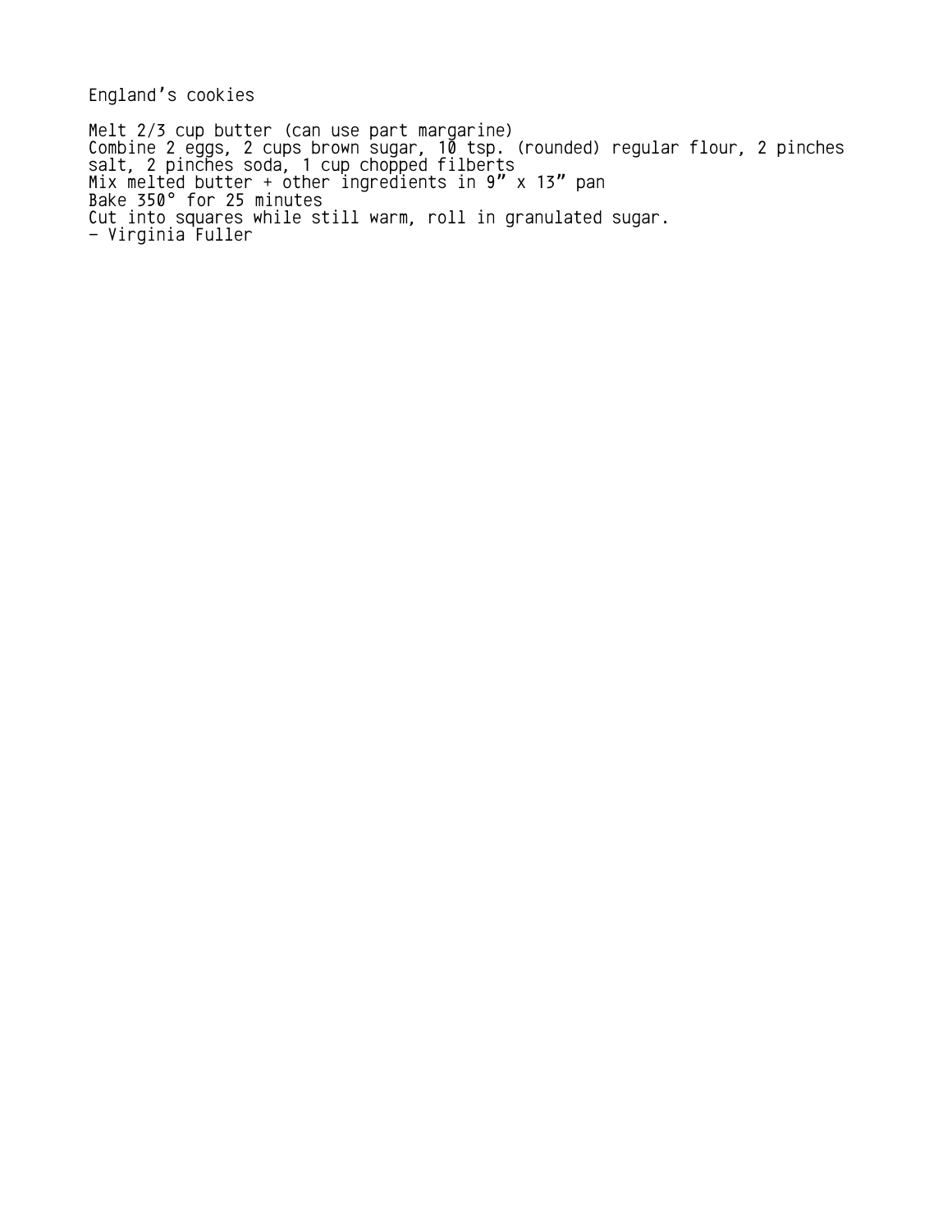England's cookies

Melt 2/3 cup butter (can use part margarine)
Combine 2 eggs, 2 cups brown sugar, 10 tsp. (rounded) regular flour, 2 pinches salt, 2 pinches soda, 1 cup chopped filberts
Mix melted butter + other ingredients in 9" x 13" pan
Bake 350° for 25 minutes
Cut into squares while still warm, roll in granulated sugar.
- Virginia Fuller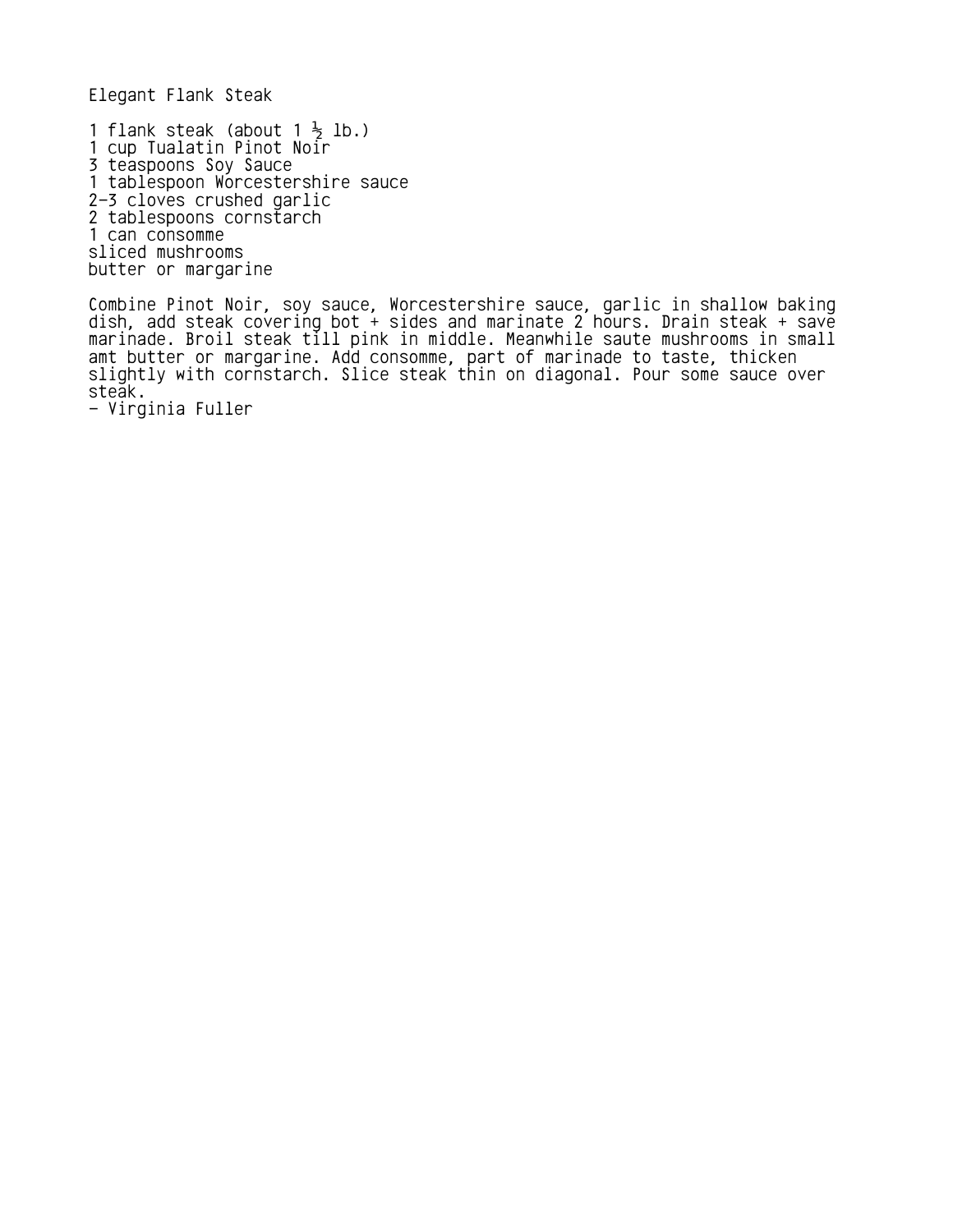# Elegant Flank Steak

1 flank steak (about 1 ½ lb.)
1 cup Tualatin Pinot Noir
3 teaspoons Soy Sauce
1 tablespoon Worcestershire sauce
2-3 cloves crushed garlic
2 tablespoons cornstarch
1 can consomme
sliced mushrooms
butter or margarine

Combine Pinot Noir, soy sauce, Worcestershire sauce, garlic in shallow baking dish, add steak covering bot + sides and marinate 2 hours. Drain steak + save marinade. Broil steak till pink in middle. Meanwhile saute mushrooms in small amt butter or margarine. Add consomme, part of marinade to taste, thicken slightly with cornstarch. Slice steak thin on diagonal. Pour some sauce over steak.

- Virginia Fuller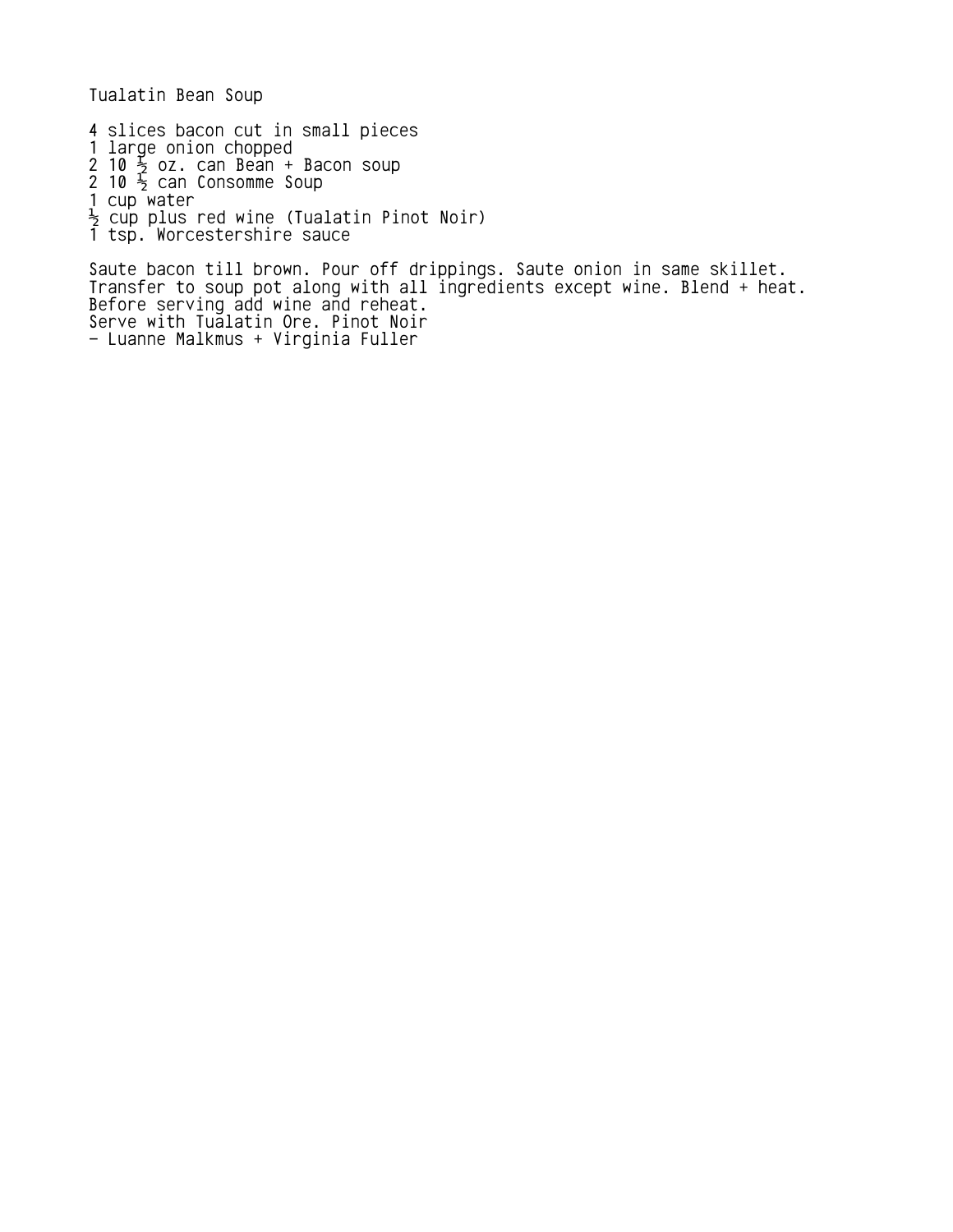# Tualatin Bean Soup

4 slices bacon cut in small pieces
1 large onion chopped
2 10 ½ oz. can Bean + Bacon soup
2 10 ½ can Consomme Soup
1 cup water
½ cup plus red wine (Tualatin Pinot Noir)
1 tsp. Worcestershire sauce

Saute bacon till brown. Pour off drippings. Saute onion in same skillet.
Transfer to soup pot along with all ingredients except wine. Blend + heat.
Before serving add wine and reheat.
Serve with Tualatin Ore. Pinot Noir
- Luanne Malkmus + Virginia Fuller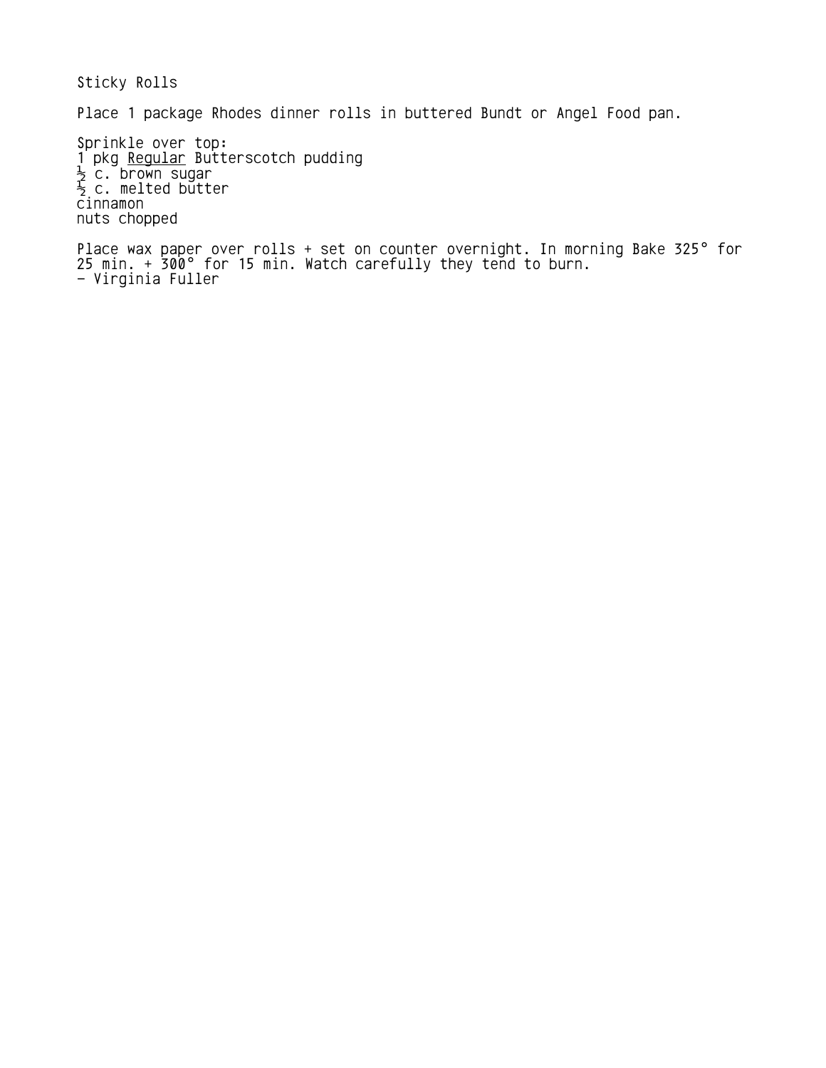# Sticky Rolls

Place 1 package Rhodes dinner rolls in buttered Bundt or Angel Food pan.

Sprinkle over top:

1 pkg <u>Regular</u> Butterscotch pudding
½ c. brown sugar
½ c. melted butter
cinnamon
nuts chopped

Place wax paper over rolls + set on counter overnight. In morning Bake 325° for 25 min. + 300° for 15 min. Watch carefully they tend to burn.

- Virginia Fuller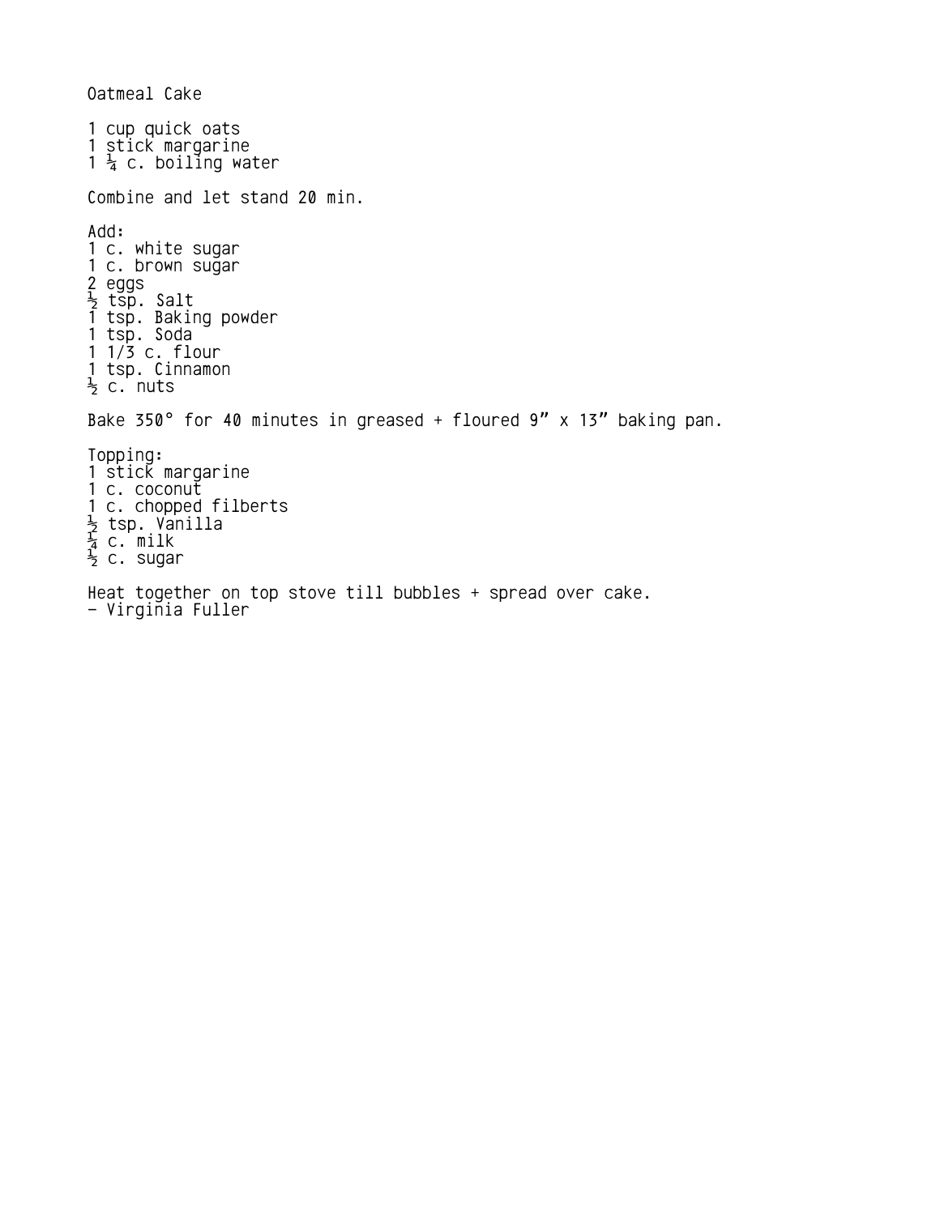# Oatmeal Cake

1 cup quick oats
1 stick margarine
1 ¼ c. boiling water

Combine and let stand 20 min.

Add:
1 c. white sugar
1 c. brown sugar
2 eggs
½ tsp. Salt
1 tsp. Baking powder
1 tsp. Soda
1 1/3 c. flour
1 tsp. Cinnamon
½ c. nuts

Bake 350° for 40 minutes in greased + floured 9" x 13" baking pan.

Topping:
1 stick margarine
1 c. coconut
1 c. chopped filberts
½ tsp. Vanilla
¼ c. milk
½ c. sugar

Heat together on top stove till bubbles + spread over cake.
- Virginia Fuller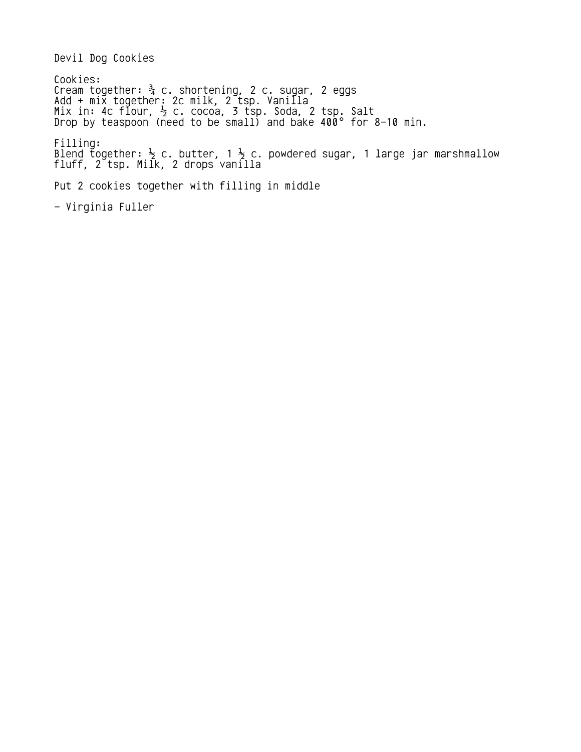# Devil Dog Cookies

Cookies:
Cream together: ¾ c. shortening, 2 c. sugar, 2 eggs
Add + mix together: 2c milk, 2 tsp. Vanilla
Mix in: 4c flour, ½ c. cocoa, 3 tsp. Soda, 2 tsp. Salt
Drop by teaspoon (need to be small) and bake 400° for 8-10 min.

Filling:
Blend together: ½ c. butter, 1 ½ c. powdered sugar, 1 large jar marshmallow fluff, 2 tsp. Milk, 2 drops vanilla

Put 2 cookies together with filling in middle

- Virginia Fuller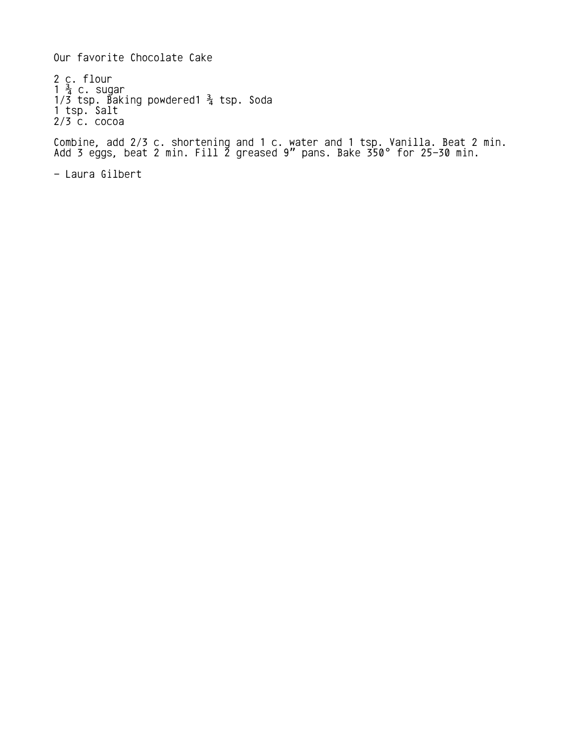Our favorite Chocolate Cake

2 c. flour  
1 ¾ c. sugar  
1/3 tsp. Baking powdered1 ¾ tsp. Soda  
1 tsp. Salt  
2/3 c. cocoa

Combine, add 2/3 c. shortening and 1 c. water and 1 tsp. Vanilla. Beat 2 min. Add 3 eggs, beat 2 min. Fill 2 greased 9" pans. Bake 350° for 25-30 min.

- Laura Gilbert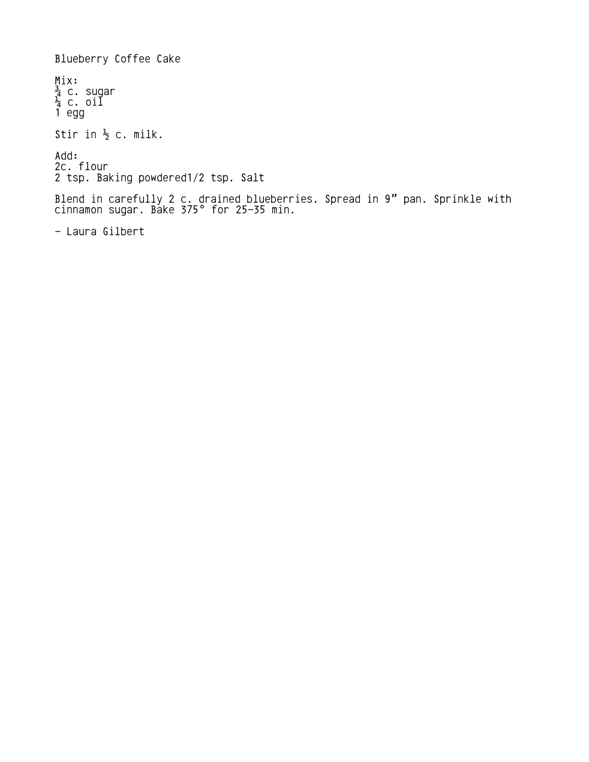# Blueberry Coffee Cake

Mix:  
¾ c. sugar  
¼ c. oil  
1 egg

Stir in ½ c. milk.

Add:  
2c. flour  
2 tsp. Baking powdered1/2 tsp. Salt

Blend in carefully 2 c. drained blueberries. Spread in 9" pan. Sprinkle with cinnamon sugar. Bake 375° for 25-35 min.

- Laura Gilbert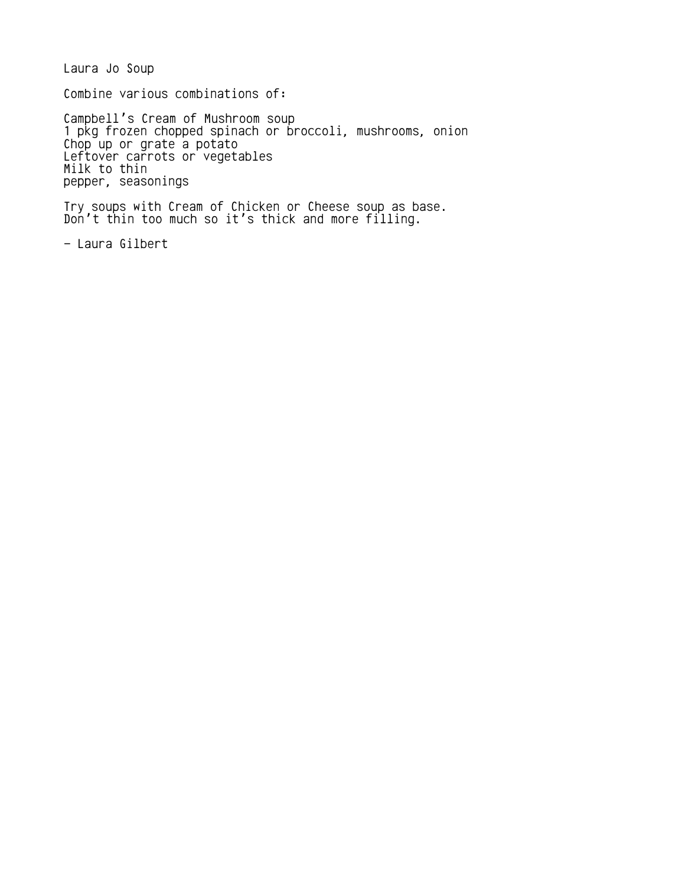# Laura Jo Soup

Combine various combinations of:

Campbell's Cream of Mushroom soup
1 pkg frozen chopped spinach or broccoli, mushrooms, onion
Chop up or grate a potato
Leftover carrots or vegetables
Milk to thin
pepper, seasonings

Try soups with Cream of Chicken or Cheese soup as base.
Don't thin too much so it's thick and more filling.

– Laura Gilbert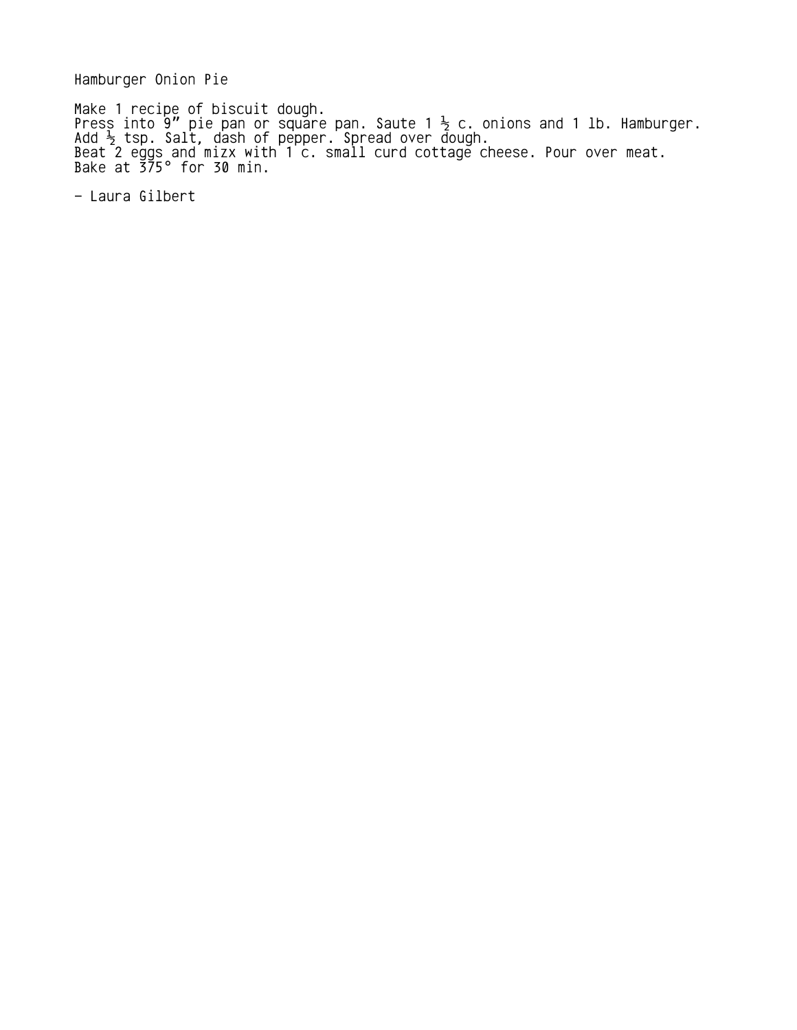Hamburger Onion Pie

Make 1 recipe of biscuit dough.
Press into 9" pie pan or square pan. Saute 1 ½ c. onions and 1 lb. Hamburger.
Add ½ tsp. Salt, dash of pepper. Spread over dough.
Beat 2 eggs and mizx with 1 c. small curd cottage cheese. Pour over meat.
Bake at 375° for 30 min.

- Laura Gilbert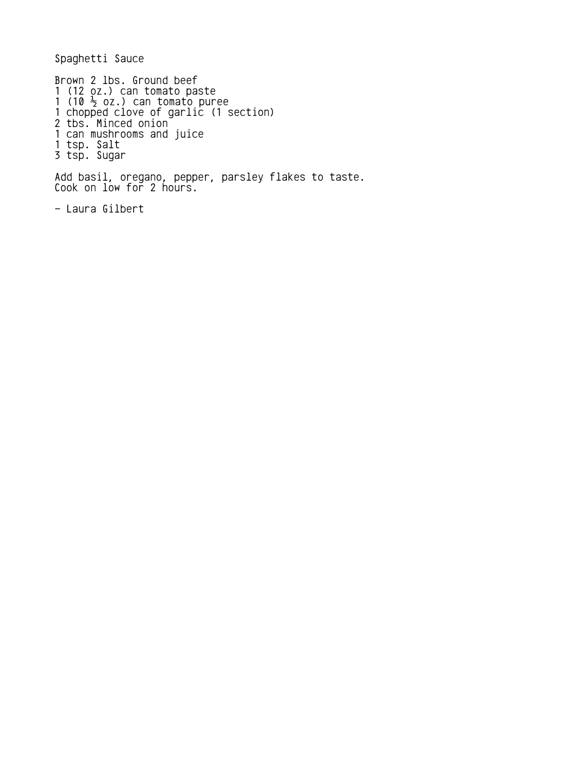# Spaghetti Sauce

Brown 2 lbs. Ground beef
1 (12 oz.) can tomato paste
1 (10 ½ oz.) can tomato puree
1 chopped clove of garlic (1 section)
2 tbs. Minced onion
1 can mushrooms and juice
1 tsp. Salt
3 tsp. Sugar

Add basil, oregano, pepper, parsley flakes to taste.
Cook on low for 2 hours.

- Laura Gilbert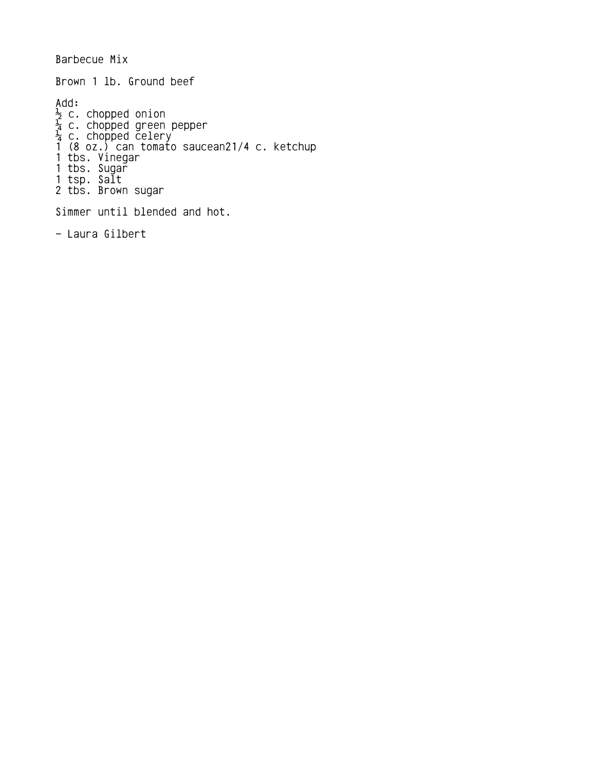Barbecue Mix

Brown 1 lb. Ground beef

Add:
½ c. chopped onion
¼ c. chopped green pepper
¼ c. chopped celery
1 (8 oz.) can tomato saucean21/4 c. ketchup
1 tbs. Vinegar
1 tbs. Sugar
1 tsp. Salt
2 tbs. Brown sugar

Simmer until blended and hot.

- Laura Gilbert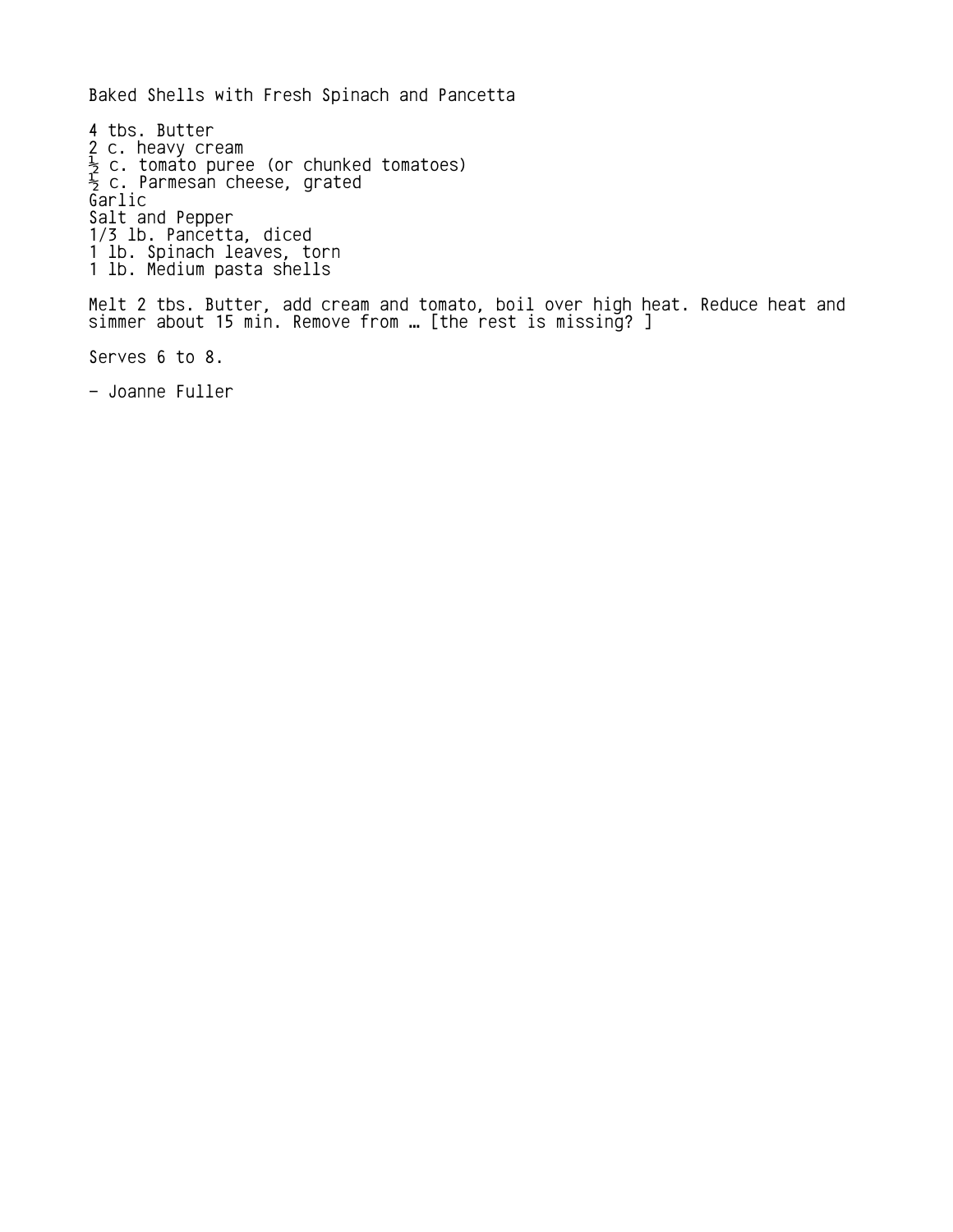# Baked Shells with Fresh Spinach and Pancetta

4 tbs. Butter
2 c. heavy cream
½ c. tomato puree (or chunked tomatoes)
½ c. Parmesan cheese, grated
Garlic
Salt and Pepper
1/3 lb. Pancetta, diced
1 lb. Spinach leaves, torn
1 lb. Medium pasta shells

Melt 2 tbs. Butter, add cream and tomato, boil over high heat. Reduce heat and simmer about 15 min. Remove from … [the rest is missing? ]

Serves 6 to 8.

– Joanne Fuller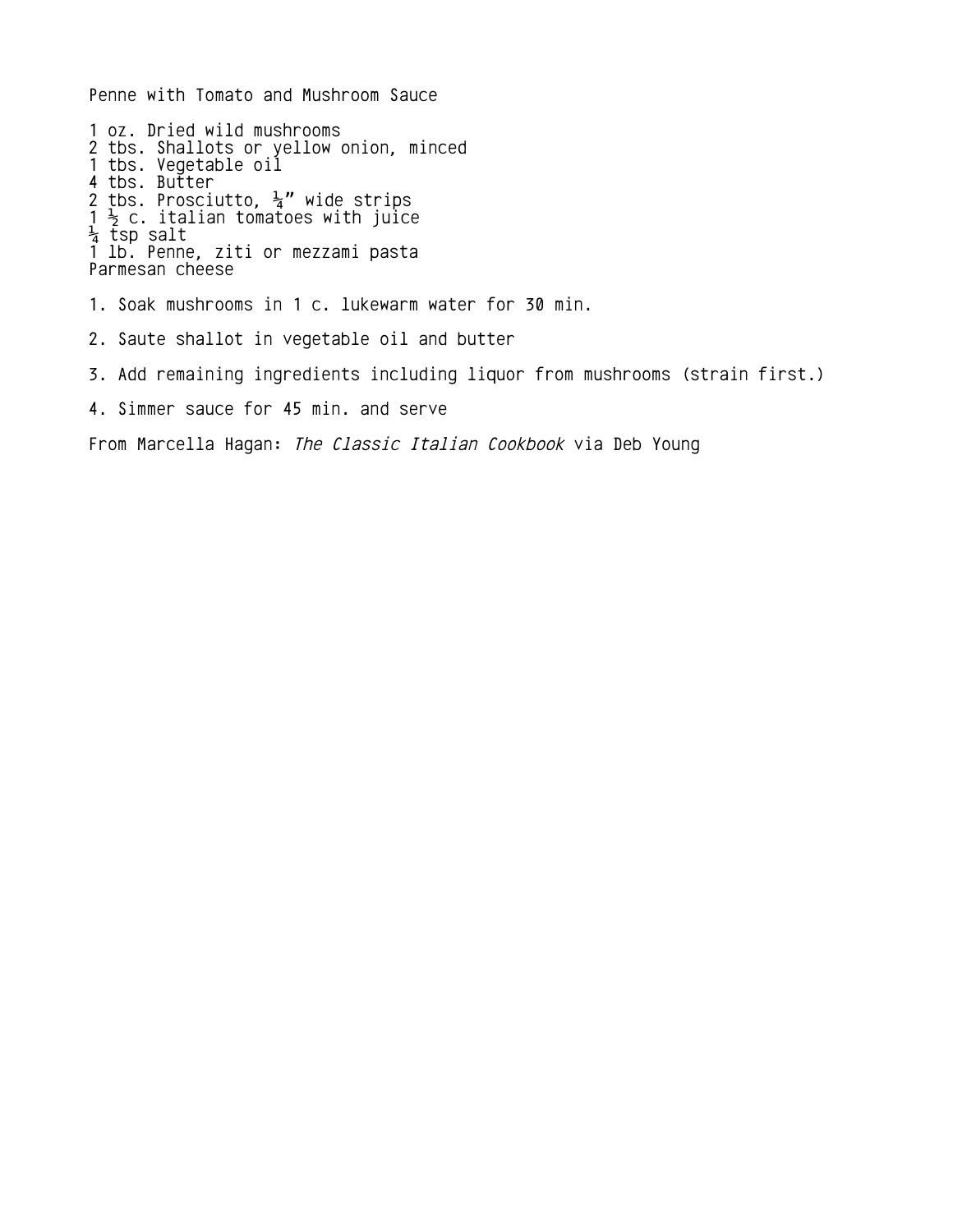# Penne with Tomato and Mushroom Sauce

1 oz. Dried wild mushrooms  
2 tbs. Shallots or yellow onion, minced  
1 tbs. Vegetable oil  
4 tbs. Butter  
2 tbs. Prosciutto, ¼" wide strips  
1 ½ c. italian tomatoes with juice  
¼ tsp salt  
1 lb. Penne, ziti or mezzami pasta  
Parmesan cheese

1. Soak mushrooms in 1 c. lukewarm water for 30 min.
2. Saute shallot in vegetable oil and butter
3. Add remaining ingredients including liquor from mushrooms (strain first.)
4. Simmer sauce for 45 min. and serve

From Marcella Hagan: *The Classic Italian Cookbook* via Deb Young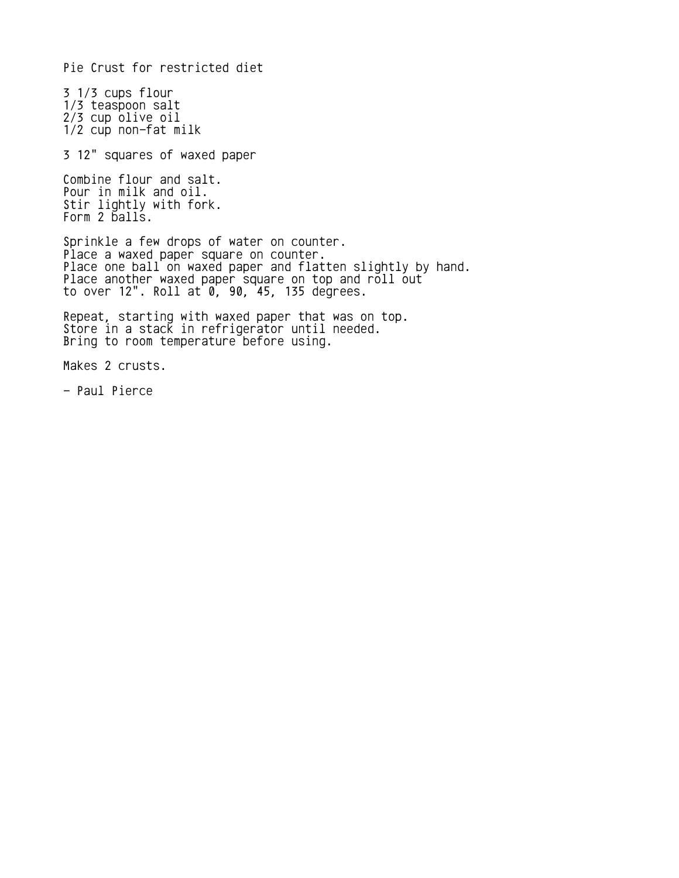# Pie Crust for restricted diet

3 1/3 cups flour
1/3 teaspoon salt
2/3 cup olive oil
1/2 cup non-fat milk

3 12" squares of waxed paper

Combine flour and salt.
Pour in milk and oil.
Stir lightly with fork.
Form 2 balls.

Sprinkle a few drops of water on counter.
Place a waxed paper square on counter.
Place one ball on waxed paper and flatten slightly by hand.
Place another waxed paper square on top and roll out
to over 12". Roll at 0, 90, 45, 135 degrees.

Repeat, starting with waxed paper that was on top.
Store in a stack in refrigerator until needed.
Bring to room temperature before using.

Makes 2 crusts.

- Paul Pierce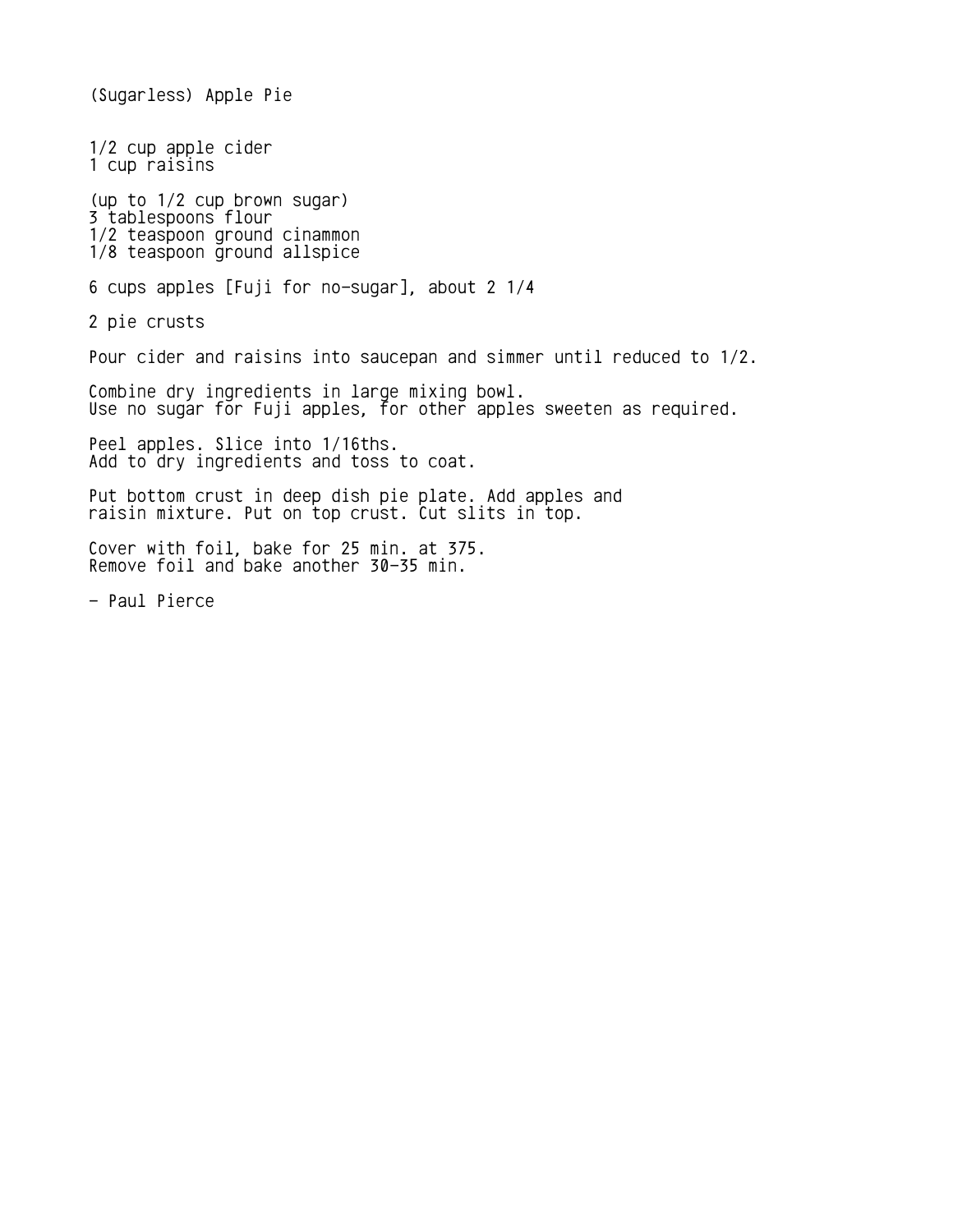# (Sugarless) Apple Pie

1/2 cup apple cider
1 cup raisins

(up to 1/2 cup brown sugar)
3 tablespoons flour
1/2 teaspoon ground cinnamon
1/8 teaspoon ground allspice

6 cups apples [Fuji for no-sugar], about 2 1/4

2 pie crusts

Pour cider and raisins into saucepan and simmer until reduced to 1/2.

Combine dry ingredients in large mixing bowl.
Use no sugar for Fuji apples, for other apples sweeten as required.

Peel apples. Slice into 1/16ths.
Add to dry ingredients and toss to coat.

Put bottom crust in deep dish pie plate. Add apples and raisin mixture. Put on top crust. Cut slits in top.

Cover with foil, bake for 25 min. at 375.
Remove foil and bake another 30-35 min.

- Paul Pierce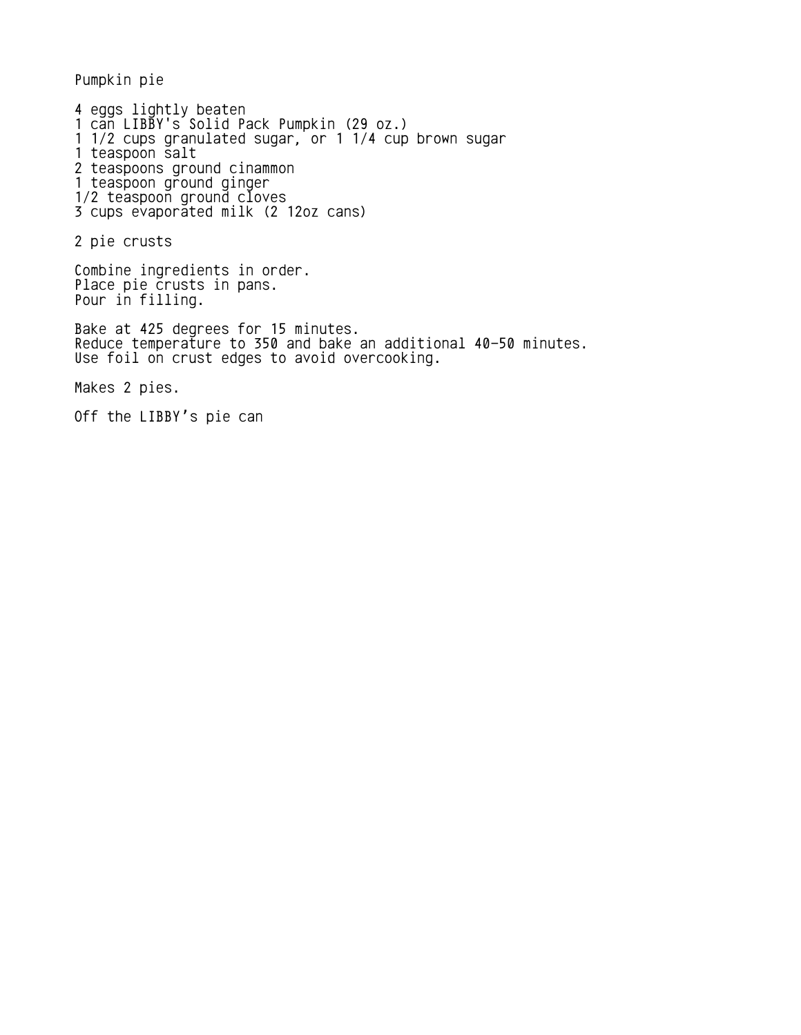# Pumpkin pie

4 eggs lightly beaten
1 can LIBBY's Solid Pack Pumpkin (29 oz.)
1 1/2 cups granulated sugar, or 1 1/4 cup brown sugar
1 teaspoon salt
2 teaspoons ground cinammon
1 teaspoon ground ginger
1/2 teaspoon ground cloves
3 cups evaporated milk (2 12oz cans)

2 pie crusts

Combine ingredients in order.
Place pie crusts in pans.
Pour in filling.

Bake at 425 degrees for 15 minutes.
Reduce temperature to 350 and bake an additional 40-50 minutes.
Use foil on crust edges to avoid overcooking.

Makes 2 pies.

Off the LIBBY's pie can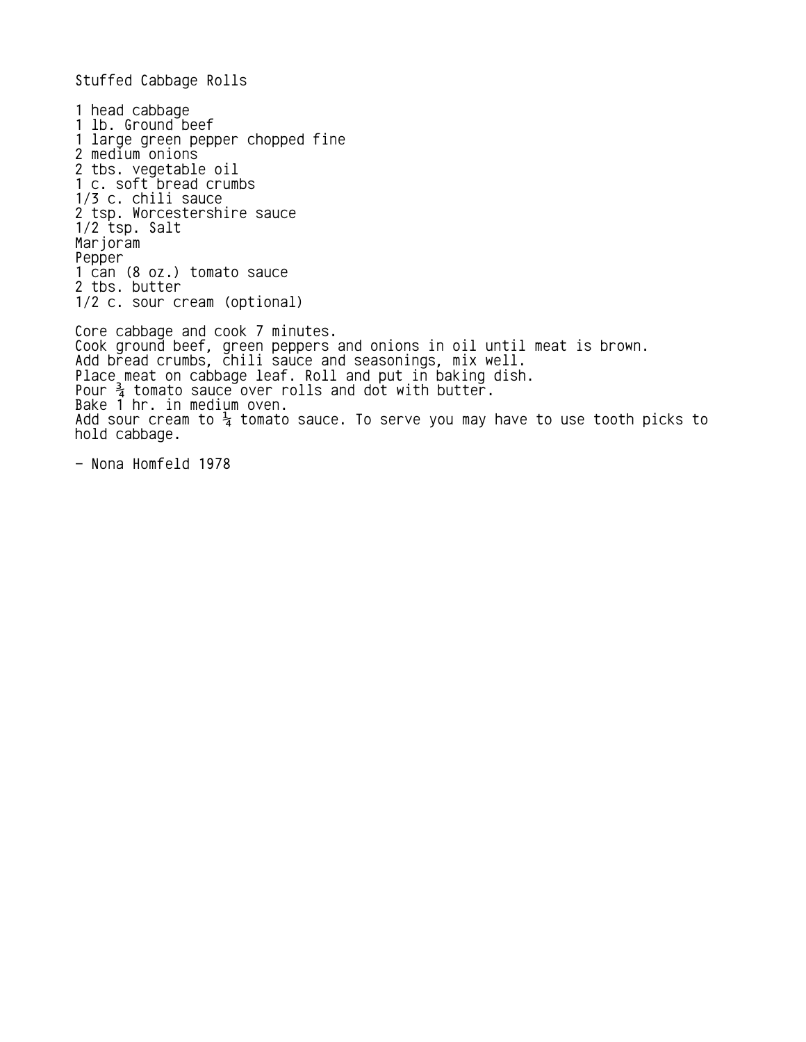# Stuffed Cabbage Rolls

1 head cabbage
1 lb. Ground beef
1 large green pepper chopped fine
2 medium onions
2 tbs. vegetable oil
1 c. soft bread crumbs
1/3 c. chili sauce
2 tsp. Worcestershire sauce
1/2 tsp. Salt
Marjoram
Pepper
1 can (8 oz.) tomato sauce
2 tbs. butter
1/2 c. sour cream (optional)

Core cabbage and cook 7 minutes.
Cook ground beef, green peppers and onions in oil until meat is brown.
Add bread crumbs, chili sauce and seasonings, mix well.
Place meat on cabbage leaf. Roll and put in baking dish.
Pour ¾ tomato sauce over rolls and dot with butter.
Bake 1 hr. in medium oven.
Add sour cream to ¼ tomato sauce. To serve you may have to use tooth picks to hold cabbage.

- Nona Homfeld 1978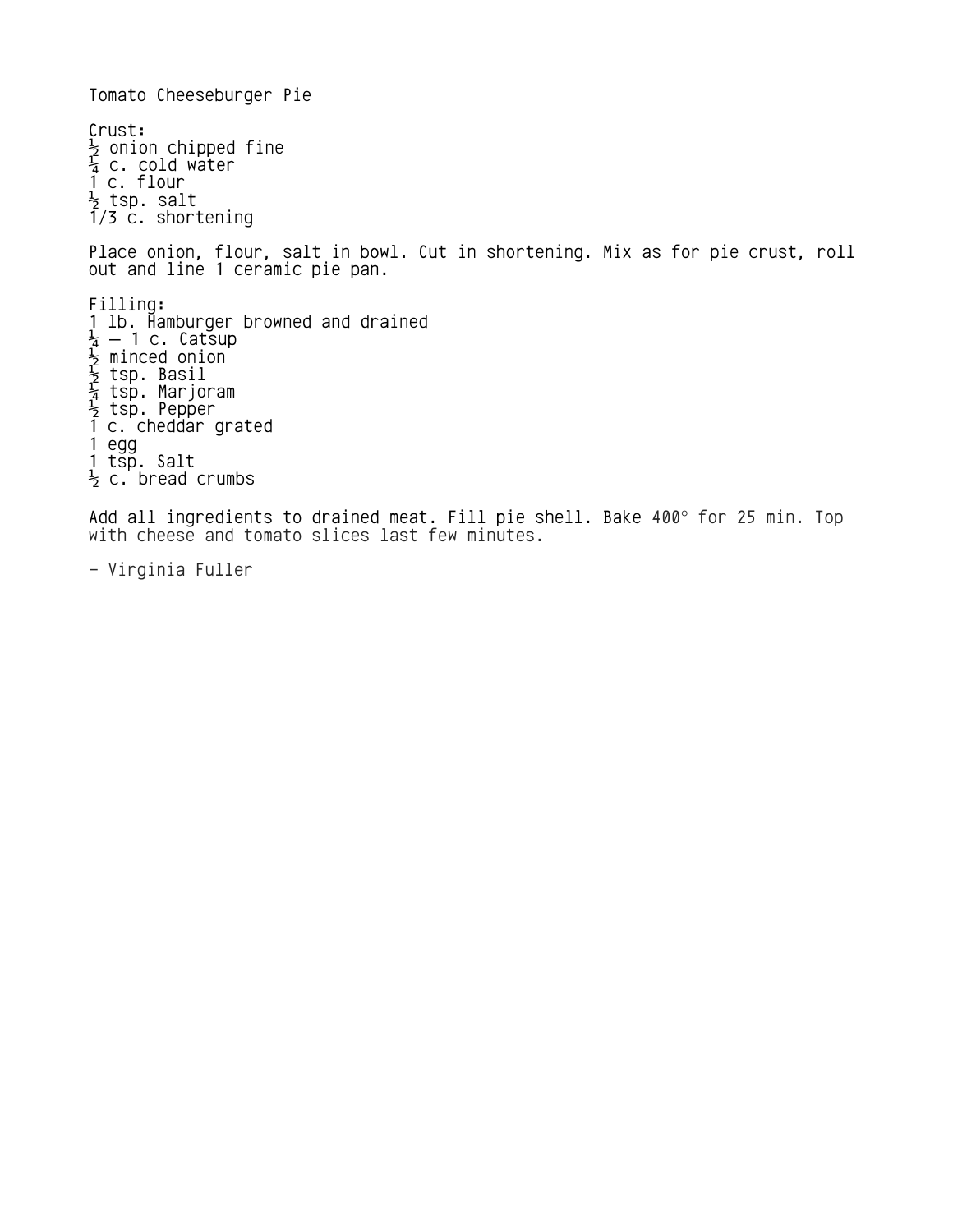# Tomato Cheeseburger Pie

Crust:
½ onion chipped fine
¼ c. cold water
1 c. flour
½ tsp. salt
1/3 c. shortening

Place onion, flour, salt in bowl. Cut in shortening. Mix as for pie crust, roll out and line 1 ceramic pie pan.

Filling:
1 lb. Hamburger browned and drained
¼ – 1 c. Catsup
½ minced onion
½ tsp. Basil
¼ tsp. Marjoram
½ tsp. Pepper
1 c. cheddar grated
1 egg
1 tsp. Salt
½ c. bread crumbs

Add all ingredients to drained meat. Fill pie shell. Bake 400° for 25 min. Top with cheese and tomato slices last few minutes.

– Virginia Fuller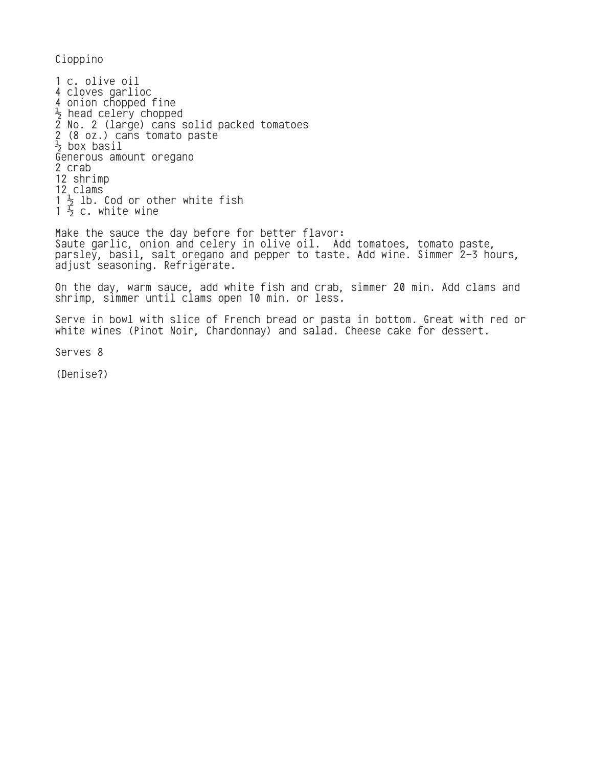# Cioppino

1 c. olive oil
4 cloves garlioc
4 onion chopped fine
½ head celery chopped
2 No. 2 (large) cans solid packed tomatoes
2 (8 oz.) cans tomato paste
½ box basil
Generous amount oregano
2 crab
12 shrimp
12 clams
1 ½ lb. Cod or other white fish
1 ½ c. white wine

Make the sauce the day before for better flavor:
Saute garlic, onion and celery in olive oil. Add tomatoes, tomato paste, parsley, basil, salt oregano and pepper to taste. Add wine. Simmer 2-3 hours, adjust seasoning. Refrigerate.

On the day, warm sauce, add white fish and crab, simmer 20 min. Add clams and shrimp, simmer until clams open 10 min. or less.

Serve in bowl with slice of French bread or pasta in bottom. Great with red or white wines (Pinot Noir, Chardonnay) and salad. Cheese cake for dessert.

Serves 8

(Denise?)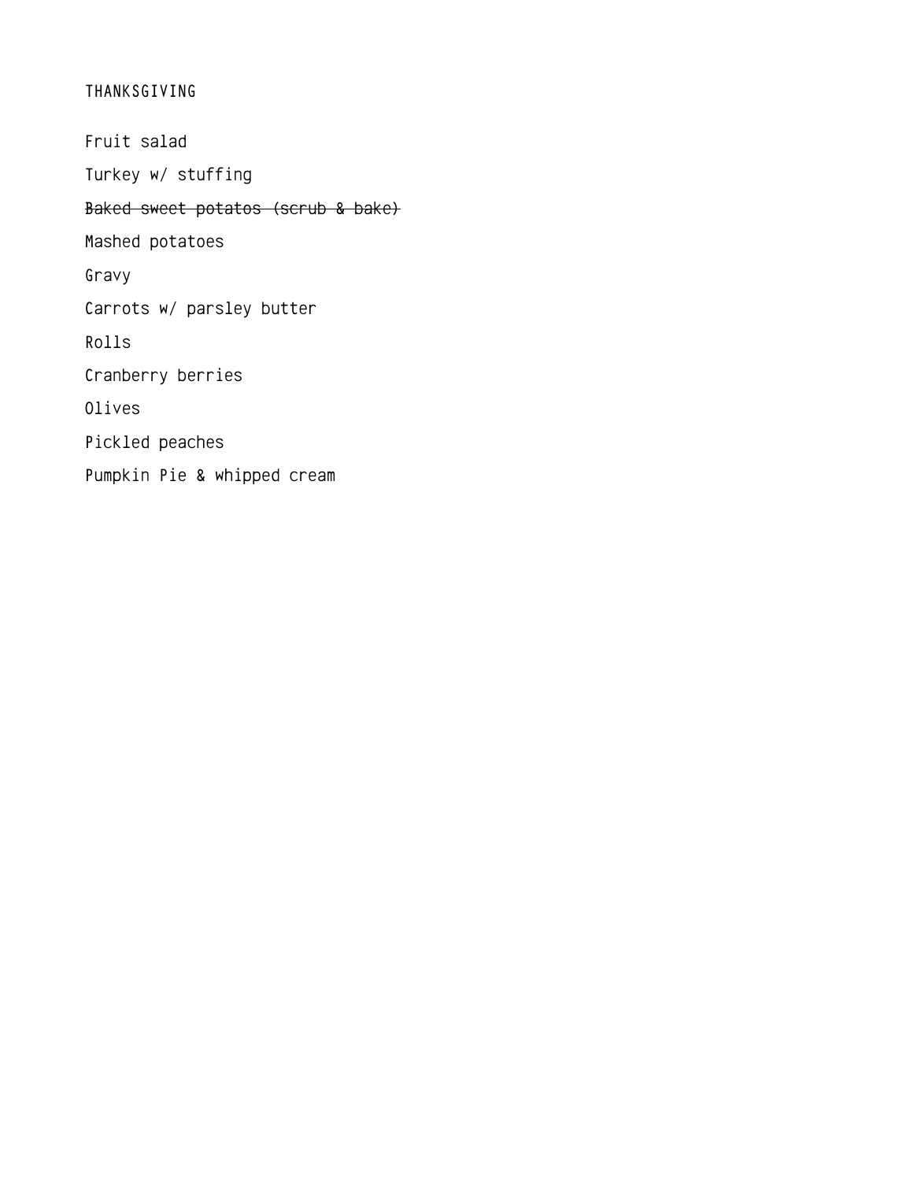THANKSGIVING

Fruit salad

Turkey w/ stuffing

~~Baked sweet potatos (scrub & bake)~~

Mashed potatoes

Gravy

Carrots w/ parsley butter

Rolls

Cranberry berries

Olives

Pickled peaches

Pumpkin Pie & whipped cream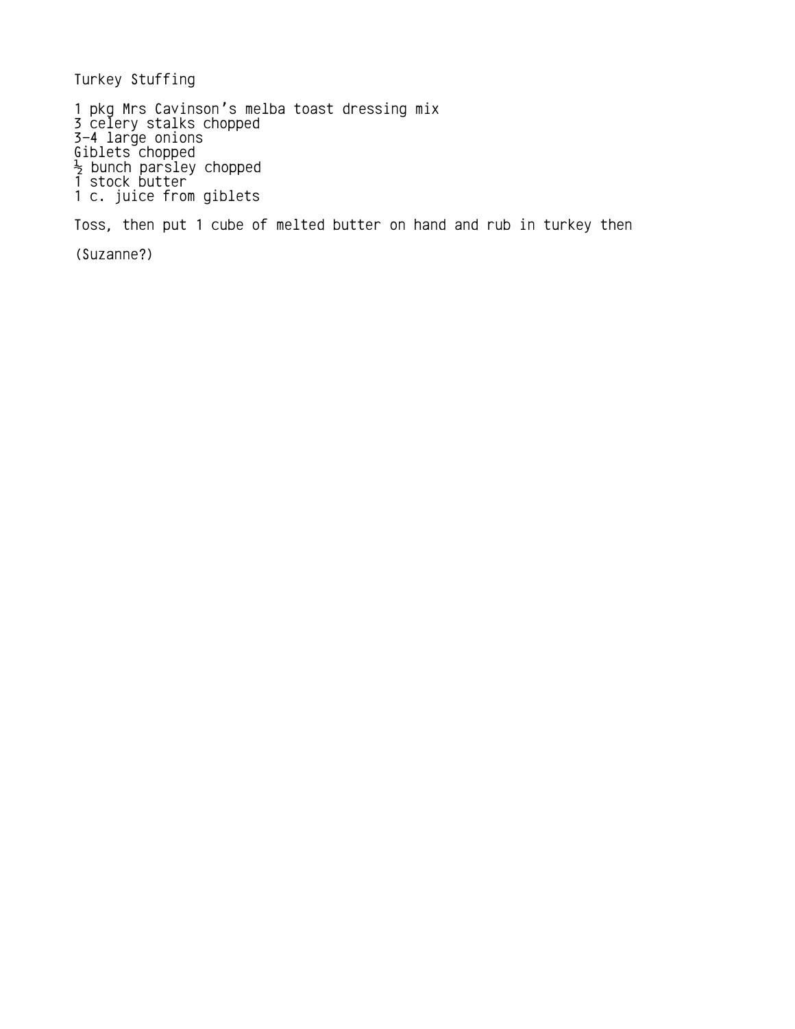# Turkey Stuffing

1 pkg Mrs Cavinson's melba toast dressing mix
3 celery stalks chopped
3-4 large onions
Giblets chopped
½ bunch parsley chopped
1 stock butter
1 c. juice from giblets

Toss, then put 1 cube of melted butter on hand and rub in turkey then

(Suzanne?)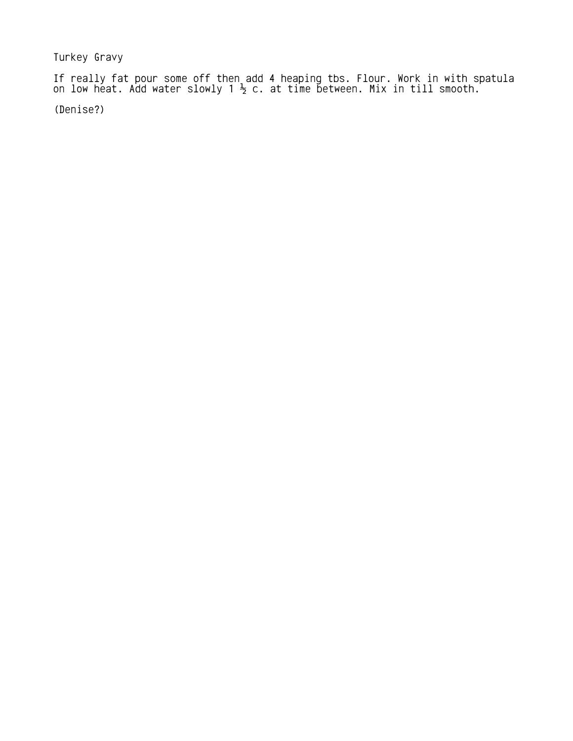# Turkey Gravy

If really fat pour some off then add 4 heaping tbs. Flour. Work in with spatula on low heat. Add water slowly 1 ½ c. at time between. Mix in till smooth.

(Denise?)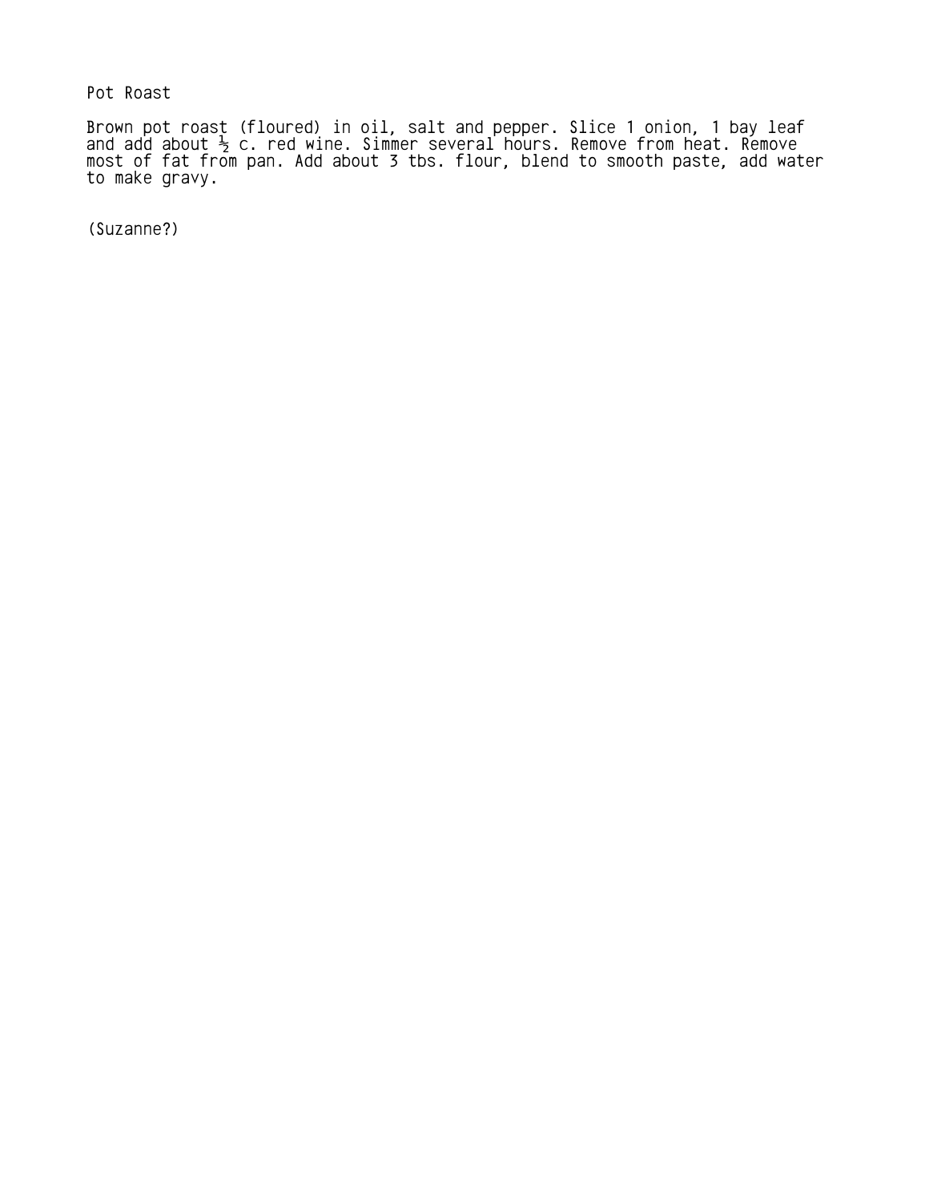# Pot Roast

Brown pot roast (floured) in oil, salt and pepper. Slice 1 onion, 1 bay leaf and add about ½ c. red wine. Simmer several hours. Remove from heat. Remove most of fat from pan. Add about 3 tbs. flour, blend to smooth paste, add water to make gravy.

(Suzanne?)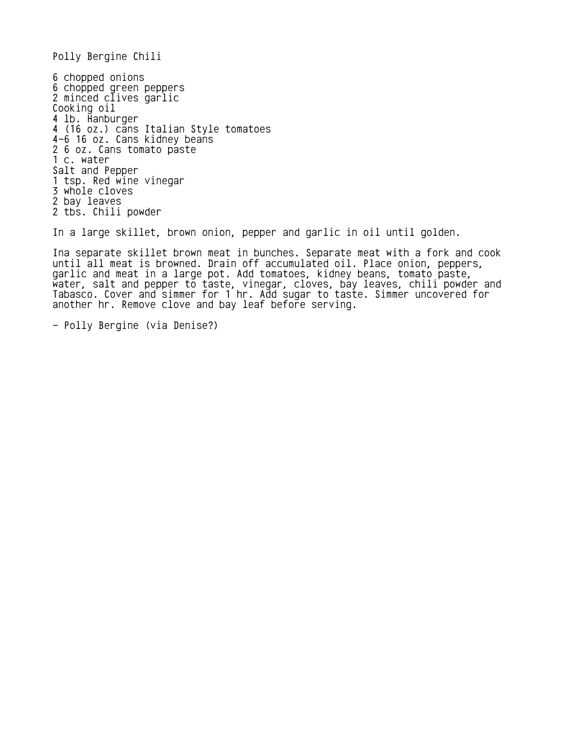# Polly Bergine Chili

6 chopped onions
6 chopped green peppers
2 minced clives garlic
Cooking oil
4 lb. Hanburger
4 (16 oz.) cans Italian Style tomatoes
4-6 16 oz. Cans kidney beans
2 6 oz. Cans tomato paste
1 c. water
Salt and Pepper
1 tsp. Red wine vinegar
3 whole cloves
2 bay leaves
2 tbs. Chili powder

In a large skillet, brown onion, pepper and garlic in oil until golden.

Ina separate skillet brown meat in bunches. Separate meat with a fork and cook until all meat is browned. Drain off accumulated oil. Place onion, peppers, garlic and meat in a large pot. Add tomatoes, kidney beans, tomato paste, water, salt and pepper to taste, vinegar, cloves, bay leaves, chili powder and Tabasco. Cover and simmer for 1 hr. Add sugar to taste. Simmer uncovered for another hr. Remove clove and bay leaf before serving.

- Polly Bergine (via Denise?)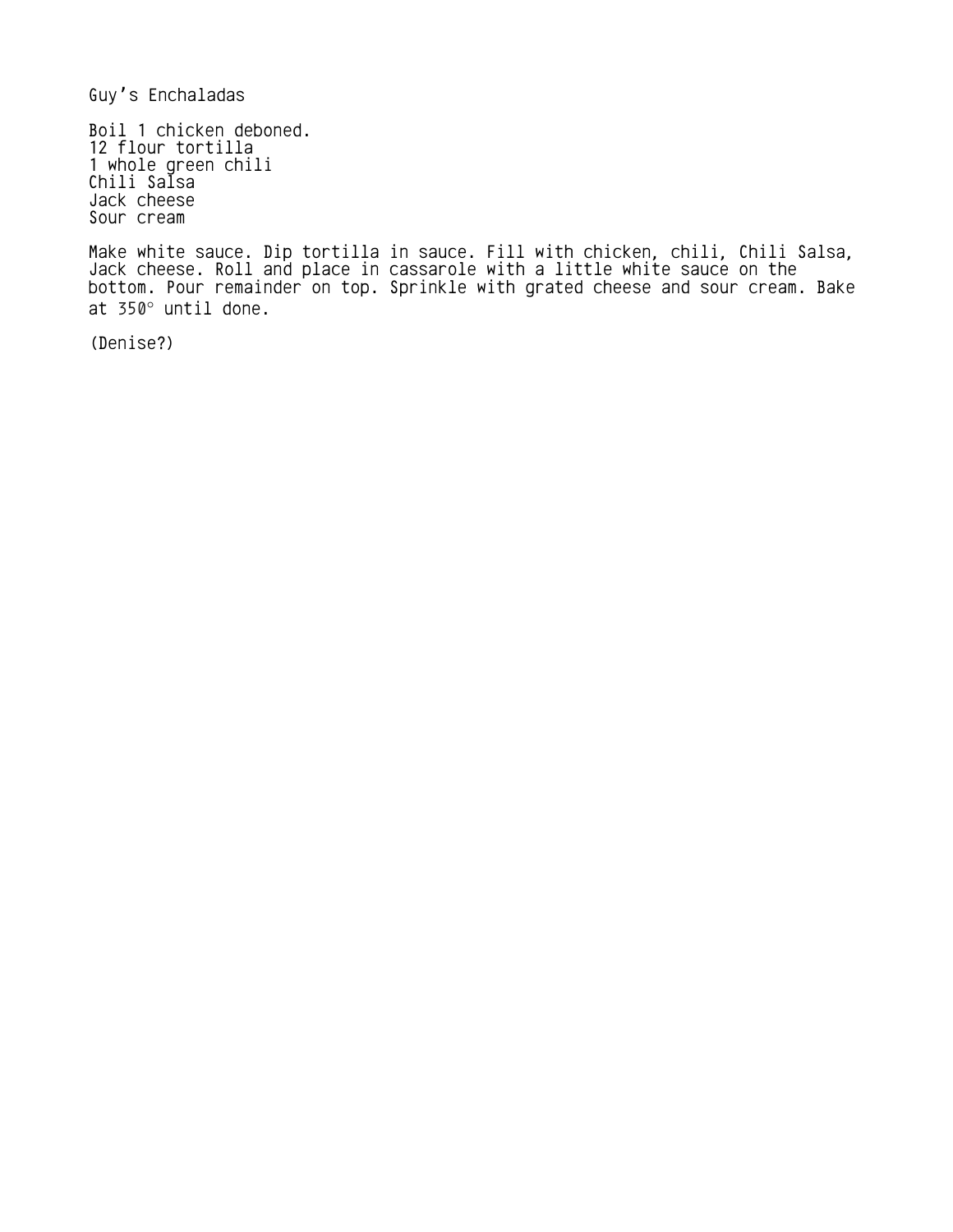# Guy’s Enchaladas

Boil 1 chicken deboned.
12 flour tortilla
1 whole green chili
Chili Salsa
Jack cheese
Sour cream

Make white sauce. Dip tortilla in sauce. Fill with chicken, chili, Chili Salsa, Jack cheese. Roll and place in cassarole with a little white sauce on the bottom. Pour remainder on top. Sprinkle with grated cheese and sour cream. Bake at 350° until done.

(Denise?)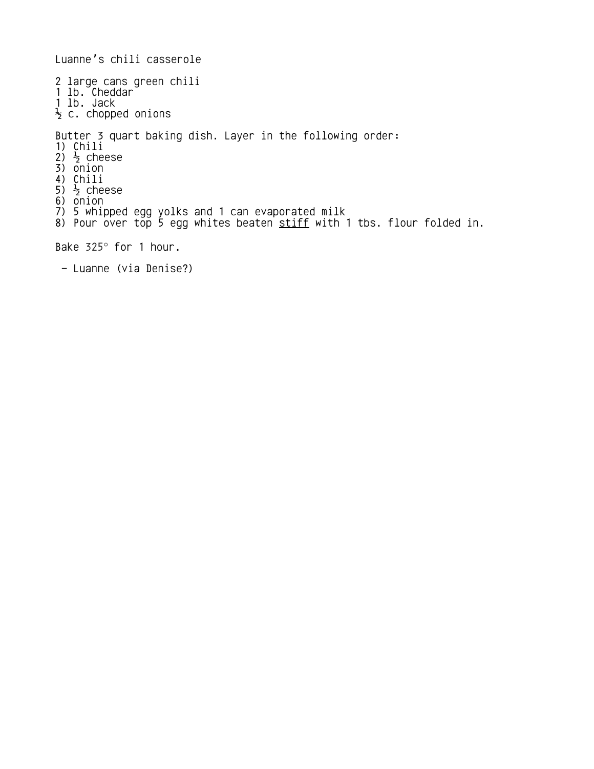# Luanne's chili casserole

- 2 large cans green chili
- 1 lb. Cheddar
- 1 lb. Jack
- ½ c. chopped onions

Butter 3 quart baking dish. Layer in the following order:

1) Chili
2) ½ cheese
3) onion
4) Chili
5) ½ cheese
6) onion
7) 5 whipped egg yolks and 1 can evaporated milk
8) Pour over top 5 egg whites beaten <u>stiff</u> with 1 tbs. flour folded in.

Bake 325° for 1 hour.

– Luanne (via Denise?)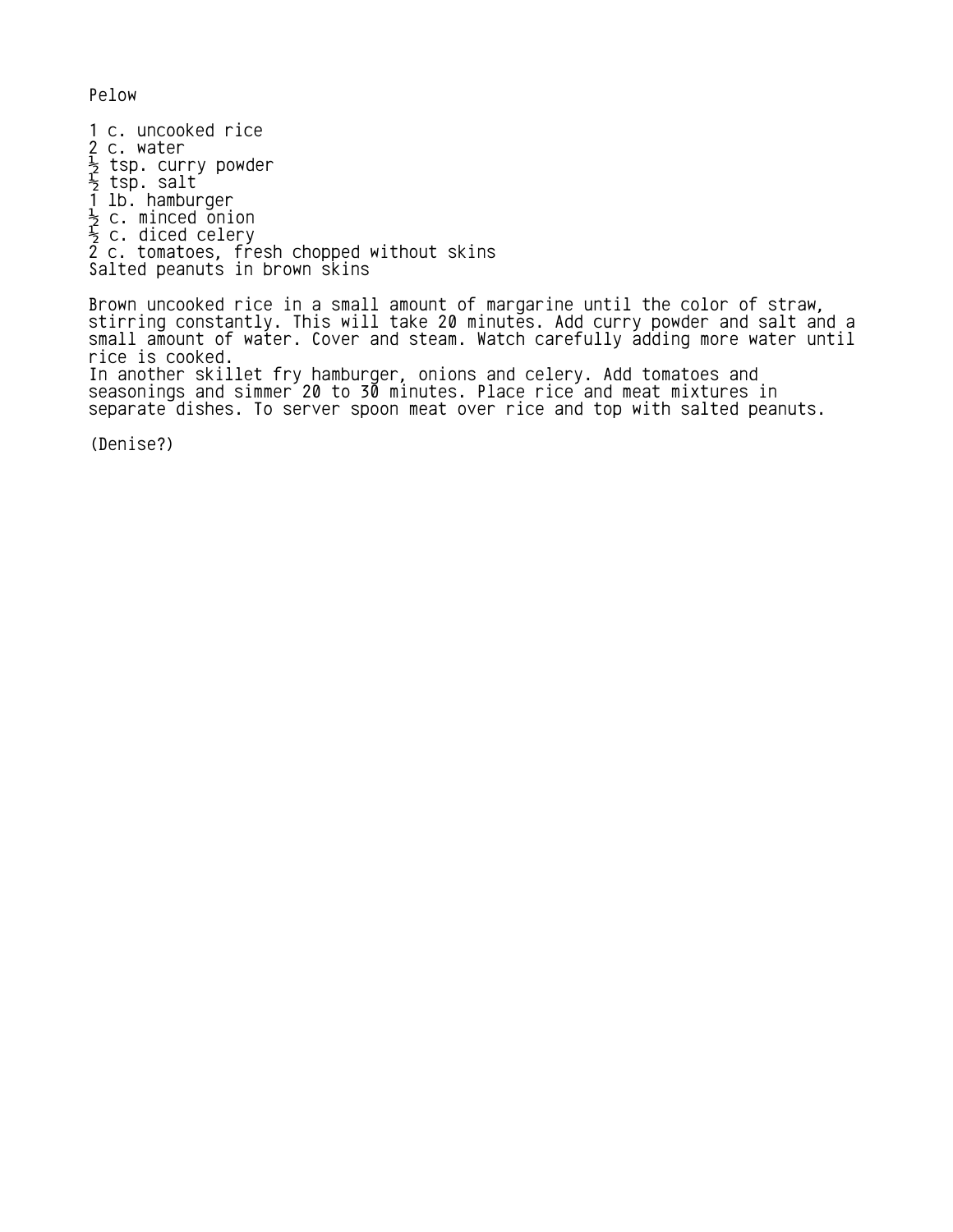# Pelow

1 c. uncooked rice
2 c. water
½ tsp. curry powder
½ tsp. salt
1 lb. hamburger
½ c. minced onion
½ c. diced celery
2 c. tomatoes, fresh chopped without skins
Salted peanuts in brown skins

Brown uncooked rice in a small amount of margarine until the color of straw, stirring constantly. This will take 20 minutes. Add curry powder and salt and a small amount of water. Cover and steam. Watch carefully adding more water until rice is cooked.
In another skillet fry hamburger, onions and celery. Add tomatoes and seasonings and simmer 20 to 30 minutes. Place rice and meat mixtures in separate dishes. To server spoon meat over rice and top with salted peanuts.

(Denise?)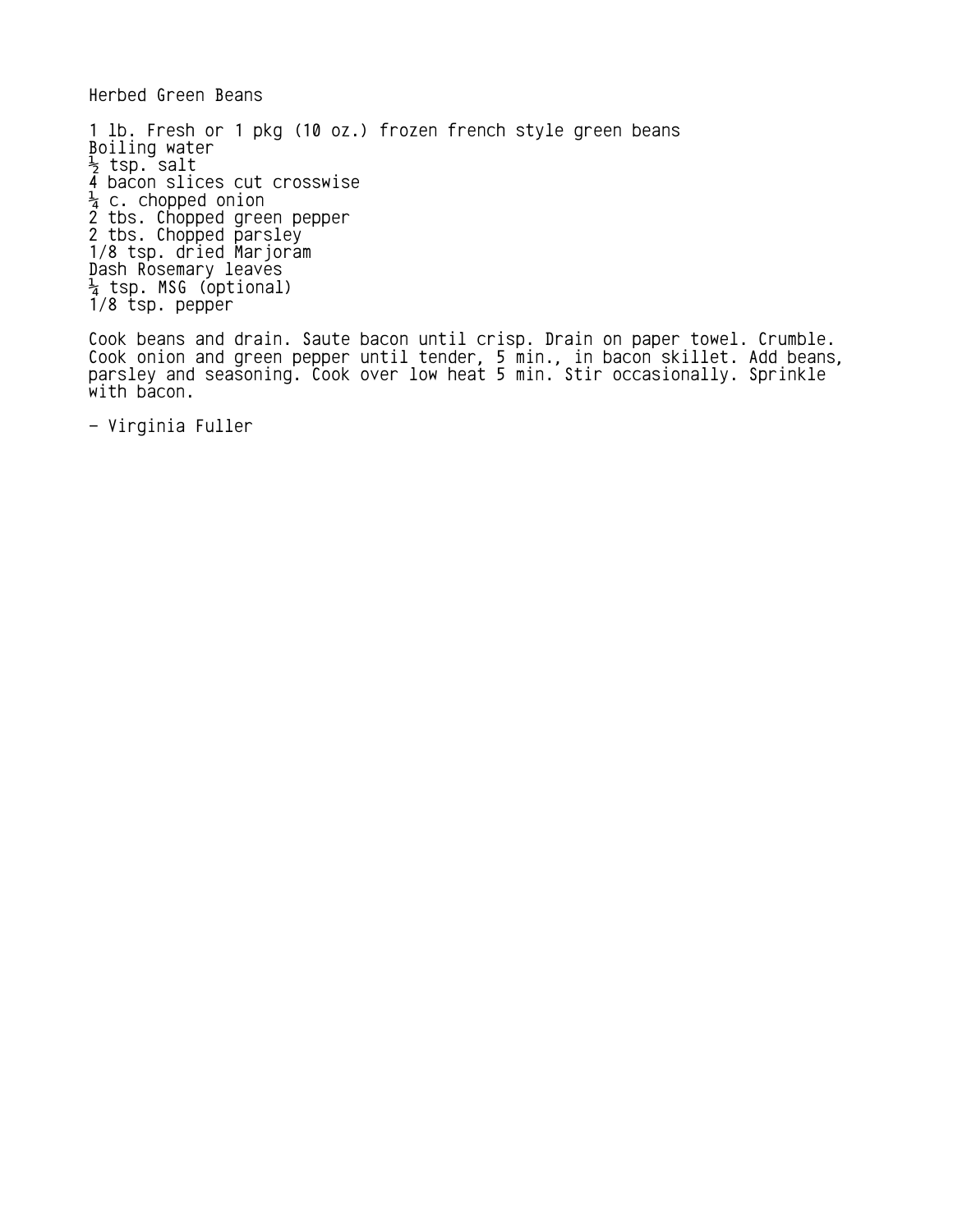# Herbed Green Beans

1 lb. Fresh or 1 pkg (10 oz.) frozen french style green beans
Boiling water
½ tsp. salt
4 bacon slices cut crosswise
¼ c. chopped onion
2 tbs. Chopped green pepper
2 tbs. Chopped parsley
1/8 tsp. dried Marjoram
Dash Rosemary leaves
¼ tsp. MSG (optional)
1/8 tsp. pepper

Cook beans and drain. Saute bacon until crisp. Drain on paper towel. Crumble. Cook onion and green pepper until tender, 5 min., in bacon skillet. Add beans, parsley and seasoning. Cook over low heat 5 min. Stir occasionally. Sprinkle with bacon.

- Virginia Fuller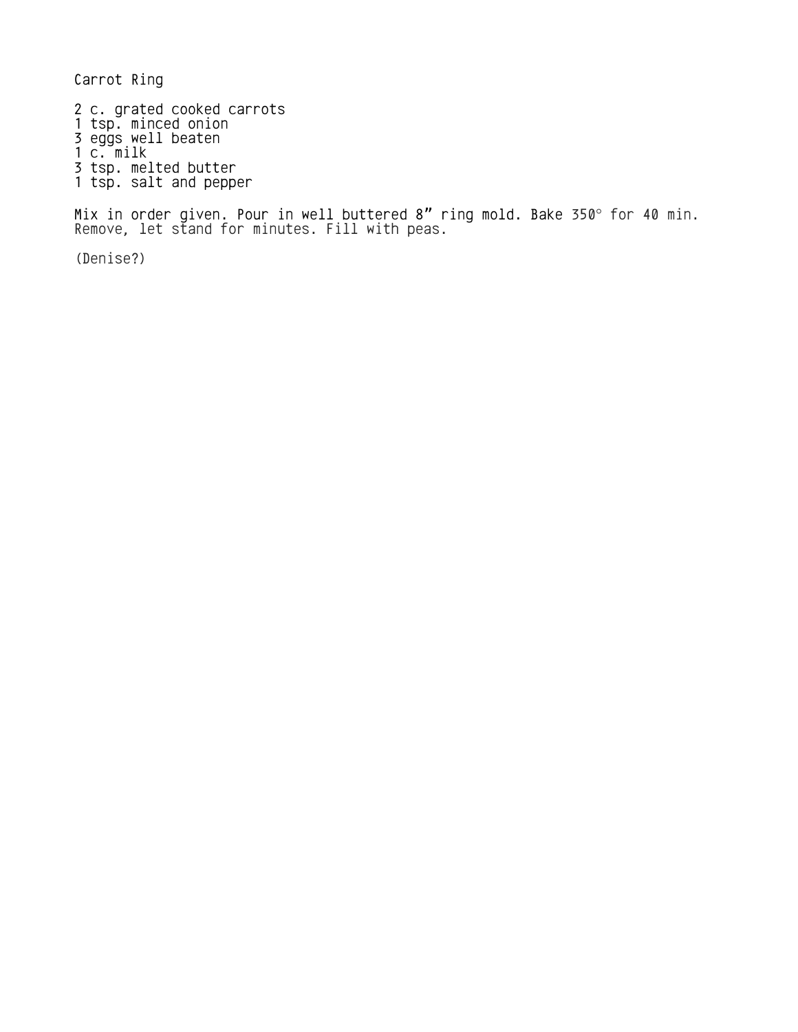# Carrot Ring

2 c. grated cooked carrots
1 tsp. minced onion
3 eggs well beaten
1 c. milk
3 tsp. melted butter
1 tsp. salt and pepper

Mix in order given. Pour in well buttered 8" ring mold. Bake 350° for 40 min. Remove, let stand for minutes. Fill with peas.

(Denise?)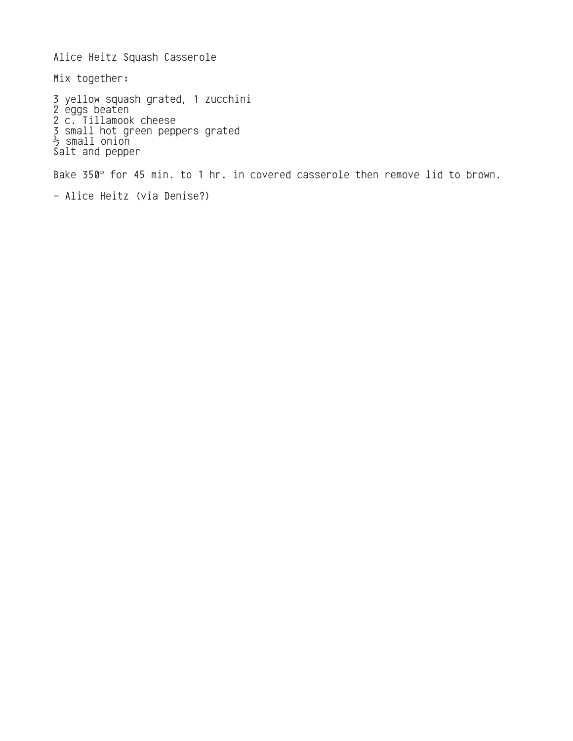# Alice Heitz Squash Casserole

Mix together:

3 yellow squash grated, 1 zucchini
2 eggs beaten
2 c. Tillamook cheese
3 small hot green peppers grated
½ small onion
Salt and pepper

Bake 350° for 45 min. to 1 hr. in covered casserole then remove lid to brown.

– Alice Heitz (via Denise?)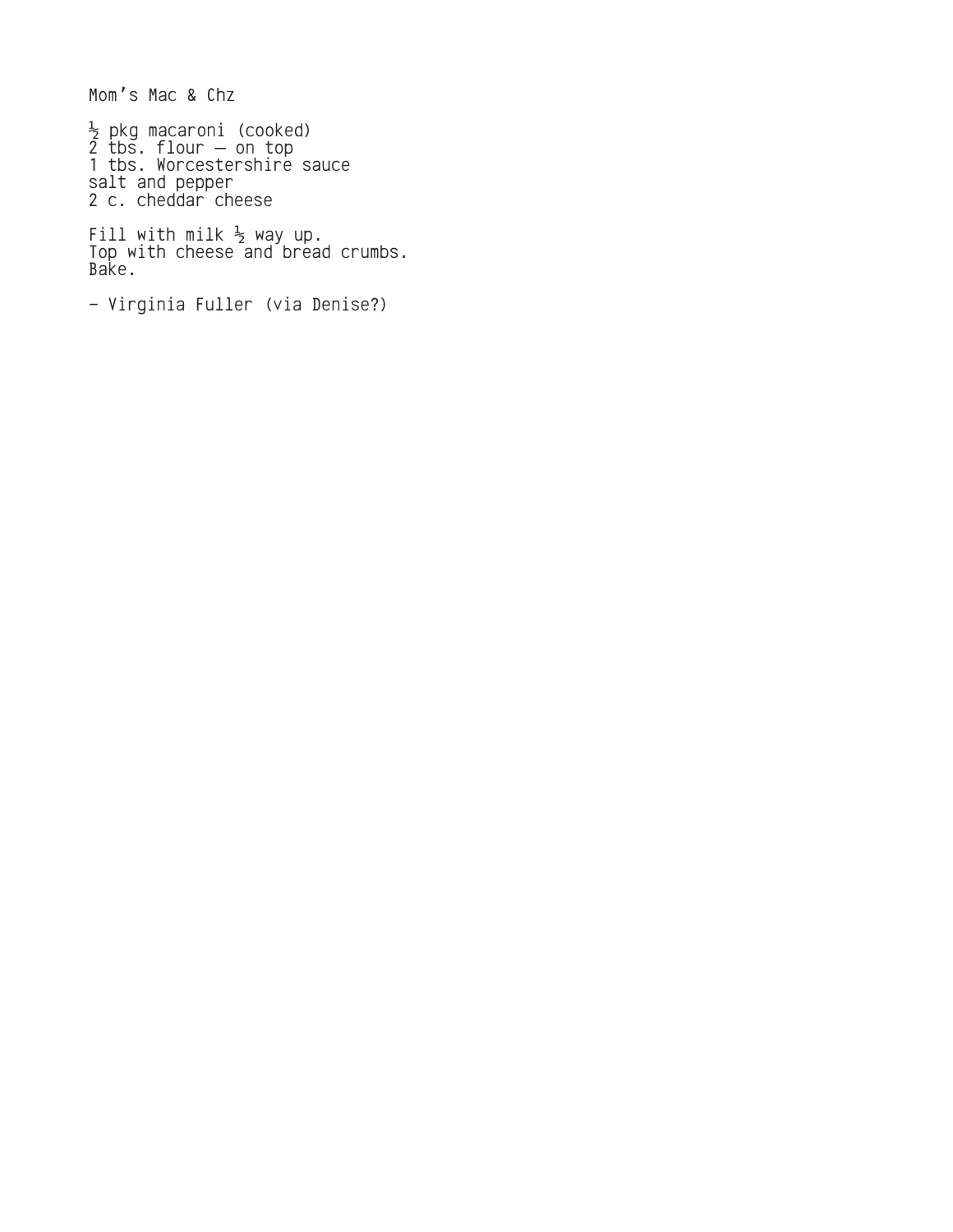# Mom's Mac & Chz

½ pkg macaroni (cooked)
2 tbs. flour — on top
1 tbs. Worcestershire sauce
salt and pepper
2 c. cheddar cheese

Fill with milk ½ way up.
Top with cheese and bread crumbs.
Bake.

– Virginia Fuller (via Denise?)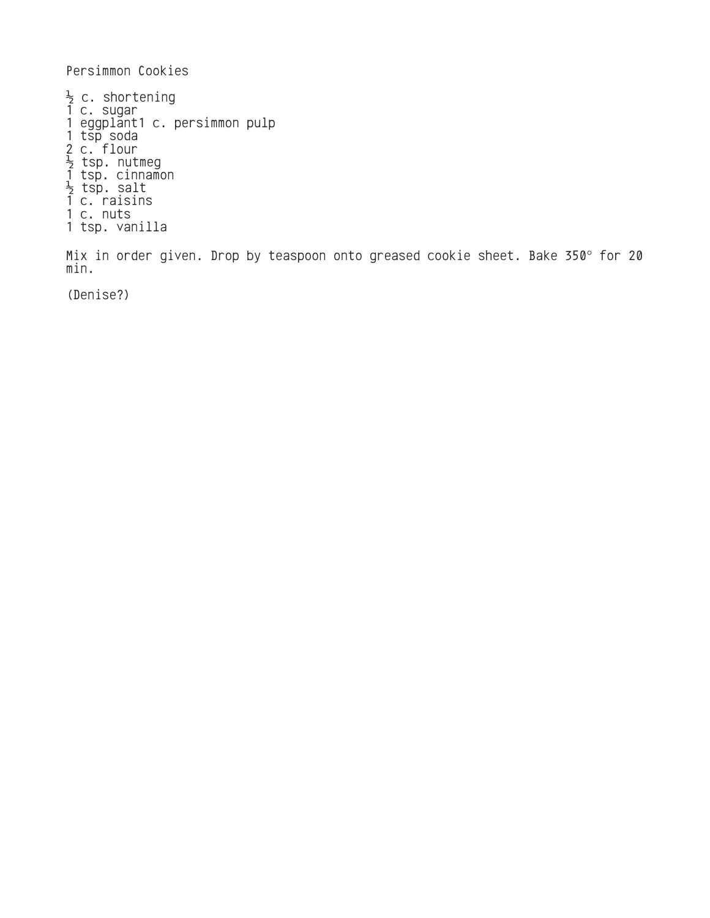Persimmon Cookies

½ c. shortening
1 c. sugar
1 eggplant1 c. persimmon pulp
1 tsp soda
2 c. flour
½ tsp. nutmeg
1 tsp. cinnamon
½ tsp. salt
1 c. raisins
1 c. nuts
1 tsp. vanilla

Mix in order given. Drop by teaspoon onto greased cookie sheet. Bake 350° for 20 min.

(Denise?)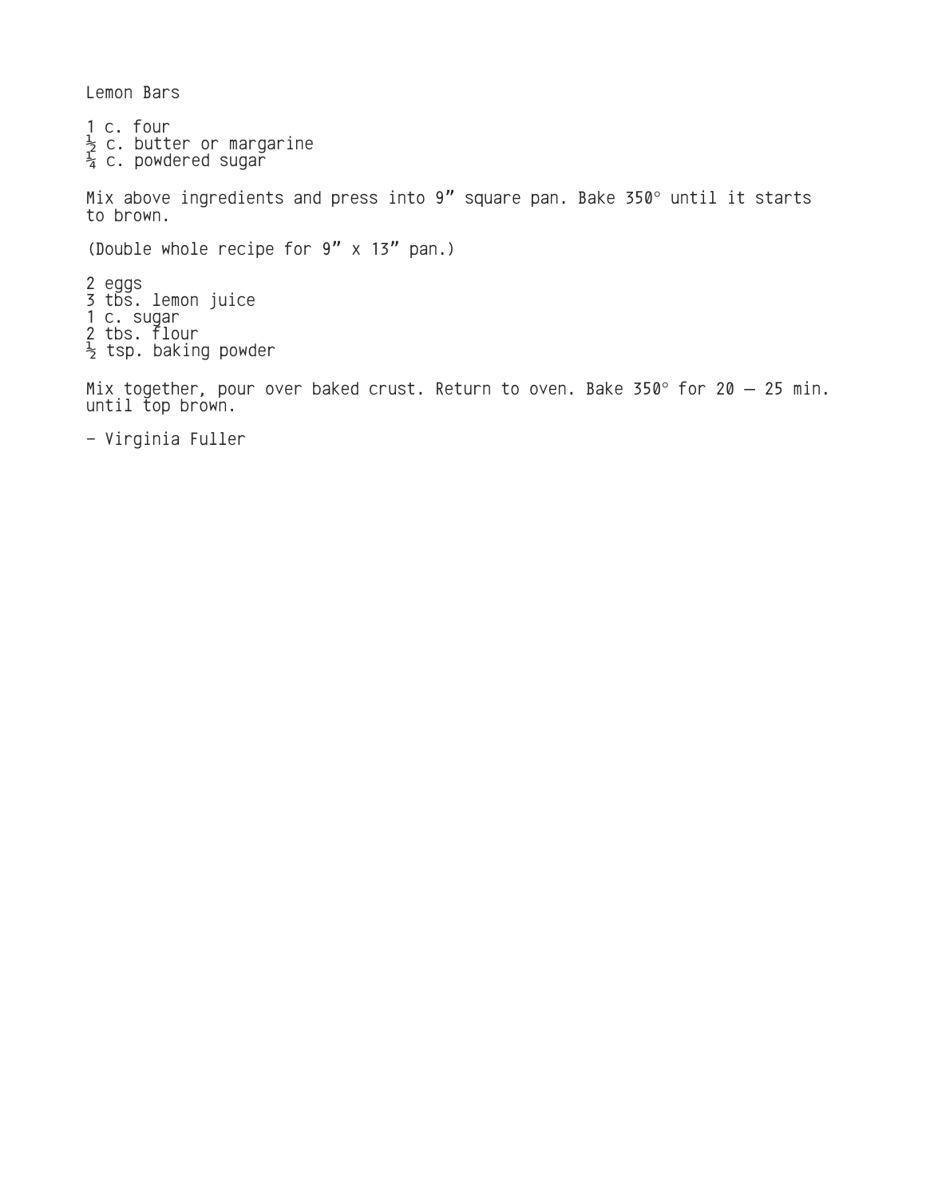# Lemon Bars

1 c. four  
½ c. butter or margarine  
¼ c. powdered sugar

Mix above ingredients and press into 9" square pan. Bake 350° until it starts to brown.

(Double whole recipe for 9" x 13" pan.)

2 eggs  
3 tbs. lemon juice  
1 c. sugar  
2 tbs. flour  
½ tsp. baking powder

Mix together, pour over baked crust. Return to oven. Bake 350° for 20 – 25 min. until top brown.

– Virginia Fuller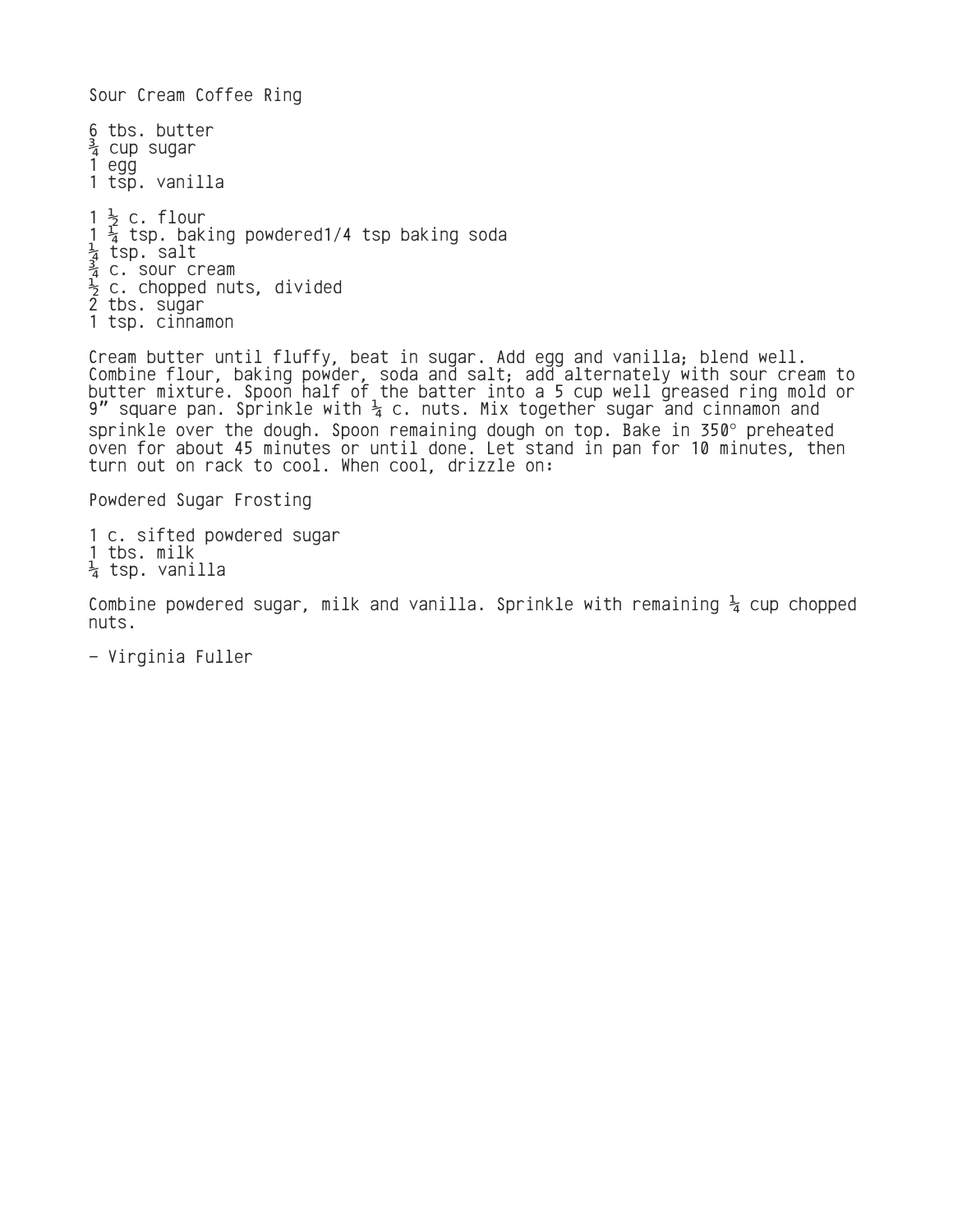# Sour Cream Coffee Ring

6 tbs. butter
¾ cup sugar
1 egg
1 tsp. vanilla

1 ½ c. flour
1 ¼ tsp. baking powdered1/4 tsp baking soda
¼ tsp. salt
¾ c. sour cream
½ c. chopped nuts, divided
2 tbs. sugar
1 tsp. cinnamon

Cream butter until fluffy, beat in sugar. Add egg and vanilla; blend well. Combine flour, baking powder, soda and salt; add alternately with sour cream to butter mixture. Spoon half of the batter into a 5 cup well greased ring mold or 9" square pan. Sprinkle with ¼ c. nuts. Mix together sugar and cinnamon and sprinkle over the dough. Spoon remaining dough on top. Bake in 350° preheated oven for about 45 minutes or until done. Let stand in pan for 10 minutes, then turn out on rack to cool. When cool, drizzle on:

## Powdered Sugar Frosting

1 c. sifted powdered sugar
1 tbs. milk
¼ tsp. vanilla

Combine powdered sugar, milk and vanilla. Sprinkle with remaining ¼ cup chopped nuts.

- Virginia Fuller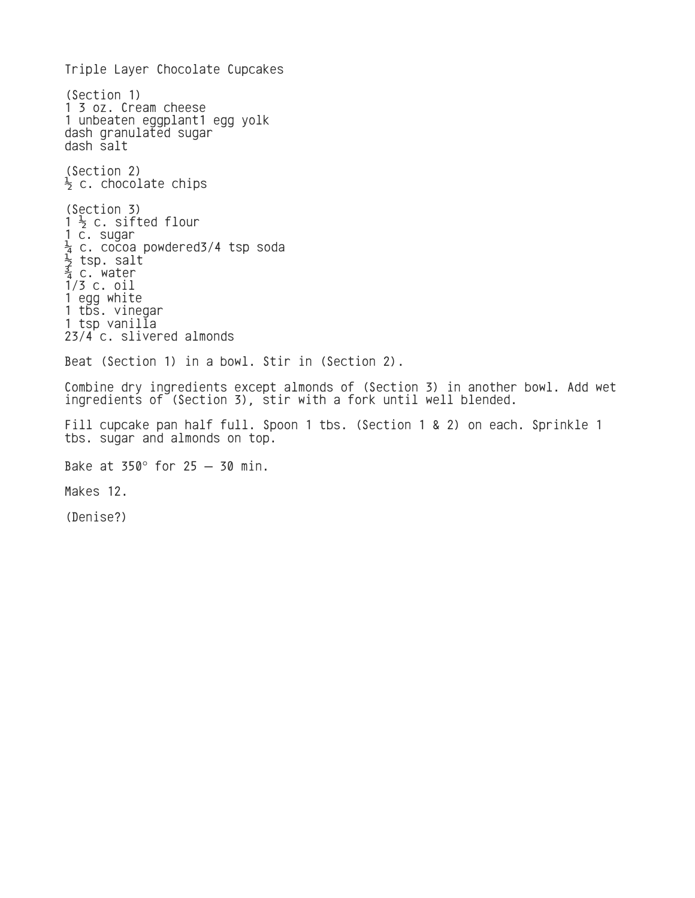Triple Layer Chocolate Cupcakes

(Section 1)
1 3 oz. Cream cheese
1 unbeaten eggplant1 egg yolk
dash granulated sugar
dash salt

(Section 2)
½ c. chocolate chips

(Section 3)
1 ½ c. sifted flour
1 c. sugar
¼ c. cocoa powdered3/4 tsp soda
½ tsp. salt
¾ c. water
1/3 c. oil
1 egg white
1 tbs. vinegar
1 tsp vanilla
23/4 c. slivered almonds

Beat (Section 1) in a bowl. Stir in (Section 2).

Combine dry ingredients except almonds of (Section 3) in another bowl. Add wet ingredients of (Section 3), stir with a fork until well blended.

Fill cupcake pan half full. Spoon 1 tbs. (Section 1 & 2) on each. Sprinkle 1 tbs. sugar and almonds on top.

Bake at 350° for 25 – 30 min.

Makes 12.

(Denise?)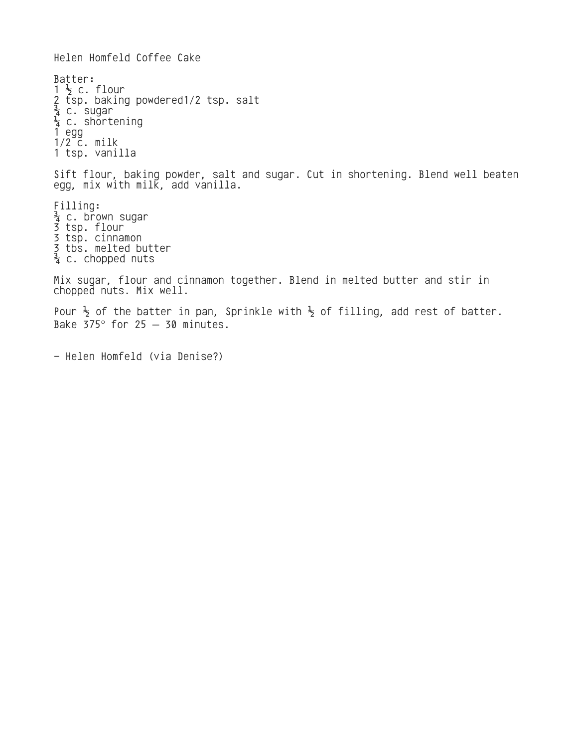# Helen Homfeld Coffee Cake

Batter:
1 ½ c. flour
2 tsp. baking powdered1/2 tsp. salt
¾ c. sugar
¼ c. shortening
1 egg
1/2 c. milk
1 tsp. vanilla

Sift flour, baking powder, salt and sugar. Cut in shortening. Blend well beaten egg, mix with milk, add vanilla.

Filling:
¾ c. brown sugar
3 tsp. flour
3 tsp. cinnamon
3 tbs. melted butter
¾ c. chopped nuts

Mix sugar, flour and cinnamon together. Blend in melted butter and stir in chopped nuts. Mix well.

Pour ½ of the batter in pan, Sprinkle with ½ of filling, add rest of batter. Bake 375° for 25 – 30 minutes.

- Helen Homfeld (via Denise?)